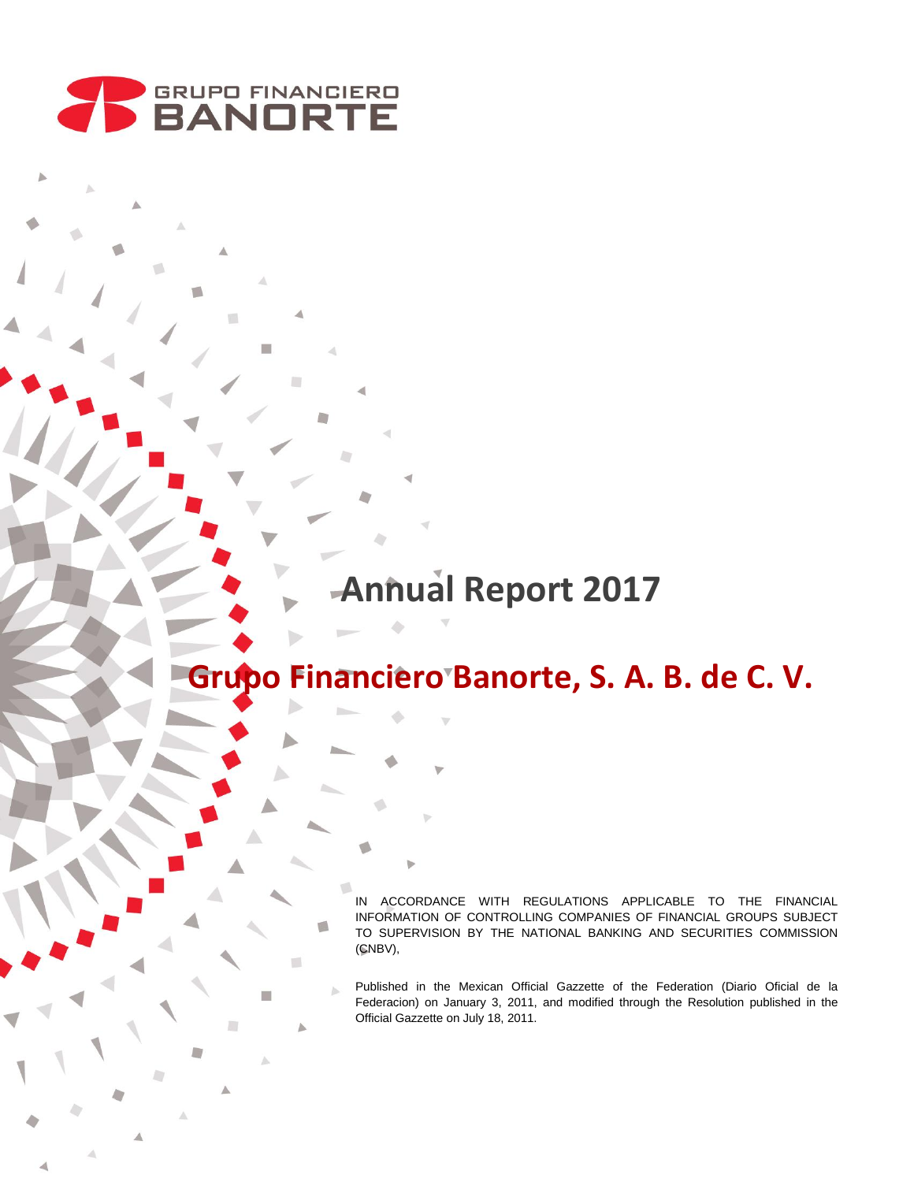GRUPO FINANCIERO BANORTE

# Annual Report 2017

# Grupo Financiero Banorte, S. A. B. de C. V.

IN ACCORDANCE WITH REGULATIONS APPLICABLE TO THE FINANCIAL INFORMATION OF CONTROLLING COMPANIES OF FINANCIAL GROUPS SUBJECT TO SUPERVISION BY THE NATIONAL BANKING AND SECURITIES COMMISSION (CNBV),

Published in the Mexican Official Gazette of the Federation (Diario Oficial de la Federacion) on January 3, 2011, and modified through the Resolution published in the Official Gazzette on July 18, 2011.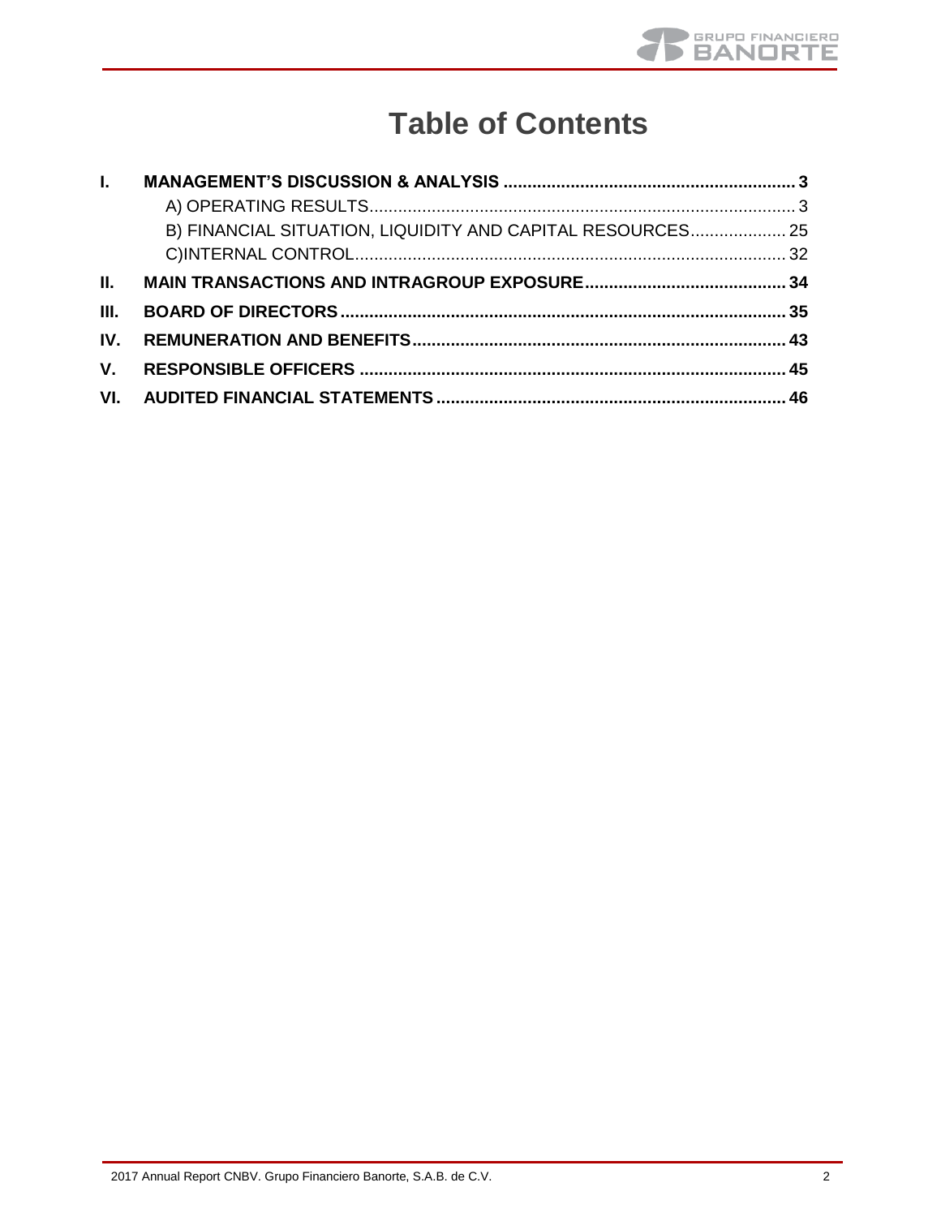# Table of Contents

| | | |
|---|---|---|
| **I.** | **MANAGEMENT'S DISCUSSION & ANALYSIS** | **3** |
| | A) OPERATING RESULTS | 3 |
| | B) FINANCIAL SITUATION, LIQUIDITY AND CAPITAL RESOURCES | 25 |
| | C)INTERNAL CONTROL | 32 |
| **II.** | **MAIN TRANSACTIONS AND INTRAGROUP EXPOSURE** | **34** |
| **III.** | **BOARD OF DIRECTORS** | **35** |
| **IV.** | **REMUNERATION AND BENEFITS** | **43** |
| **V.** | **RESPONSIBLE OFFICERS** | **45** |
| **VI.** | **AUDITED FINANCIAL STATEMENTS** | **46** |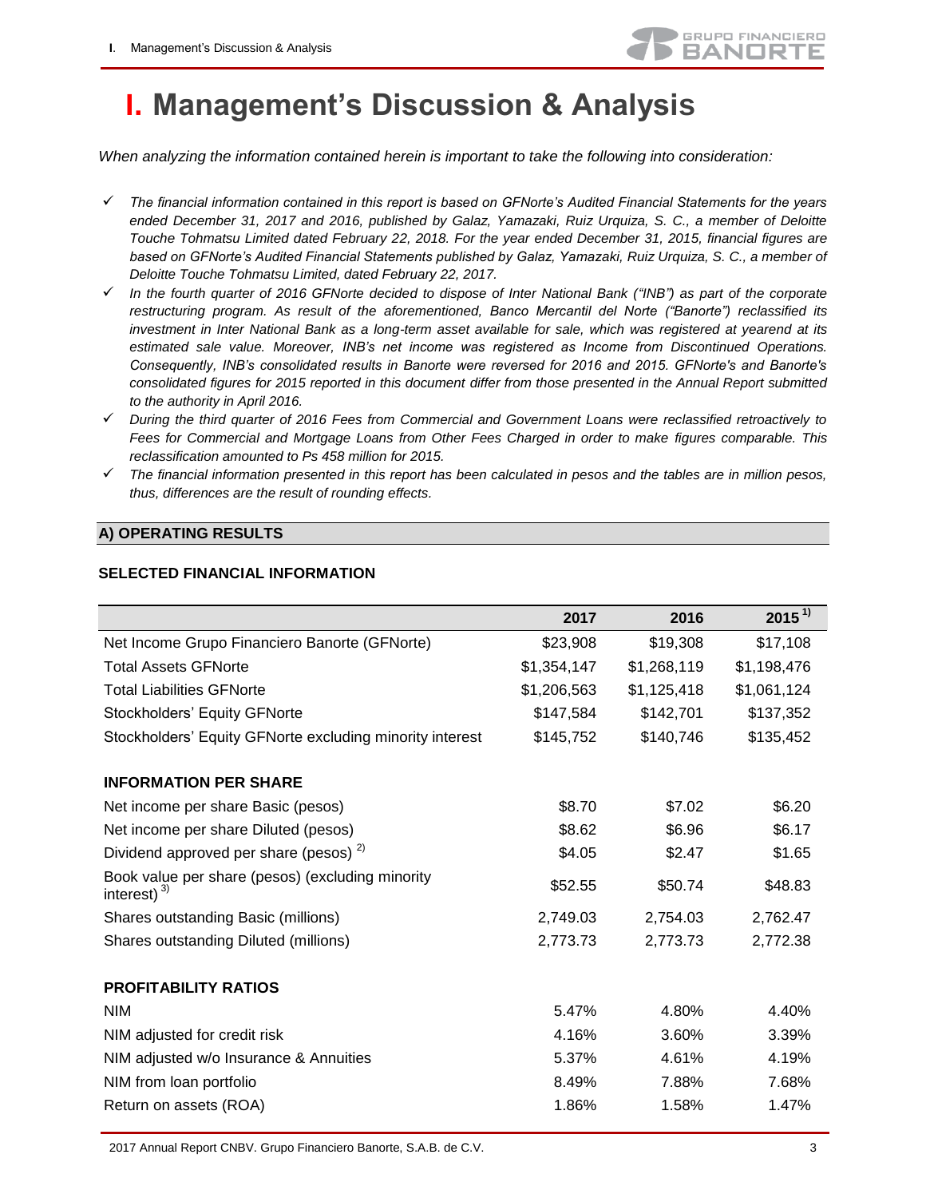# I. Management's Discussion & Analysis

*When analyzing the information contained herein is important to take the following into consideration:*

- ✓ *The financial information contained in this report is based on GFNorte's Audited Financial Statements for the years ended December 31, 2017 and 2016, published by Galaz, Yamazaki, Ruiz Urquiza, S. C., a member of Deloitte Touche Tohmatsu Limited dated February 22, 2018. For the year ended December 31, 2015, financial figures are based on GFNorte's Audited Financial Statements published by Galaz, Yamazaki, Ruiz Urquiza, S. C., a member of Deloitte Touche Tohmatsu Limited, dated February 22, 2017.*
- ✓ *In the fourth quarter of 2016 GFNorte decided to dispose of Inter National Bank ("INB") as part of the corporate restructuring program. As result of the aforementioned, Banco Mercantil del Norte ("Banorte") reclassified its investment in Inter National Bank as a long-term asset available for sale, which was registered at yearend at its estimated sale value. Moreover, INB's net income was registered as Income from Discontinued Operations. Consequently, INB's consolidated results in Banorte were reversed for 2016 and 2015. GFNorte's and Banorte's consolidated figures for 2015 reported in this document differ from those presented in the Annual Report submitted to the authority in April 2016.*
- ✓ *During the third quarter of 2016 Fees from Commercial and Government Loans were reclassified retroactively to Fees for Commercial and Mortgage Loans from Other Fees Charged in order to make figures comparable. This reclassification amounted to Ps 458 million for 2015.*
- ✓ *The financial information presented in this report has been calculated in pesos and the tables are in million pesos, thus, differences are the result of rounding effects.*

## A) OPERATING RESULTS

### SELECTED FINANCIAL INFORMATION

| | 2017 | 2016 | 2015 [1] |
|---|---|---|---|
| Net Income Grupo Financiero Banorte (GFNorte) | $23,908 | $19,308 | $17,108 |
| Total Assets GFNorte | $1,354,147 | $1,268,119 | $1,198,476 |
| Total Liabilities GFNorte | $1,206,563 | $1,125,418 | $1,061,124 |
| Stockholders' Equity GFNorte | $147,584 | $142,701 | $137,352 |
| Stockholders' Equity GFNorte excluding minority interest | $145,752 | $140,746 | $135,452 |
| **INFORMATION PER SHARE** | | | |
| Net income per share Basic (pesos) | $8.70 | $7.02 | $6.20 |
| Net income per share Diluted (pesos) | $8.62 | $6.96 | $6.17 |
| Dividend approved per share (pesos) [2] | $4.05 | $2.47 | $1.65 |
| Book value per share (pesos) (excluding minority interest) [3] | $52.55 | $50.74 | $48.83 |
| Shares outstanding Basic (millions) | 2,749.03 | 2,754.03 | 2,762.47 |
| Shares outstanding Diluted (millions) | 2,773.73 | 2,773.73 | 2,772.38 |
| **PROFITABILITY RATIOS** | | | |
| NIM | 5.47% | 4.80% | 4.40% |
| NIM adjusted for credit risk | 4.16% | 3.60% | 3.39% |
| NIM adjusted w/o Insurance & Annuities | 5.37% | 4.61% | 4.19% |
| NIM from loan portfolio | 8.49% | 7.88% | 7.68% |
| Return on assets (ROA) | 1.86% | 1.58% | 1.47% |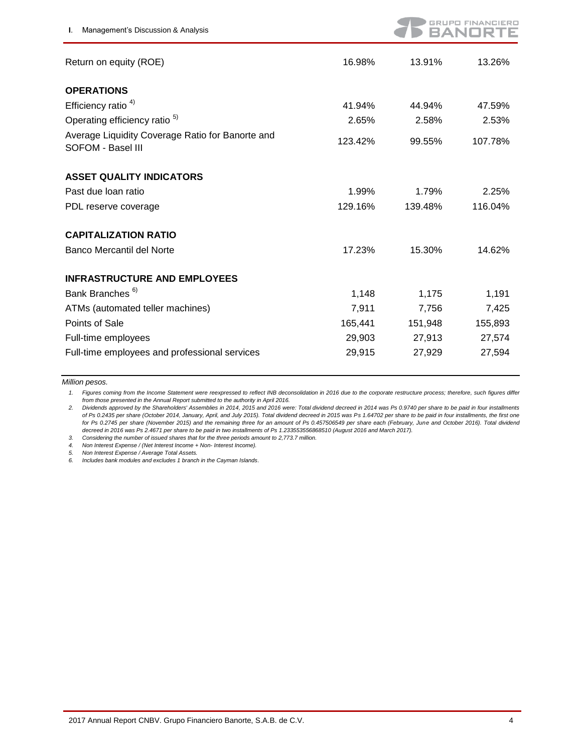| | | | |
|---|---|---|---|
| Return on equity (ROE) | 16.98% | 13.91% | 13.26% |
| **OPERATIONS** | | | |
| Efficiency ratio [4)] | 41.94% | 44.94% | 47.59% |
| Operating efficiency ratio [5)] | 2.65% | 2.58% | 2.53% |
| Average Liquidity Coverage Ratio for Banorte and SOFOM - Basel III | 123.42% | 99.55% | 107.78% |
| **ASSET QUALITY INDICATORS** | | | |
| Past due loan ratio | 1.99% | 1.79% | 2.25% |
| PDL reserve coverage | 129.16% | 139.48% | 116.04% |
| **CAPITALIZATION RATIO** | | | |
| Banco Mercantil del Norte | 17.23% | 15.30% | 14.62% |
| **INFRASTRUCTURE AND EMPLOYEES** | | | |
| Bank Branches [6)] | 1,148 | 1,175 | 1,191 |
| ATMs (automated teller machines) | 7,911 | 7,756 | 7,425 |
| Points of Sale | 165,441 | 151,948 | 155,893 |
| Full-time employees | 29,903 | 27,913 | 27,574 |
| Full-time employees and professional services | 29,915 | 27,929 | 27,594 |

*Million pesos.*

1. *Figures coming from the Income Statement were reexpressed to reflect INB deconsolidation in 2016 due to the corporate restructure process; therefore, such figures differ from those presented in the Annual Report submitted to the authority in April 2016.*
2. *Dividends approved by the Shareholders' Assemblies in 2014, 2015 and 2016 were: Total dividend decreed in 2014 was Ps 0.9740 per share to be paid in four installments of Ps 0.2435 per share (October 2014, January, April, and July 2015). Total dividend decreed in 2015 was Ps 1.64702 per share to be paid in four installments, the first one for Ps 0.2745 per share (November 2015) and the remaining three for an amount of Ps 0.457506549 per share each (February, June and October 2016). Total dividend decreed in 2016 was Ps 2.4671 per share to be paid in two installments of Ps 1.233553556868510 (August 2016 and March 2017).*
3. *Considering the number of issued shares that for the three periods amount to 2,773.7 million.*
4. *Non Interest Expense / (Net Interest Income + Non- Interest Income).*
5. *Non Interest Expense / Average Total Assets.*
6. *Includes bank modules and excludes 1 branch in the Cayman Islands.*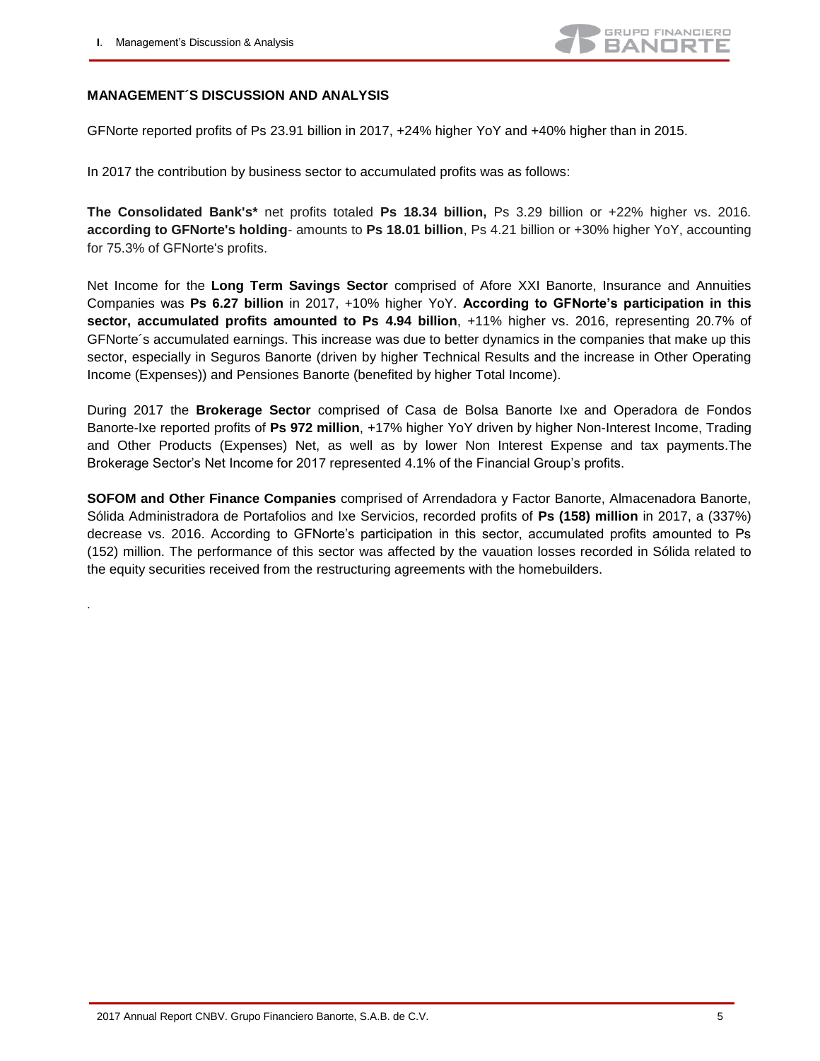## MANAGEMENT´S DISCUSSION AND ANALYSIS

GFNorte reported profits of Ps 23.91 billion in 2017, +24% higher YoY and +40% higher than in 2015.

In 2017 the contribution by business sector to accumulated profits was as follows:

**The Consolidated Bank's*** net profits totaled **Ps 18.34 billion,** Ps 3.29 billion or +22% higher vs. 2016. **according to GFNorte's holding**- amounts to **Ps 18.01 billion**, Ps 4.21 billion or +30% higher YoY, accounting for 75.3% of GFNorte's profits.

Net Income for the **Long Term Savings Sector** comprised of Afore XXI Banorte, Insurance and Annuities Companies was **Ps 6.27 billion** in 2017, +10% higher YoY. **According to GFNorte's participation in this sector, accumulated profits amounted to Ps 4.94 billion**, +11% higher vs. 2016, representing 20.7% of GFNorte´s accumulated earnings. This increase was due to better dynamics in the companies that make up this sector, especially in Seguros Banorte (driven by higher Technical Results and the increase in Other Operating Income (Expenses)) and Pensiones Banorte (benefited by higher Total Income).

During 2017 the **Brokerage Sector** comprised of Casa de Bolsa Banorte Ixe and Operadora de Fondos Banorte-Ixe reported profits of **Ps 972 million**, +17% higher YoY driven by higher Non-Interest Income, Trading and Other Products (Expenses) Net, as well as by lower Non Interest Expense and tax payments.The Brokerage Sector's Net Income for 2017 represented 4.1% of the Financial Group's profits.

**SOFOM and Other Finance Companies** comprised of Arrendadora y Factor Banorte, Almacenadora Banorte, Sólida Administradora de Portafolios and Ixe Servicios, recorded profits of **Ps (158) million** in 2017, a (337%) decrease vs. 2016. According to GFNorte's participation in this sector, accumulated profits amounted to Ps (152) million. The performance of this sector was affected by the vauation losses recorded in Sólida related to the equity securities received from the restructuring agreements with the homebuilders.

.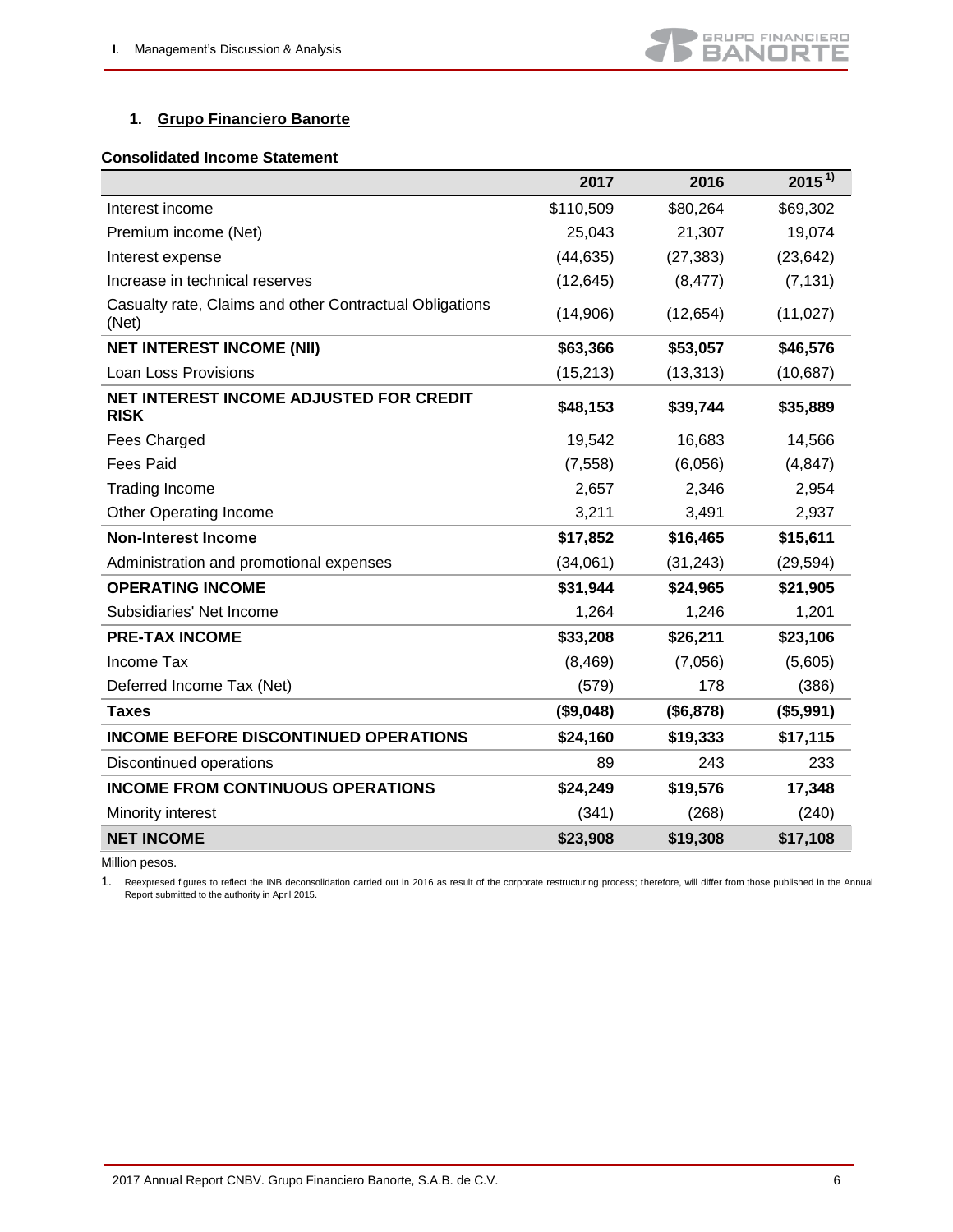## 1. Grupo Financiero Banorte

**Consolidated Income Statement**

| | 2017 | 2016 | 2015 [1)] |
|---|---|---|---|
| Interest income | $110,509 | $80,264 | $69,302 |
| Premium income (Net) | 25,043 | 21,307 | 19,074 |
| Interest expense | (44,635) | (27,383) | (23,642) |
| Increase in technical reserves | (12,645) | (8,477) | (7,131) |
| Casualty rate, Claims and other Contractual Obligations (Net) | (14,906) | (12,654) | (11,027) |
| **NET INTEREST INCOME (NII)** | **$63,366** | **$53,057** | **$46,576** |
| Loan Loss Provisions | (15,213) | (13,313) | (10,687) |
| **NET INTEREST INCOME ADJUSTED FOR CREDIT RISK** | **$48,153** | **$39,744** | **$35,889** |
| Fees Charged | 19,542 | 16,683 | 14,566 |
| Fees Paid | (7,558) | (6,056) | (4,847) |
| Trading Income | 2,657 | 2,346 | 2,954 |
| Other Operating Income | 3,211 | 3,491 | 2,937 |
| **Non-Interest Income** | **$17,852** | **$16,465** | **$15,611** |
| Administration and promotional expenses | (34,061) | (31,243) | (29,594) |
| **OPERATING INCOME** | **$31,944** | **$24,965** | **$21,905** |
| Subsidiaries' Net Income | 1,264 | 1,246 | 1,201 |
| **PRE-TAX INCOME** | **$33,208** | **$26,211** | **$23,106** |
| Income Tax | (8,469) | (7,056) | (5,605) |
| Deferred Income Tax (Net) | (579) | 178 | (386) |
| **Taxes** | **($9,048)** | **($6,878)** | **($5,991)** |
| **INCOME BEFORE DISCONTINUED OPERATIONS** | **$24,160** | **$19,333** | **$17,115** |
| Discontinued operations | 89 | 243 | 233 |
| **INCOME FROM CONTINUOUS OPERATIONS** | **$24,249** | **$19,576** | **17,348** |
| Minority interest | (341) | (268) | (240) |
| **NET INCOME** | **$23,908** | **$19,308** | **$17,108** |

Million pesos.

1. Reexpresed figures to reflect the INB deconsolidation carried out in 2016 as result of the corporate restructuring process; therefore, will differ from those published in the Annual Report submitted to the authority in April 2015.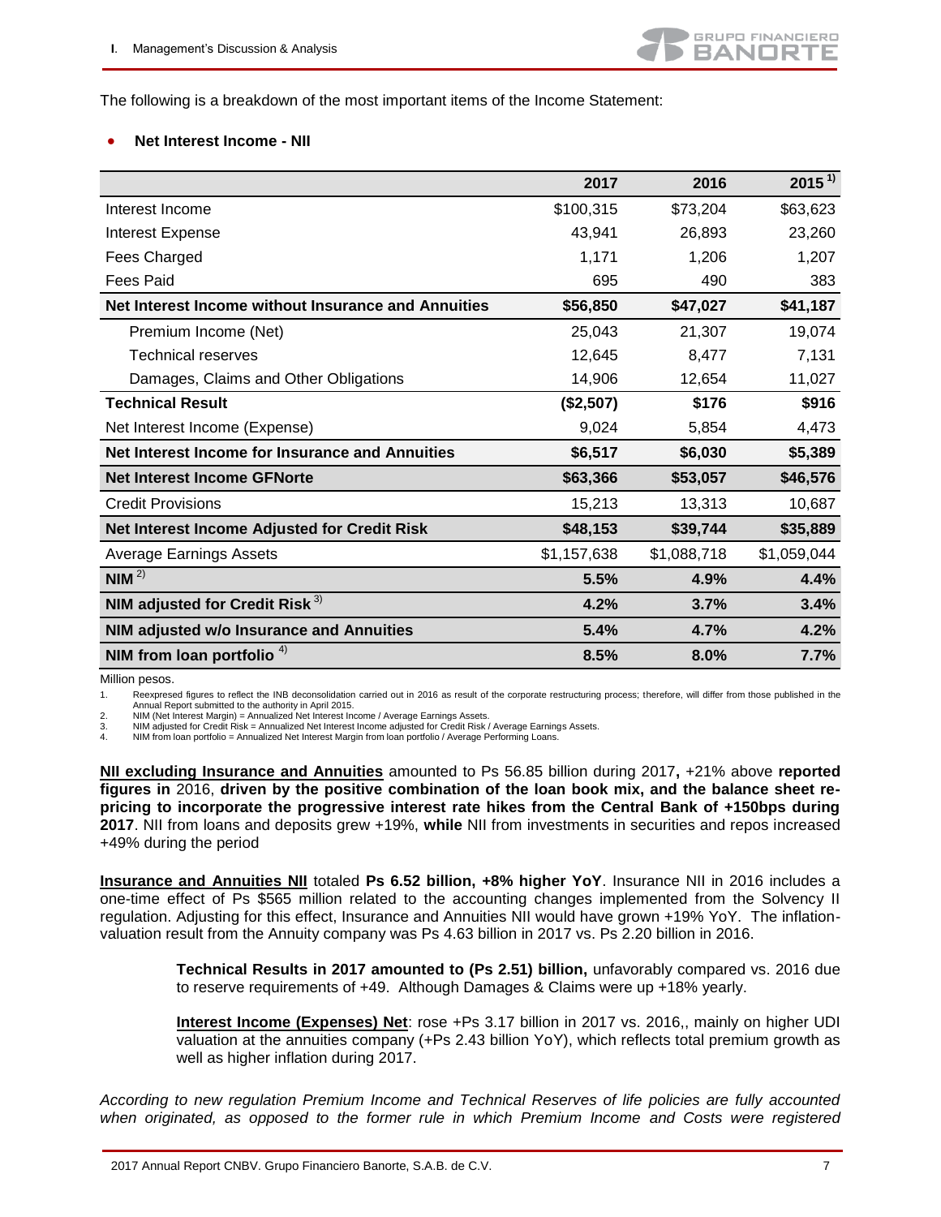The following is a breakdown of the most important items of the Income Statement:

- **Net Interest Income - NII**

| | 2017 | 2016 | 2015 [1)] |
|---|---|---|---|
| Interest Income | $100,315 | $73,204 | $63,623 |
| Interest Expense | 43,941 | 26,893 | 23,260 |
| Fees Charged | 1,171 | 1,206 | 1,207 |
| Fees Paid | 695 | 490 | 383 |
| **Net Interest Income without Insurance and Annuities** | **$56,850** | **$47,027** | **$41,187** |
| Premium Income (Net) | 25,043 | 21,307 | 19,074 |
| Technical reserves | 12,645 | 8,477 | 7,131 |
| Damages, Claims and Other Obligations | 14,906 | 12,654 | 11,027 |
| **Technical Result** | **($2,507)** | **$176** | **$916** |
| Net Interest Income (Expense) | 9,024 | 5,854 | 4,473 |
| **Net Interest Income for Insurance and Annuities** | **$6,517** | **$6,030** | **$5,389** |
| **Net Interest Income GFNorte** | **$63,366** | **$53,057** | **$46,576** |
| Credit Provisions | 15,213 | 13,313 | 10,687 |
| **Net Interest Income Adjusted for Credit Risk** | **$48,153** | **$39,744** | **$35,889** |
| Average Earnings Assets | $1,157,638 | $1,088,718 | $1,059,044 |
| **NIM [2)]** | **5.5%** | **4.9%** | **4.4%** |
| **NIM adjusted for Credit Risk [3)]** | **4.2%** | **3.7%** | **3.4%** |
| **NIM adjusted w/o Insurance and Annuities** | **5.4%** | **4.7%** | **4.2%** |
| **NIM from loan portfolio [4)]** | **8.5%** | **8.0%** | **7.7%** |

Million pesos.

1. Reexpresed figures to reflect the INB deconsolidation carried out in 2016 as result of the corporate restructuring process; therefore, will differ from those published in the Annual Report submitted to the authority in April 2015.
2. NIM (Net Interest Margin) = Annualized Net Interest Income / Average Earnings Assets.
3. NIM adjusted for Credit Risk = Annualized Net Interest Income adjusted for Credit Risk / Average Earnings Assets.
4. NIM from loan portfolio = Annualized Net Interest Margin from loan portfolio / Average Performing Loans.

**NII excluding Insurance and Annuities** amounted to Ps 56.85 billion during 2017**,** +21% above **reported figures in** 2016, **driven by the positive combination of the loan book mix, and the balance sheet re-pricing to incorporate the progressive interest rate hikes from the Central Bank of +150bps during 2017**. NII from loans and deposits grew +19%, **while** NII from investments in securities and repos increased +49% during the period

**Insurance and Annuities NII** totaled **Ps 6.52 billion, +8% higher YoY**. Insurance NII in 2016 includes a one-time effect of Ps $565 million related to the accounting changes implemented from the Solvency II regulation. Adjusting for this effect, Insurance and Annuities NII would have grown +19% YoY. The inflation-valuation result from the Annuity company was Ps 4.63 billion in 2017 vs. Ps 2.20 billion in 2016.

> **Technical Results in 2017 amounted to (Ps 2.51) billion,** unfavorably compared vs. 2016 due to reserve requirements of +49. Although Damages & Claims were up +18% yearly.
>
> **Interest Income (Expenses) Net**: rose +Ps 3.17 billion in 2017 vs. 2016,, mainly on higher UDI valuation at the annuities company (+Ps 2.43 billion YoY), which reflects total premium growth as well as higher inflation during 2017.

*According to new regulation Premium Income and Technical Reserves of life policies are fully accounted when originated, as opposed to the former rule in which Premium Income and Costs were registered*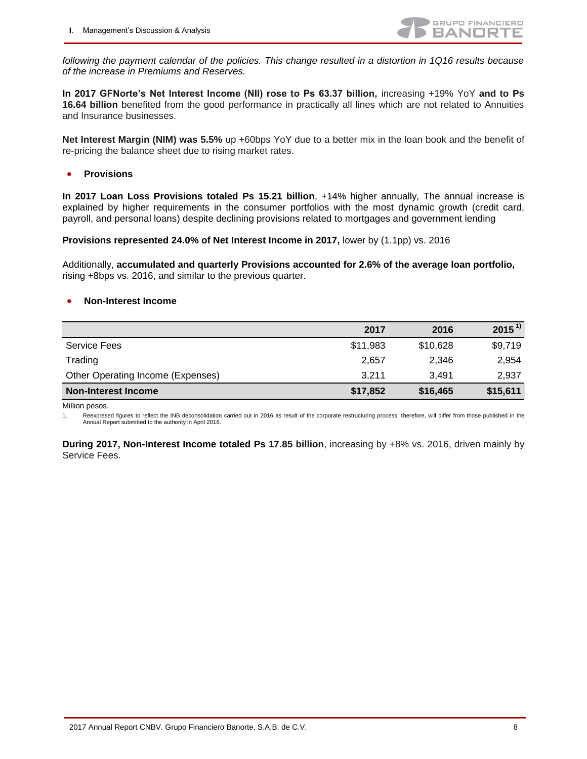*following the payment calendar of the policies. This change resulted in a distortion in 1Q16 results because of the increase in Premiums and Reserves.*

**In 2017 GFNorte's Net Interest Income (NII) rose to Ps 63.37 billion,** increasing +19% YoY **and to Ps 16.64 billion** benefited from the good performance in practically all lines which are not related to Annuities and Insurance businesses.

**Net Interest Margin (NIM) was 5.5%** up +60bps YoY due to a better mix in the loan book and the benefit of re-pricing the balance sheet due to rising market rates.

- **Provisions**

**In 2017 Loan Loss Provisions totaled Ps 15.21 billion**, +14% higher annually, The annual increase is explained by higher requirements in the consumer portfolios with the most dynamic growth (credit card, payroll, and personal loans) despite declining provisions related to mortgages and government lending

**Provisions represented 24.0% of Net Interest Income in 2017,** lower by (1.1pp) vs. 2016

Additionally, **accumulated and quarterly Provisions accounted for 2.6% of the average loan portfolio,** rising +8bps vs. 2016, and similar to the previous quarter.

- **Non-Interest Income**

| | 2017 | 2016 | 2015 [1)] |
|---|---|---|---|
| Service Fees | $11,983 | $10,628 | $9,719 |
| Trading | 2,657 | 2,346 | 2,954 |
| Other Operating Income (Expenses) | 3,211 | 3,491 | 2,937 |
| **Non-Interest Income** | **$17,852** | **$16,465** | **$15,611** |

Million pesos.

1. Reexpresed figures to reflect the INB deconsolidation carried out in 2016 as result of the corporate restructuring process; therefore, will differ from those published in the Annual Report submitted to the authority in April 2016.

**During 2017, Non-Interest Income totaled Ps 17.85 billion**, increasing by +8% vs. 2016, driven mainly by Service Fees.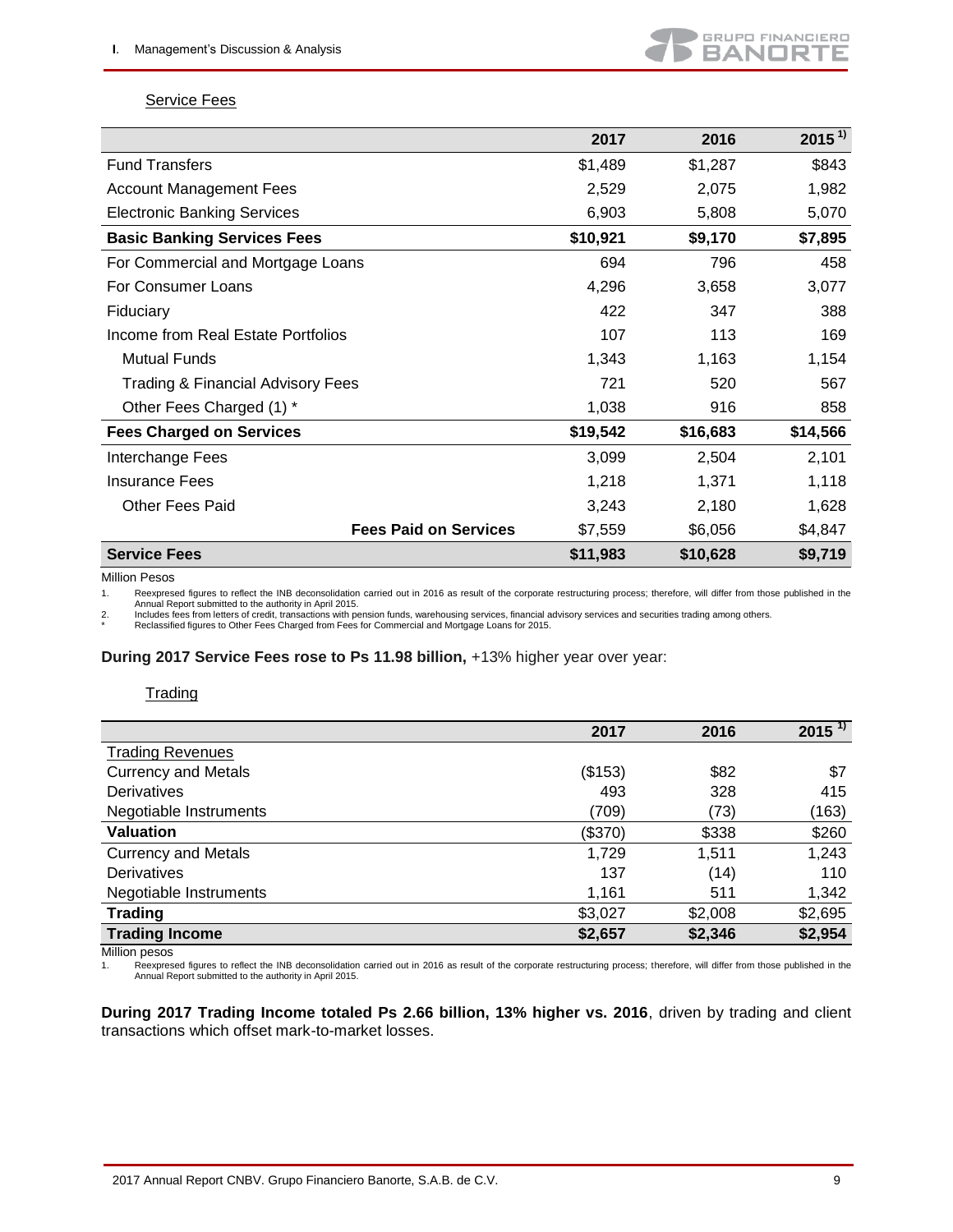### Service Fees

| | 2017 | 2016 | 2015 [1)] |
|---|---|---|---|
| Fund Transfers | $1,489 | $1,287 | $843 |
| Account Management Fees | 2,529 | 2,075 | 1,982 |
| Electronic Banking Services | 6,903 | 5,808 | 5,070 |
| **Basic Banking Services Fees** | **$10,921** | **$9,170** | **$7,895** |
| For Commercial and Mortgage Loans | 694 | 796 | 458 |
| For Consumer Loans | 4,296 | 3,658 | 3,077 |
| Fiduciary | 422 | 347 | 388 |
| Income from Real Estate Portfolios | 107 | 113 | 169 |
| Mutual Funds | 1,343 | 1,163 | 1,154 |
| Trading & Financial Advisory Fees | 721 | 520 | 567 |
| Other Fees Charged (1) * | 1,038 | 916 | 858 |
| **Fees Charged on Services** | **$19,542** | **$16,683** | **$14,566** |
| Interchange Fees | 3,099 | 2,504 | 2,101 |
| Insurance Fees | 1,218 | 1,371 | 1,118 |
| Other Fees Paid | 3,243 | 2,180 | 1,628 |
| **Fees Paid on Services** | $7,559 | $6,056 | $4,847 |
| **Service Fees** | **$11,983** | **$10,628** | **$9,719** |

Million Pesos

1. Reexpresed figures to reflect the INB deconsolidation carried out in 2016 as result of the corporate restructuring process; therefore, will differ from those published in the Annual Report submitted to the authority in April 2015.
2. Includes fees from letters of credit, transactions with pension funds, warehousing services, financial advisory services and securities trading among others.
\* Reclassified figures to Other Fees Charged from Fees for Commercial and Mortgage Loans for 2015.

**During 2017 Service Fees rose to Ps 11.98 billion,** +13% higher year over year:

### Trading

| | 2017 | 2016 | 2015 [1)] |
|---|---|---|---|
| Trading Revenues | | | |
| Currency and Metals | ($153) | $82 | $7 |
| Derivatives | 493 | 328 | 415 |
| Negotiable Instruments | (709) | (73) | (163) |
| **Valuation** | ($370) | $338 | $260 |
| Currency and Metals | 1,729 | 1,511 | 1,243 |
| Derivatives | 137 | (14) | 110 |
| Negotiable Instruments | 1,161 | 511 | 1,342 |
| **Trading** | $3,027 | $2,008 | $2,695 |
| **Trading Income** | **$2,657** | **$2,346** | **$2,954** |

Million pesos

1. Reexpresed figures to reflect the INB deconsolidation carried out in 2016 as result of the corporate restructuring process; therefore, will differ from those published in the Annual Report submitted to the authority in April 2015.

**During 2017 Trading Income totaled Ps 2.66 billion, 13% higher vs. 2016**, driven by trading and client transactions which offset mark-to-market losses.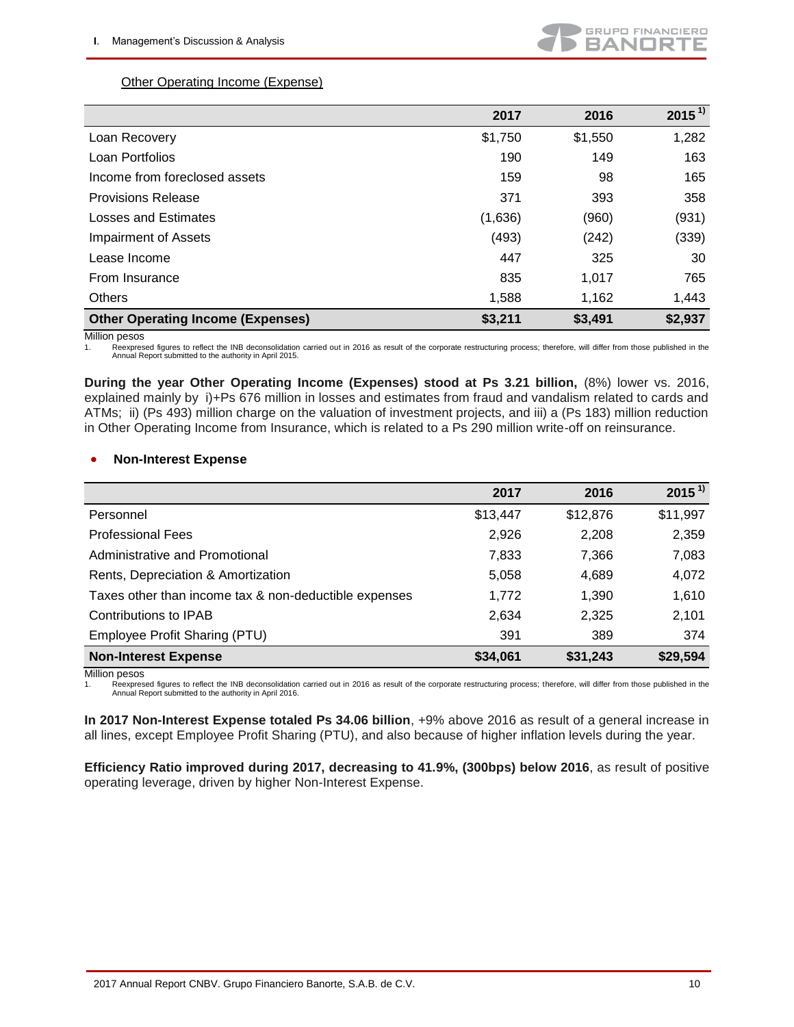Other Operating Income (Expense)

| | 2017 | 2016 | 2015 [1)] |
|---|---|---|---|
| Loan Recovery | $1,750 | $1,550 | 1,282 |
| Loan Portfolios | 190 | 149 | 163 |
| Income from foreclosed assets | 159 | 98 | 165 |
| Provisions Release | 371 | 393 | 358 |
| Losses and Estimates | (1,636) | (960) | (931) |
| Impairment of Assets | (493) | (242) | (339) |
| Lease Income | 447 | 325 | 30 |
| From Insurance | 835 | 1,017 | 765 |
| Others | 1,588 | 1,162 | 1,443 |
| **Other Operating Income (Expenses)** | **$3,211** | **$3,491** | **$2,937** |

Million pesos

1. Reexpresed figures to reflect the INB deconsolidation carried out in 2016 as result of the corporate restructuring process; therefore, will differ from those published in the Annual Report submitted to the authority in April 2015.

**During the year Other Operating Income (Expenses) stood at Ps 3.21 billion,** (8%) lower vs. 2016, explained mainly by i)+Ps 676 million in losses and estimates from fraud and vandalism related to cards and ATMs; ii) (Ps 493) million charge on the valuation of investment projects, and iii) a (Ps 183) million reduction in Other Operating Income from Insurance, which is related to a Ps 290 million write-off on reinsurance.

- **Non-Interest Expense**

| | 2017 | 2016 | 2015 [1)] |
|---|---|---|---|
| Personnel | $13,447 | $12,876 | $11,997 |
| Professional Fees | 2,926 | 2,208 | 2,359 |
| Administrative and Promotional | 7,833 | 7,366 | 7,083 |
| Rents, Depreciation & Amortization | 5,058 | 4,689 | 4,072 |
| Taxes other than income tax & non-deductible expenses | 1,772 | 1,390 | 1,610 |
| Contributions to IPAB | 2,634 | 2,325 | 2,101 |
| Employee Profit Sharing (PTU) | 391 | 389 | 374 |
| **Non-Interest Expense** | **$34,061** | **$31,243** | **$29,594** |

Million pesos

1. Reexpresed figures to reflect the INB deconsolidation carried out in 2016 as result of the corporate restructuring process; therefore, will differ from those published in the Annual Report submitted to the authority in April 2016.

**In 2017 Non-Interest Expense totaled Ps 34.06 billion**, +9% above 2016 as result of a general increase in all lines, except Employee Profit Sharing (PTU), and also because of higher inflation levels during the year.

**Efficiency Ratio improved during 2017, decreasing to 41.9%, (300bps) below 2016**, as result of positive operating leverage, driven by higher Non-Interest Expense.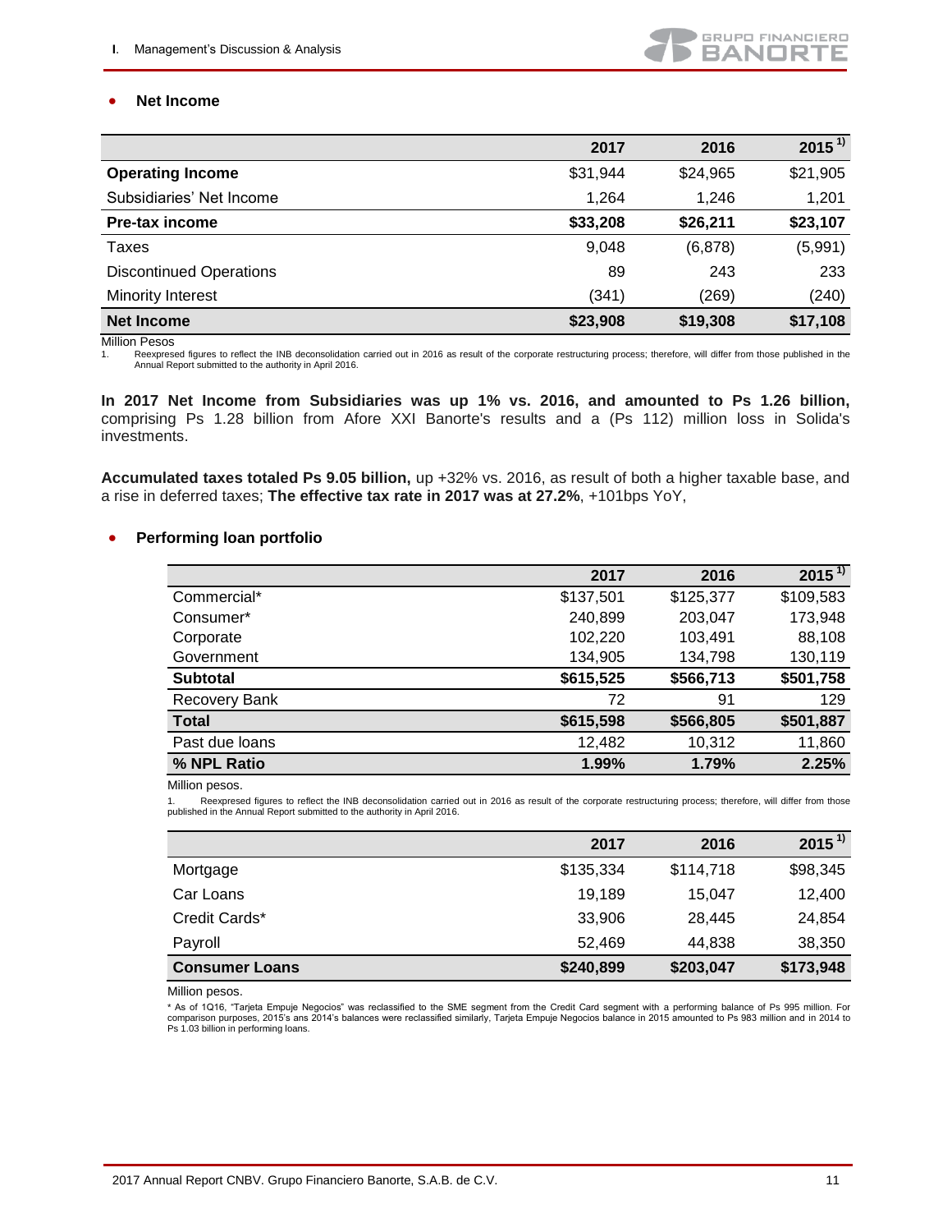- **Net Income**

| | 2017 | 2016 | 2015 1) |
|---|---|---|---|
| **Operating Income** | $31,944 | $24,965 | $21,905 |
| Subsidiaries' Net Income | 1,264 | 1,246 | 1,201 |
| **Pre-tax income** | **$33,208** | **$26,211** | **$23,107** |
| Taxes | 9,048 | (6,878) | (5,991) |
| Discontinued Operations | 89 | 243 | 233 |
| Minority Interest | (341) | (269) | (240) |
| **Net Income** | **$23,908** | **$19,308** | **$17,108** |

Million Pesos

1. Reexpresed figures to reflect the INB deconsolidation carried out in 2016 as result of the corporate restructuring process; therefore, will differ from those published in the Annual Report submitted to the authority in April 2016.

**In 2017 Net Income from Subsidiaries was up 1% vs. 2016, and amounted to Ps 1.26 billion,** comprising Ps 1.28 billion from Afore XXI Banorte's results and a (Ps 112) million loss in Solida's investments.

**Accumulated taxes totaled Ps 9.05 billion,** up +32% vs. 2016, as result of both a higher taxable base, and a rise in deferred taxes; **The effective tax rate in 2017 was at 27.2%**, +101bps YoY,

- **Performing loan portfolio**

| | 2017 | 2016 | 2015 1) |
|---|---|---|---|
| Commercial* | $137,501 | $125,377 | $109,583 |
| Consumer* | 240,899 | 203,047 | 173,948 |
| Corporate | 102,220 | 103,491 | 88,108 |
| Government | 134,905 | 134,798 | 130,119 |
| **Subtotal** | **$615,525** | **$566,713** | **$501,758** |
| Recovery Bank | 72 | 91 | 129 |
| **Total** | **$615,598** | **$566,805** | **$501,887** |
| Past due loans | 12,482 | 10,312 | 11,860 |
| **% NPL Ratio** | **1.99%** | **1.79%** | **2.25%** |

Million pesos.

1. Reexpresed figures to reflect the INB deconsolidation carried out in 2016 as result of the corporate restructuring process; therefore, will differ from those published in the Annual Report submitted to the authority in April 2016.

| | 2017 | 2016 | 2015 1) |
|---|---|---|---|
| Mortgage | $135,334 | $114,718 | $98,345 |
| Car Loans | 19,189 | 15,047 | 12,400 |
| Credit Cards* | 33,906 | 28,445 | 24,854 |
| Payroll | 52,469 | 44,838 | 38,350 |
| **Consumer Loans** | **$240,899** | **$203,047** | **$173,948** |

Million pesos.

* As of 1Q16, "Tarjeta Empuje Negocios" was reclassified to the SME segment from the Credit Card segment with a performing balance of Ps 995 million. For comparison purposes, 2015's ans 2014's balances were reclassified similarly, Tarjeta Empuje Negocios balance in 2015 amounted to Ps 983 million and in 2014 to Ps 1.03 billion in performing loans.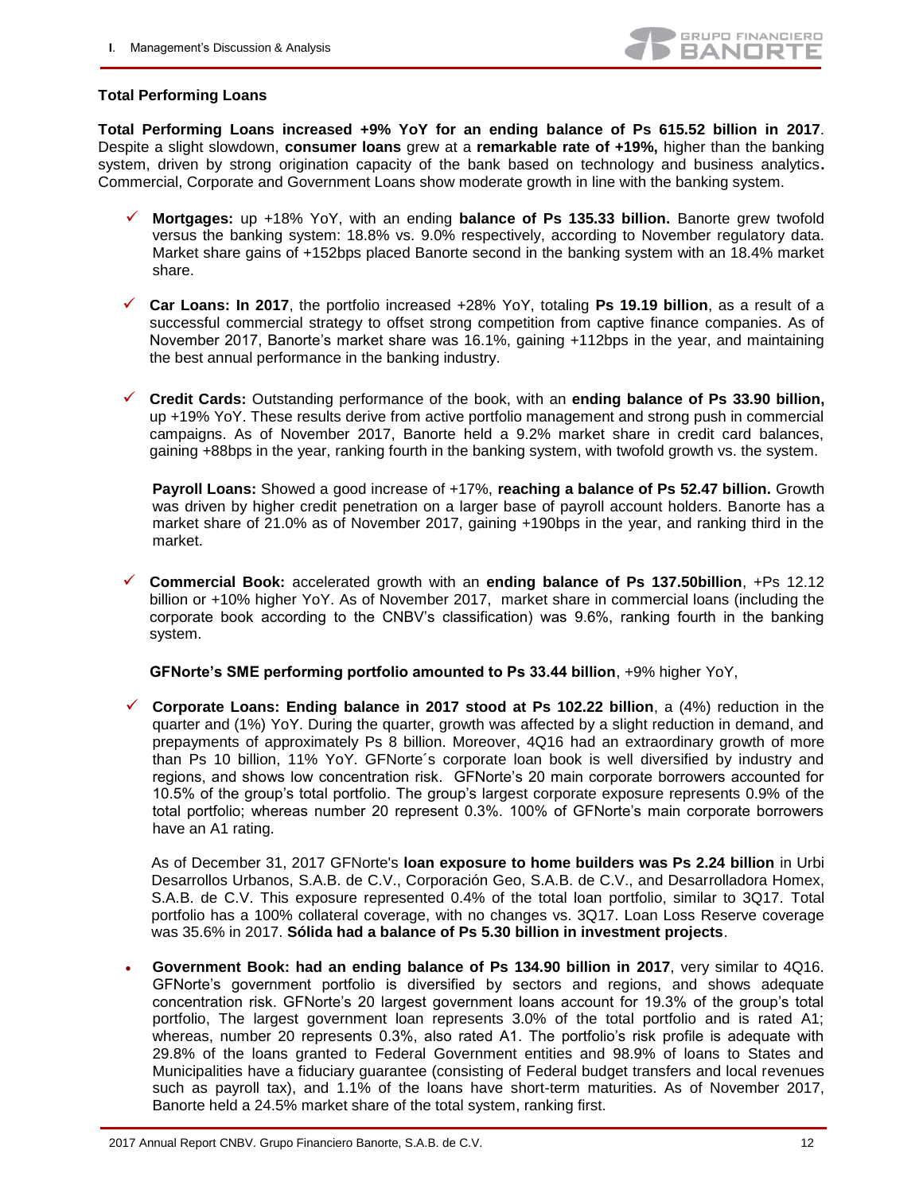### Total Performing Loans

**Total Performing Loans increased +9% YoY for an ending balance of Ps 615.52 billion in 2017**. Despite a slight slowdown, **consumer loans** grew at a **remarkable rate of +19%,** higher than the banking system, driven by strong origination capacity of the bank based on technology and business analytics**.** Commercial, Corporate and Government Loans show moderate growth in line with the banking system.

- ✓ **Mortgages:** up +18% YoY, with an ending **balance of Ps 135.33 billion.** Banorte grew twofold versus the banking system: 18.8% vs. 9.0% respectively, according to November regulatory data. Market share gains of +152bps placed Banorte second in the banking system with an 18.4% market share.

- ✓ **Car Loans: In 2017**, the portfolio increased +28% YoY, totaling **Ps 19.19 billion**, as a result of a successful commercial strategy to offset strong competition from captive finance companies. As of November 2017, Banorte's market share was 16.1%, gaining +112bps in the year, and maintaining the best annual performance in the banking industry.

- ✓ **Credit Cards:** Outstanding performance of the book, with an **ending balance of Ps 33.90 billion,** up +19% YoY. These results derive from active portfolio management and strong push in commercial campaigns. As of November 2017, Banorte held a 9.2% market share in credit card balances, gaining +88bps in the year, ranking fourth in the banking system, with twofold growth vs. the system.

  **Payroll Loans:** Showed a good increase of +17%, **reaching a balance of Ps 52.47 billion.** Growth was driven by higher credit penetration on a larger base of payroll account holders. Banorte has a market share of 21.0% as of November 2017, gaining +190bps in the year, and ranking third in the market.

- ✓ **Commercial Book:** accelerated growth with an **ending balance of Ps 137.50billion**, +Ps 12.12 billion or +10% higher YoY. As of November 2017, market share in commercial loans (including the corporate book according to the CNBV's classification) was 9.6%, ranking fourth in the banking system.

  **GFNorte's SME performing portfolio amounted to Ps 33.44 billion**, +9% higher YoY,

- ✓ **Corporate Loans: Ending balance in 2017 stood at Ps 102.22 billion**, a (4%) reduction in the quarter and (1%) YoY. During the quarter, growth was affected by a slight reduction in demand, and prepayments of approximately Ps 8 billion. Moreover, 4Q16 had an extraordinary growth of more than Ps 10 billion, 11% YoY. GFNorte´s corporate loan book is well diversified by industry and regions, and shows low concentration risk. GFNorte's 20 main corporate borrowers accounted for 10.5% of the group's total portfolio. The group's largest corporate exposure represents 0.9% of the total portfolio; whereas number 20 represent 0.3%. 100% of GFNorte's main corporate borrowers have an A1 rating.

  As of December 31, 2017 GFNorte's **loan exposure to home builders was Ps 2.24 billion** in Urbi Desarrollos Urbanos, S.A.B. de C.V., Corporación Geo, S.A.B. de C.V., and Desarrolladora Homex, S.A.B. de C.V. This exposure represented 0.4% of the total loan portfolio, similar to 3Q17. Total portfolio has a 100% collateral coverage, with no changes vs. 3Q17. Loan Loss Reserve coverage was 35.6% in 2017. **Sólida had a balance of Ps 5.30 billion in investment projects**.

- **Government Book: had an ending balance of Ps 134.90 billion in 2017**, very similar to 4Q16. GFNorte's government portfolio is diversified by sectors and regions, and shows adequate concentration risk. GFNorte's 20 largest government loans account for 19.3% of the group's total portfolio, The largest government loan represents 3.0% of the total portfolio and is rated A1; whereas, number 20 represents 0.3%, also rated A1. The portfolio's risk profile is adequate with 29.8% of the loans granted to Federal Government entities and 98.9% of loans to States and Municipalities have a fiduciary guarantee (consisting of Federal budget transfers and local revenues such as payroll tax), and 1.1% of the loans have short-term maturities. As of November 2017, Banorte held a 24.5% market share of the total system, ranking first.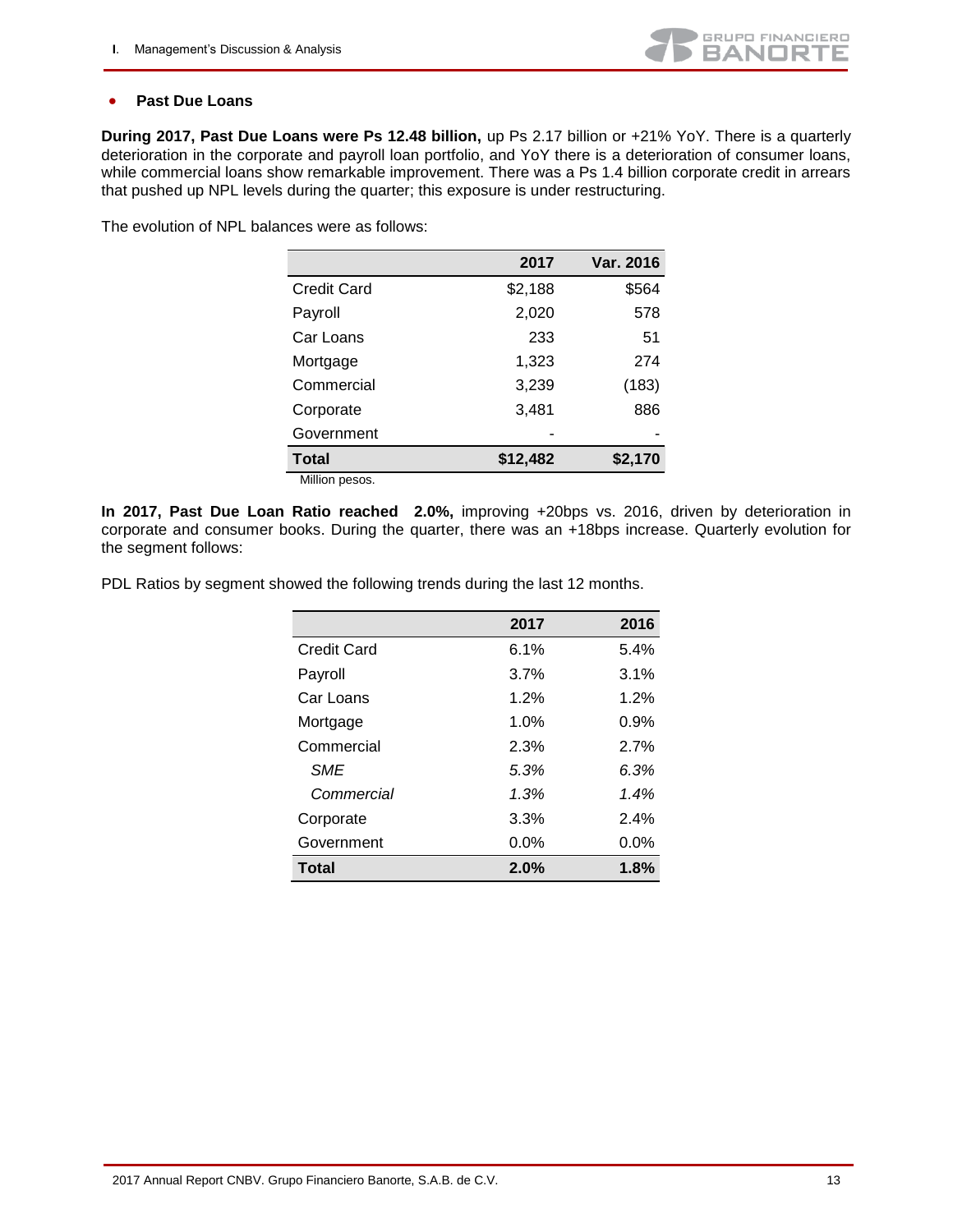- **Past Due Loans**

**During 2017, Past Due Loans were Ps 12.48 billion,** up Ps 2.17 billion or +21% YoY. There is a quarterly deterioration in the corporate and payroll loan portfolio, and YoY there is a deterioration of consumer loans, while commercial loans show remarkable improvement. There was a Ps 1.4 billion corporate credit in arrears that pushed up NPL levels during the quarter; this exposure is under restructuring.

The evolution of NPL balances were as follows:

| | 2017 | Var. 2016 |
|---|---|---|
| Credit Card | $2,188 | $564 |
| Payroll | 2,020 | 578 |
| Car Loans | 233 | 51 |
| Mortgage | 1,323 | 274 |
| Commercial | 3,239 | (183) |
| Corporate | 3,481 | 886 |
| Government | - | - |
| **Total** | **$12,482** | **$2,170** |

Million pesos.

**In 2017, Past Due Loan Ratio reached 2.0%,** improving +20bps vs. 2016, driven by deterioration in corporate and consumer books. During the quarter, there was an +18bps increase. Quarterly evolution for the segment follows:

PDL Ratios by segment showed the following trends during the last 12 months.

| | 2017 | 2016 |
|---|---|---|
| Credit Card | 6.1% | 5.4% |
| Payroll | 3.7% | 3.1% |
| Car Loans | 1.2% | 1.2% |
| Mortgage | 1.0% | 0.9% |
| Commercial | 2.3% | 2.7% |
| *SME* | *5.3%* | *6.3%* |
| *Commercial* | *1.3%* | *1.4%* |
| Corporate | 3.3% | 2.4% |
| Government | 0.0% | 0.0% |
| **Total** | **2.0%** | **1.8%** |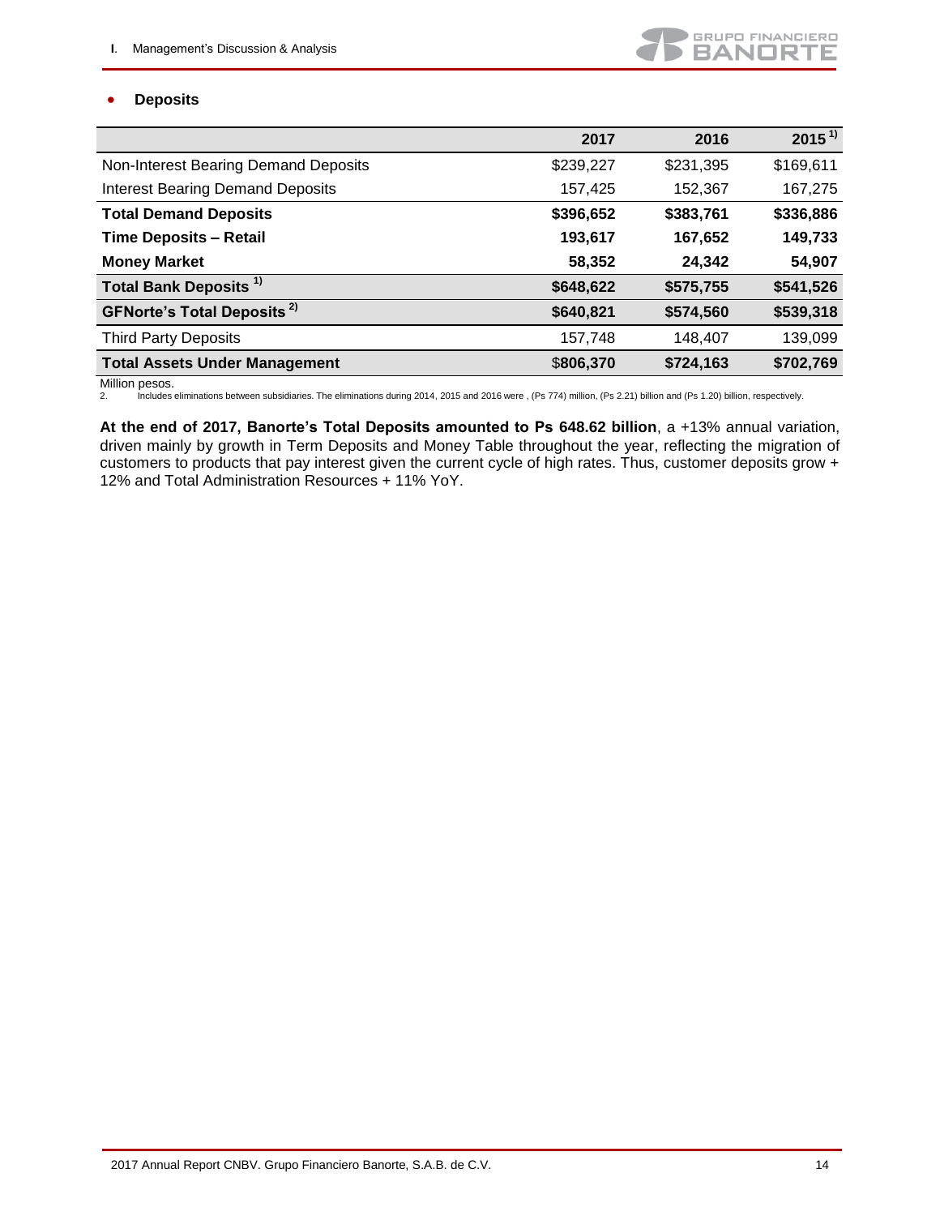- **Deposits**

| | 2017 | 2016 | 2015 [1] |
|---|---|---|---|
| Non-Interest Bearing Demand Deposits | $239,227 | $231,395 | $169,611 |
| Interest Bearing Demand Deposits | 157,425 | 152,367 | 167,275 |
| **Total Demand Deposits** | **$396,652** | **$383,761** | **$336,886** |
| **Time Deposits – Retail** | **193,617** | **167,652** | **149,733** |
| **Money Market** | **58,352** | **24,342** | **54,907** |
| **Total Bank Deposits [1]** | **$648,622** | **$575,755** | **$541,526** |
| **GFNorte's Total Deposits [2]** | **$640,821** | **$574,560** | **$539,318** |
| Third Party Deposits | 157,748 | 148,407 | 139,099 |
| **Total Assets Under Management** | $**806,370** | **$724,163** | **$702,769** |

Million pesos.

2. Includes eliminations between subsidiaries. The eliminations during 2014, 2015 and 2016 were , (Ps 774) million, (Ps 2.21) billion and (Ps 1.20) billion, respectively.

**At the end of 2017, Banorte's Total Deposits amounted to Ps 648.62 billion**, a +13% annual variation, driven mainly by growth in Term Deposits and Money Table throughout the year, reflecting the migration of customers to products that pay interest given the current cycle of high rates. Thus, customer deposits grow + 12% and Total Administration Resources + 11% YoY.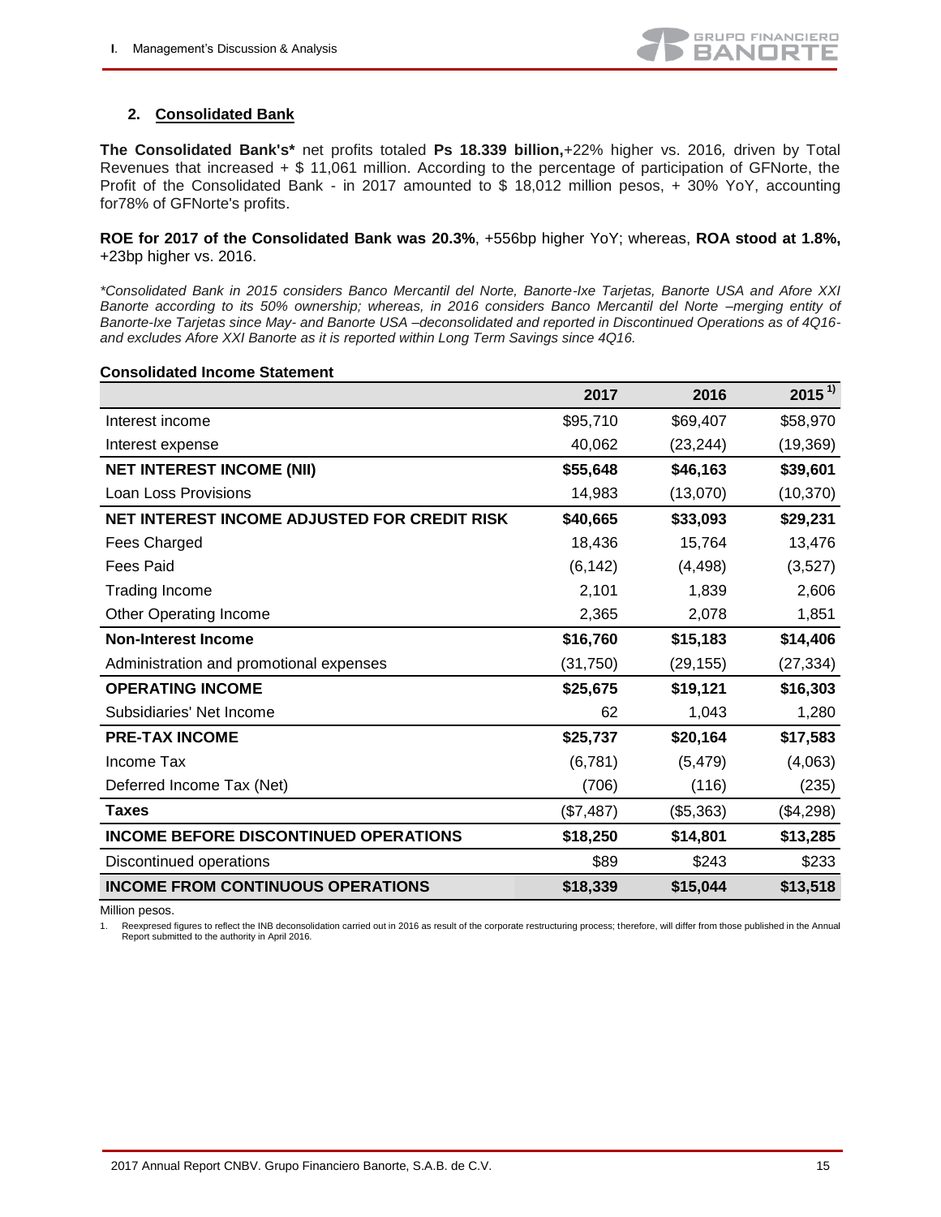## 2. Consolidated Bank

**The Consolidated Bank's*** net profits totaled **Ps 18.339 billion,**+22% higher vs. 2016*,* driven by Total Revenues that increased + $ 11,061 million. According to the percentage of participation of GFNorte, the Profit of the Consolidated Bank - in 2017 amounted to $ 18,012 million pesos, + 30% YoY, accounting for78% of GFNorte's profits.

**ROE for 2017 of the Consolidated Bank was 20.3%**, +556bp higher YoY; whereas, **ROA stood at 1.8%,** +23bp higher vs. 2016.

*\*Consolidated Bank in 2015 considers Banco Mercantil del Norte, Banorte-Ixe Tarjetas, Banorte USA and Afore XXI Banorte according to its 50% ownership; whereas, in 2016 considers Banco Mercantil del Norte –merging entity of Banorte-Ixe Tarjetas since May- and Banorte USA –deconsolidated and reported in Discontinued Operations as of 4Q16- and excludes Afore XXI Banorte as it is reported within Long Term Savings since 4Q16.*

**Consolidated Income Statement**

| | 2017 | 2016 | 2015 [1] |
|---|---|---|---|
| Interest income | $95,710 | $69,407 | $58,970 |
| Interest expense | 40,062 | (23,244) | (19,369) |
| **NET INTEREST INCOME (NII)** | **$55,648** | **$46,163** | **$39,601** |
| Loan Loss Provisions | 14,983 | (13,070) | (10,370) |
| **NET INTEREST INCOME ADJUSTED FOR CREDIT RISK** | **$40,665** | **$33,093** | **$29,231** |
| Fees Charged | 18,436 | 15,764 | 13,476 |
| Fees Paid | (6,142) | (4,498) | (3,527) |
| Trading Income | 2,101 | 1,839 | 2,606 |
| Other Operating Income | 2,365 | 2,078 | 1,851 |
| **Non-Interest Income** | **$16,760** | **$15,183** | **$14,406** |
| Administration and promotional expenses | (31,750) | (29,155) | (27,334) |
| **OPERATING INCOME** | **$25,675** | **$19,121** | **$16,303** |
| Subsidiaries' Net Income | 62 | 1,043 | 1,280 |
| **PRE-TAX INCOME** | **$25,737** | **$20,164** | **$17,583** |
| Income Tax | (6,781) | (5,479) | (4,063) |
| Deferred Income Tax (Net) | (706) | (116) | (235) |
| **Taxes** | **($7,487)** | **($5,363)** | **($4,298)** |
| **INCOME BEFORE DISCONTINUED OPERATIONS** | **$18,250** | **$14,801** | **$13,285** |
| Discontinued operations | $89 | $243 | $233 |
| **INCOME FROM CONTINUOUS OPERATIONS** | **$18,339** | **$15,044** | **$13,518** |

Million pesos.

1. Reexpresed figures to reflect the INB deconsolidation carried out in 2016 as result of the corporate restructuring process; therefore, will differ from those published in the Annual Report submitted to the authority in April 2016.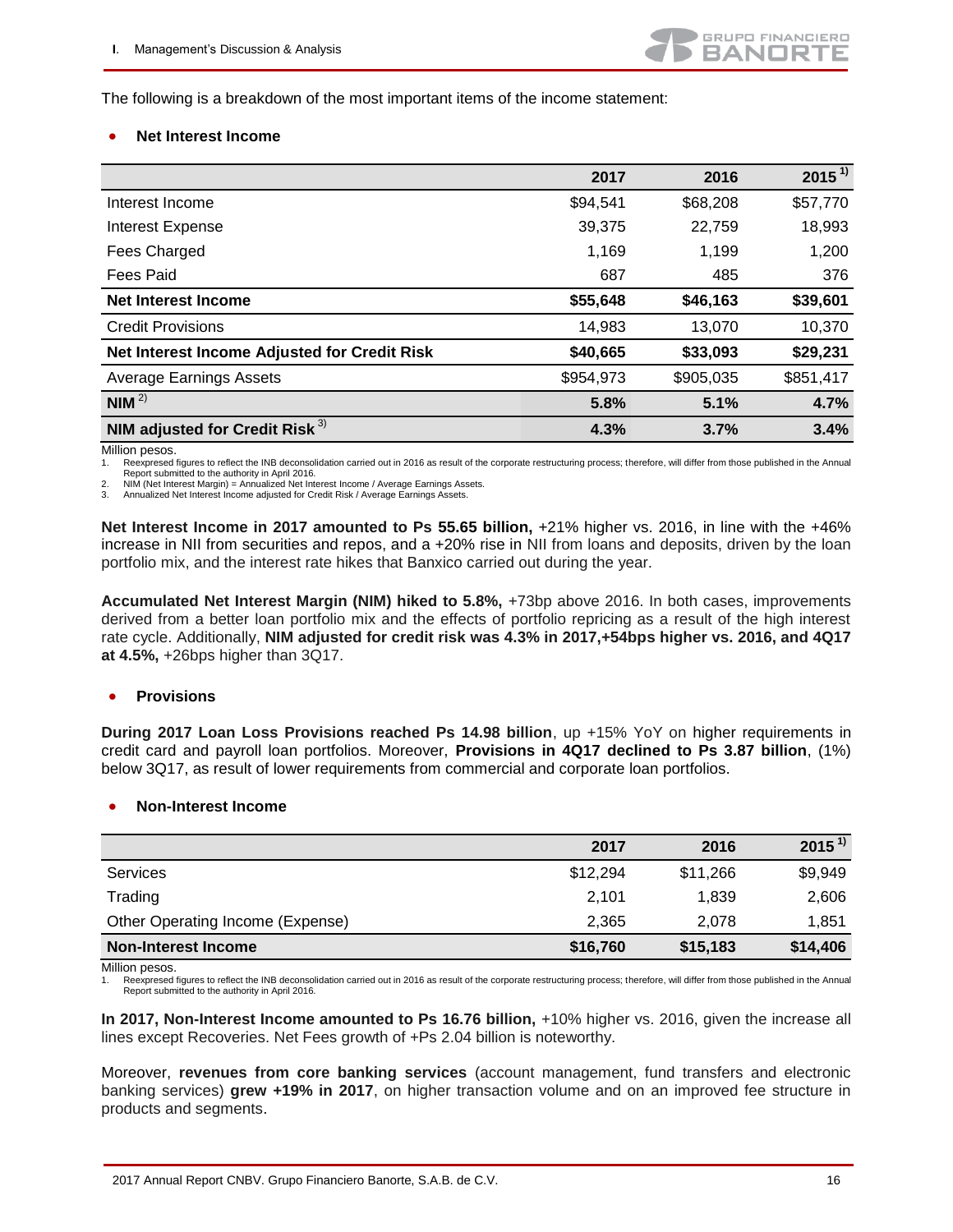The following is a breakdown of the most important items of the income statement:

- **Net Interest Income**

| | 2017 | 2016 | 2015 [1] |
|---|---|---|---|
| Interest Income | $94,541 | $68,208 | $57,770 |
| Interest Expense | 39,375 | 22,759 | 18,993 |
| Fees Charged | 1,169 | 1,199 | 1,200 |
| Fees Paid | 687 | 485 | 376 |
| **Net Interest Income** | **$55,648** | **$46,163** | **$39,601** |
| Credit Provisions | 14,983 | 13,070 | 10,370 |
| **Net Interest Income Adjusted for Credit Risk** | **$40,665** | **$33,093** | **$29,231** |
| Average Earnings Assets | $954,973 | $905,035 | $851,417 |
| **NIM [2]** | **5.8%** | **5.1%** | **4.7%** |
| **NIM adjusted for Credit Risk [3]** | **4.3%** | **3.7%** | **3.4%** |

Million pesos.
1. Reexpresed figures to reflect the INB deconsolidation carried out in 2016 as result of the corporate restructuring process; therefore, will differ from those published in the Annual Report submitted to the authority in April 2016.
2. NIM (Net Interest Margin) = Annualized Net Interest Income / Average Earnings Assets.
3. Annualized Net Interest Income adjusted for Credit Risk / Average Earnings Assets.

**Net Interest Income in 2017 amounted to Ps 55.65 billion,** +21% higher vs. 2016, in line with the +46% increase in NII from securities and repos, and a +20% rise in NII from loans and deposits, driven by the loan portfolio mix, and the interest rate hikes that Banxico carried out during the year.

**Accumulated Net Interest Margin (NIM) hiked to 5.8%,** +73bp above 2016. In both cases, improvements derived from a better loan portfolio mix and the effects of portfolio repricing as a result of the high interest rate cycle. Additionally, **NIM adjusted for credit risk was 4.3% in 2017,+54bps higher vs. 2016, and 4Q17 at 4.5%,** +26bps higher than 3Q17.

- **Provisions**

**During 2017 Loan Loss Provisions reached Ps 14.98 billion**, up +15% YoY on higher requirements in credit card and payroll loan portfolios. Moreover, **Provisions in 4Q17 declined to Ps 3.87 billion**, (1%) below 3Q17, as result of lower requirements from commercial and corporate loan portfolios.

- **Non-Interest Income**

| | 2017 | 2016 | 2015 [1] |
|---|---|---|---|
| Services | $12,294 | $11,266 | $9,949 |
| Trading | 2,101 | 1,839 | 2,606 |
| Other Operating Income (Expense) | 2,365 | 2,078 | 1,851 |
| **Non-Interest Income** | **$16,760** | **$15,183** | **$14,406** |

Million pesos.
1. Reexpresed figures to reflect the INB deconsolidation carried out in 2016 as result of the corporate restructuring process; therefore, will differ from those published in the Annual Report submitted to the authority in April 2016.

**In 2017, Non-Interest Income amounted to Ps 16.76 billion,** +10% higher vs. 2016, given the increase all lines except Recoveries. Net Fees growth of +Ps 2.04 billion is noteworthy.

Moreover, **revenues from core banking services** (account management, fund transfers and electronic banking services) **grew +19% in 2017**, on higher transaction volume and on an improved fee structure in products and segments.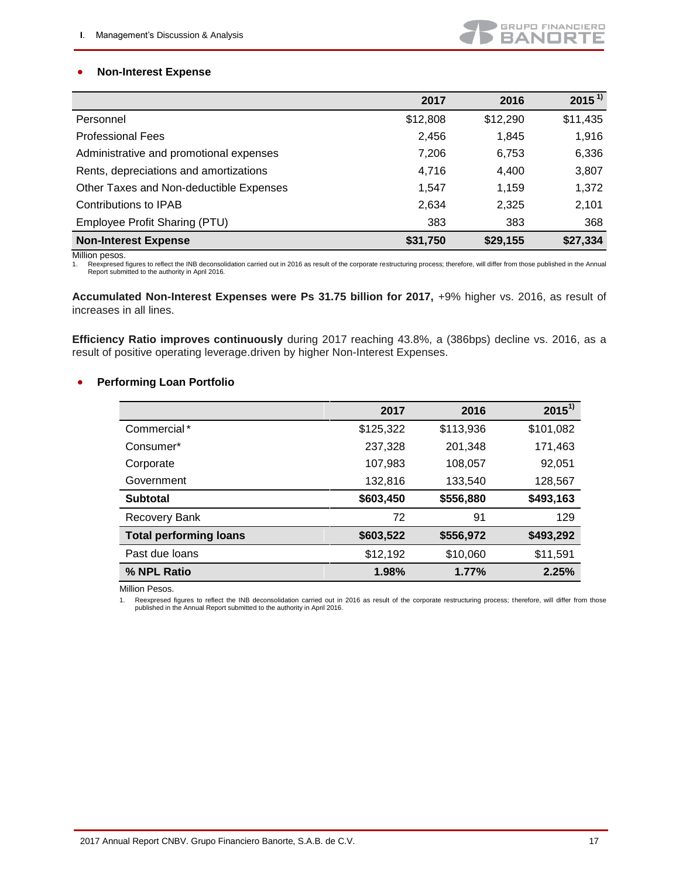- **Non-Interest Expense**

| | 2017 | 2016 | 2015 [1)] |
|---|---|---|---|
| Personnel | $12,808 | $12,290 | $11,435 |
| Professional Fees | 2,456 | 1,845 | 1,916 |
| Administrative and promotional expenses | 7,206 | 6,753 | 6,336 |
| Rents, depreciations and amortizations | 4,716 | 4,400 | 3,807 |
| Other Taxes and Non-deductible Expenses | 1,547 | 1,159 | 1,372 |
| Contributions to IPAB | 2,634 | 2,325 | 2,101 |
| Employee Profit Sharing (PTU) | 383 | 383 | 368 |
| **Non-Interest Expense** | **$31,750** | **$29,155** | **$27,334** |

Million pesos.

1. Reexpresed figures to reflect the INB deconsolidation carried out in 2016 as result of the corporate restructuring process; therefore, will differ from those published in the Annual Report submitted to the authority in April 2016.

**Accumulated Non-Interest Expenses were Ps 31.75 billion for 2017,** +9% higher vs. 2016, as result of increases in all lines.

**Efficiency Ratio improves continuously** during 2017 reaching 43.8%, a (386bps) decline vs. 2016, as a result of positive operating leverage.driven by higher Non-Interest Expenses.

- **Performing Loan Portfolio**

| | 2017 | 2016 | 2015[1)] |
|---|---|---|---|
| Commercial* | $125,322 | $113,936 | $101,082 |
| Consumer* | 237,328 | 201,348 | 171,463 |
| Corporate | 107,983 | 108,057 | 92,051 |
| Government | 132,816 | 133,540 | 128,567 |
| **Subtotal** | **$603,450** | **$556,880** | **$493,163** |
| Recovery Bank | 72 | 91 | 129 |
| **Total performing loans** | **$603,522** | **$556,972** | **$493,292** |
| Past due loans | $12,192 | $10,060 | $11,591 |
| **% NPL Ratio** | **1.98%** | **1.77%** | **2.25%** |

Million Pesos.

1. Reexpresed figures to reflect the INB deconsolidation carried out in 2016 as result of the corporate restructuring process; therefore, will differ from those published in the Annual Report submitted to the authority in April 2016.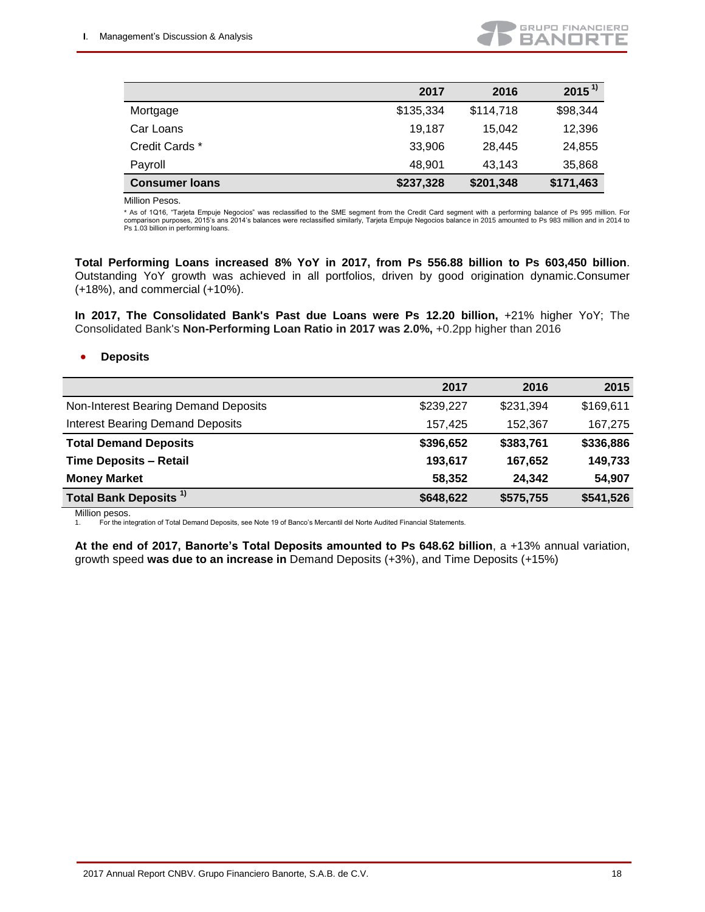| | 2017 | 2016 | 2015 [1)] |
|---|---|---|---|
| Mortgage | $135,334 | $114,718 | $98,344 |
| Car Loans | 19,187 | 15,042 | 12,396 |
| Credit Cards * | 33,906 | 28,445 | 24,855 |
| Payroll | 48,901 | 43,143 | 35,868 |
| **Consumer loans** | **$237,328** | **$201,348** | **$171,463** |

Million Pesos.

* As of 1Q16, "Tarjeta Empuje Negocios" was reclassified to the SME segment from the Credit Card segment with a performing balance of Ps 995 million. For comparison purposes, 2015's ans 2014's balances were reclassified similarly, Tarjeta Empuje Negocios balance in 2015 amounted to Ps 983 million and in 2014 to Ps 1.03 billion in performing loans.

**Total Performing Loans increased 8% YoY in 2017, from Ps 556.88 billion to Ps 603,450 billion**. Outstanding YoY growth was achieved in all portfolios, driven by good origination dynamic.Consumer (+18%), and commercial (+10%).

**In 2017, The Consolidated Bank's Past due Loans were Ps 12.20 billion,** +21% higher YoY; The Consolidated Bank's **Non-Performing Loan Ratio in 2017 was 2.0%,** +0.2pp higher than 2016

- **Deposits**

| | 2017 | 2016 | 2015 |
|---|---|---|---|
| Non-Interest Bearing Demand Deposits | $239,227 | $231,394 | $169,611 |
| Interest Bearing Demand Deposits | 157,425 | 152,367 | 167,275 |
| **Total Demand Deposits** | **$396,652** | **$383,761** | **$336,886** |
| **Time Deposits – Retail** | **193,617** | **167,652** | **149,733** |
| **Money Market** | **58,352** | **24,342** | **54,907** |
| **Total Bank Deposits [1)]** | **$648,622** | **$575,755** | **$541,526** |

Million pesos.

1. For the integration of Total Demand Deposits, see Note 19 of Banco's Mercantil del Norte Audited Financial Statements.

**At the end of 2017, Banorte's Total Deposits amounted to Ps 648.62 billion**, a +13% annual variation, growth speed **was due to an increase in** Demand Deposits (+3%), and Time Deposits (+15%)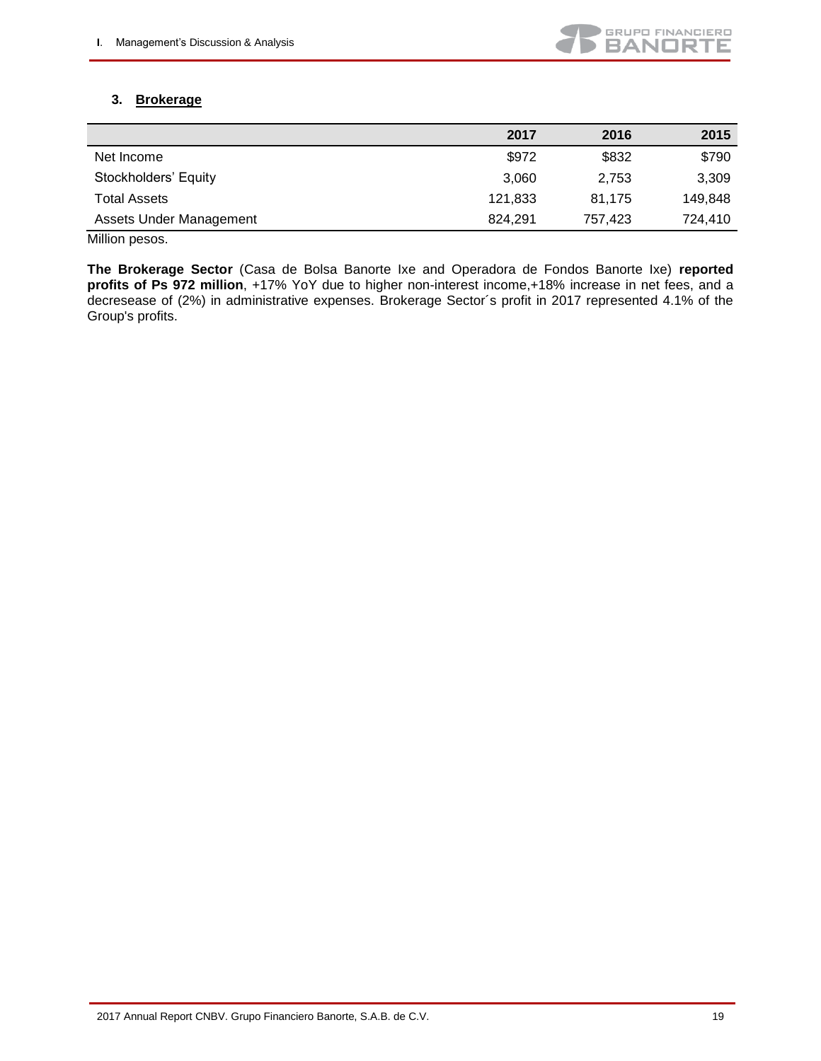### 3. Brokerage

| | 2017 | 2016 | 2015 |
|---|---|---|---|
| Net Income | $972 | $832 | $790 |
| Stockholders' Equity | 3,060 | 2,753 | 3,309 |
| Total Assets | 121,833 | 81,175 | 149,848 |
| Assets Under Management | 824,291 | 757,423 | 724,410 |

Million pesos.

**The Brokerage Sector** (Casa de Bolsa Banorte Ixe and Operadora de Fondos Banorte Ixe) **reported profits of Ps 972 million**, +17% YoY due to higher non-interest income,+18% increase in net fees, and a decresease of (2%) in administrative expenses. Brokerage Sector´s profit in 2017 represented 4.1% of the Group's profits.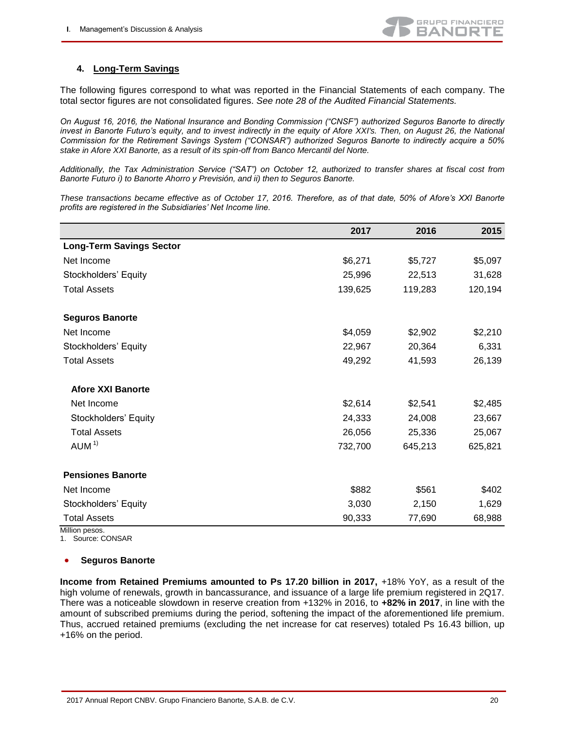## 4. Long-Term Savings

The following figures correspond to what was reported in the Financial Statements of each company. The total sector figures are not consolidated figures. *See note 28 of the Audited Financial Statements.*

*On August 16, 2016, the National Insurance and Bonding Commission ("CNSF") authorized Seguros Banorte to directly invest in Banorte Futuro's equity, and to invest indirectly in the equity of Afore XXI's. Then, on August 26, the National Commission for the Retirement Savings System ("CONSAR") authorized Seguros Banorte to indirectly acquire a 50% stake in Afore XXI Banorte, as a result of its spin-off from Banco Mercantil del Norte.*

*Additionally, the Tax Administration Service ("SAT") on October 12, authorized to transfer shares at fiscal cost from Banorte Futuro i) to Banorte Ahorro y Previsión, and ii) then to Seguros Banorte.*

*These transactions became effective as of October 17, 2016. Therefore, as of that date, 50% of Afore's XXI Banorte profits are registered in the Subsidiaries' Net Income line.*

| | 2017 | 2016 | 2015 |
|---|---|---|---|
| **Long-Term Savings Sector** | | | |
| Net Income | $6,271 | $5,727 | $5,097 |
| Stockholders' Equity | 25,996 | 22,513 | 31,628 |
| Total Assets | 139,625 | 119,283 | 120,194 |
| **Seguros Banorte** | | | |
| Net Income | $4,059 | $2,902 | $2,210 |
| Stockholders' Equity | 22,967 | 20,364 | 6,331 |
| Total Assets | 49,292 | 41,593 | 26,139 |
| **Afore XXI Banorte** | | | |
| Net Income | $2,614 | $2,541 | $2,485 |
| Stockholders' Equity | 24,333 | 24,008 | 23,667 |
| Total Assets | 26,056 | 25,336 | 25,067 |
| AUM [1)] | 732,700 | 645,213 | 625,821 |
| **Pensiones Banorte** | | | |
| Net Income | $882 | $561 | $402 |
| Stockholders' Equity | 3,030 | 2,150 | 1,629 |
| Total Assets | 90,333 | 77,690 | 68,988 |

Million pesos.
1. Source: CONSAR

- **Seguros Banorte**

**Income from Retained Premiums amounted to Ps 17.20 billion in 2017,** +18% YoY, as a result of the high volume of renewals, growth in bancassurance, and issuance of a large life premium registered in 2Q17. There was a noticeable slowdown in reserve creation from +132% in 2016, to **+82% in 2017**, in line with the amount of subscribed premiums during the period, softening the impact of the aforementioned life premium. Thus, accrued retained premiums (excluding the net increase for cat reserves) totaled Ps 16.43 billion, up +16% on the period.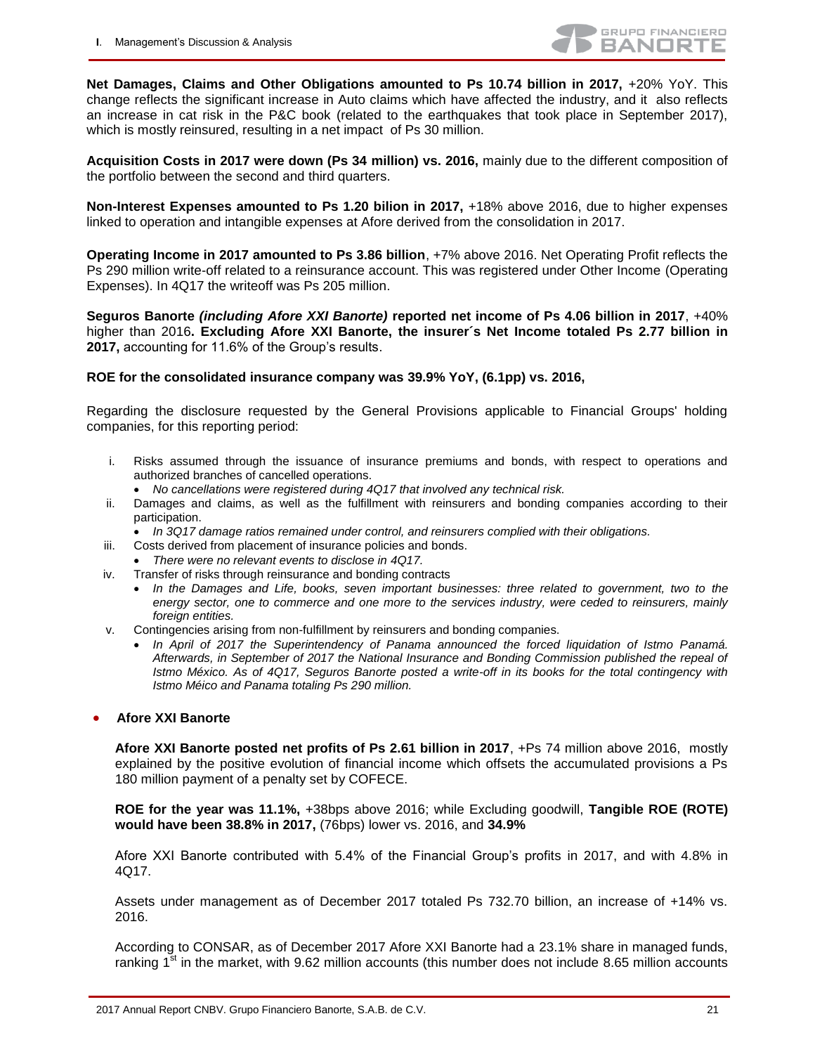**Net Damages, Claims and Other Obligations amounted to Ps 10.74 billion in 2017,** +20% YoY. This change reflects the significant increase in Auto claims which have affected the industry, and it also reflects an increase in cat risk in the P&C book (related to the earthquakes that took place in September 2017), which is mostly reinsured, resulting in a net impact of Ps 30 million.

**Acquisition Costs in 2017 were down (Ps 34 million) vs. 2016,** mainly due to the different composition of the portfolio between the second and third quarters.

**Non-Interest Expenses amounted to Ps 1.20 bilion in 2017,** +18% above 2016, due to higher expenses linked to operation and intangible expenses at Afore derived from the consolidation in 2017.

**Operating Income in 2017 amounted to Ps 3.86 billion**, +7% above 2016. Net Operating Profit reflects the Ps 290 million write-off related to a reinsurance account. This was registered under Other Income (Operating Expenses). In 4Q17 the writeoff was Ps 205 million.

**Seguros Banorte *(including Afore XXI Banorte)* reported net income of Ps 4.06 billion in 2017**, +40% higher than 2016**. Excluding Afore XXI Banorte, the insurer´s Net Income totaled Ps 2.77 billion in 2017,** accounting for 11.6% of the Group's results.

**ROE for the consolidated insurance company was 39.9% YoY, (6.1pp) vs. 2016,**

Regarding the disclosure requested by the General Provisions applicable to Financial Groups' holding companies, for this reporting period:

i. Risks assumed through the issuance of insurance premiums and bonds, with respect to operations and authorized branches of cancelled operations.
   - *No cancellations were registered during 4Q17 that involved any technical risk.*
ii. Damages and claims, as well as the fulfillment with reinsurers and bonding companies according to their participation.
   - *In 3Q17 damage ratios remained under control, and reinsurers complied with their obligations.*
iii. Costs derived from placement of insurance policies and bonds.
   - *There were no relevant events to disclose in 4Q17.*
iv. Transfer of risks through reinsurance and bonding contracts
   - *In the Damages and Life, books, seven important businesses: three related to government, two to the energy sector, one to commerce and one more to the services industry, were ceded to reinsurers, mainly foreign entities.*
v. Contingencies arising from non-fulfillment by reinsurers and bonding companies.
   - *In April of 2017 the Superintendency of Panama announced the forced liquidation of Istmo Panamá. Afterwards, in September of 2017 the National Insurance and Bonding Commission published the repeal of Istmo México. As of 4Q17, Seguros Banorte posted a write-off in its books for the total contingency with Istmo Méico and Panama totaling Ps 290 million.*

- **Afore XXI Banorte**

**Afore XXI Banorte posted net profits of Ps 2.61 billion in 2017**, +Ps 74 million above 2016, mostly explained by the positive evolution of financial income which offsets the accumulated provisions a Ps 180 million payment of a penalty set by COFECE.

**ROE for the year was 11.1%,** +38bps above 2016; while Excluding goodwill, **Tangible ROE (ROTE) would have been 38.8% in 2017,** (76bps) lower vs. 2016, and **34.9%**

Afore XXI Banorte contributed with 5.4% of the Financial Group's profits in 2017, and with 4.8% in 4Q17.

Assets under management as of December 2017 totaled Ps 732.70 billion, an increase of +14% vs. 2016.

According to CONSAR, as of December 2017 Afore XXI Banorte had a 23.1% share in managed funds, ranking 1st in the market, with 9.62 million accounts (this number does not include 8.65 million accounts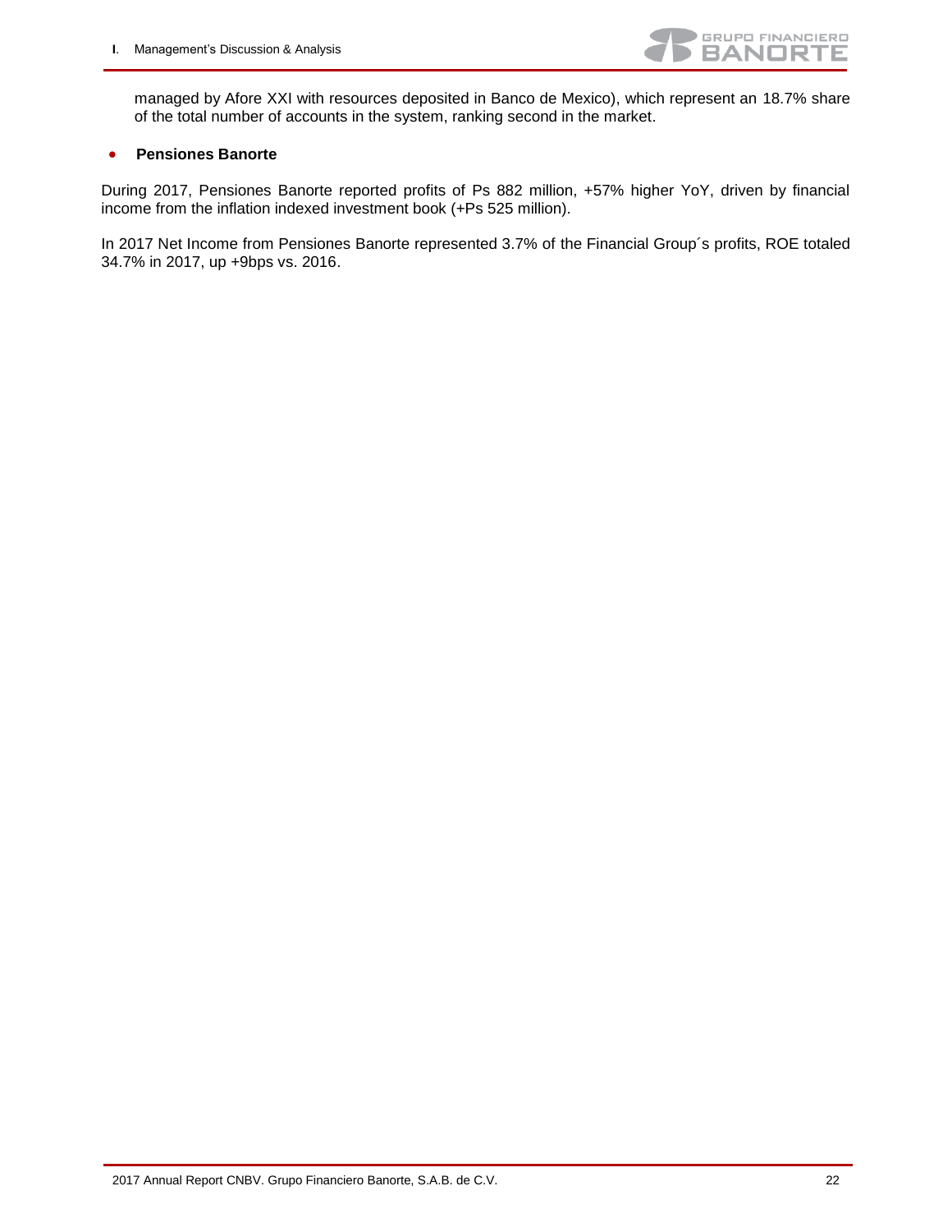managed by Afore XXI with resources deposited in Banco de Mexico), which represent an 18.7% share of the total number of accounts in the system, ranking second in the market.

- **Pensiones Banorte**

During 2017, Pensiones Banorte reported profits of Ps 882 million, +57% higher YoY, driven by financial income from the inflation indexed investment book (+Ps 525 million).

In 2017 Net Income from Pensiones Banorte represented 3.7% of the Financial Group´s profits, ROE totaled 34.7% in 2017, up +9bps vs. 2016.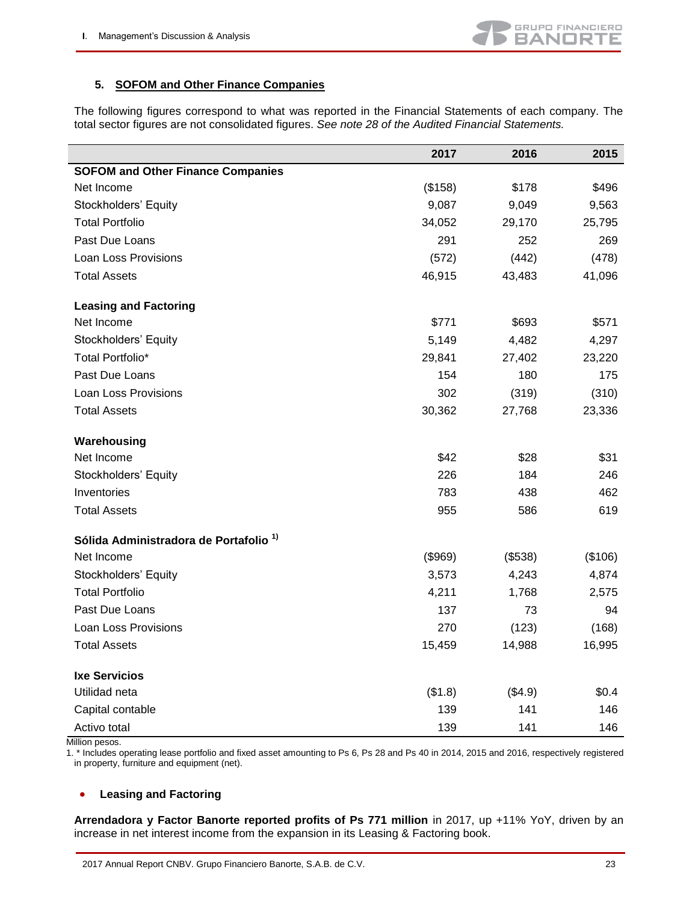### 5. SOFOM and Other Finance Companies

The following figures correspond to what was reported in the Financial Statements of each company. The total sector figures are not consolidated figures. *See note 28 of the Audited Financial Statements.*

| | 2017 | 2016 | 2015 |
|---|---|---|---|
| **SOFOM and Other Finance Companies** | | | |
| Net Income | ($158) | $178 | $496 |
| Stockholders' Equity | 9,087 | 9,049 | 9,563 |
| Total Portfolio | 34,052 | 29,170 | 25,795 |
| Past Due Loans | 291 | 252 | 269 |
| Loan Loss Provisions | (572) | (442) | (478) |
| Total Assets | 46,915 | 43,483 | 41,096 |
| **Leasing and Factoring** | | | |
| Net Income | $771 | $693 | $571 |
| Stockholders' Equity | 5,149 | 4,482 | 4,297 |
| Total Portfolio* | 29,841 | 27,402 | 23,220 |
| Past Due Loans | 154 | 180 | 175 |
| Loan Loss Provisions | 302 | (319) | (310) |
| Total Assets | 30,362 | 27,768 | 23,336 |
| **Warehousing** | | | |
| Net Income | $42 | $28 | $31 |
| Stockholders' Equity | 226 | 184 | 246 |
| Inventories | 783 | 438 | 462 |
| Total Assets | 955 | 586 | 619 |
| **Sólida Administradora de Portafolio [1)]** | | | |
| Net Income | ($969) | ($538) | ($106) |
| Stockholders' Equity | 3,573 | 4,243 | 4,874 |
| Total Portfolio | 4,211 | 1,768 | 2,575 |
| Past Due Loans | 137 | 73 | 94 |
| Loan Loss Provisions | 270 | (123) | (168) |
| Total Assets | 15,459 | 14,988 | 16,995 |
| **Ixe Servicios** | | | |
| Utilidad neta | ($1.8) | ($4.9) | $0.4 |
| Capital contable | 139 | 141 | 146 |
| Activo total | 139 | 141 | 146 |

Million pesos.

1. * Includes operating lease portfolio and fixed asset amounting to Ps 6, Ps 28 and Ps 40 in 2014, 2015 and 2016, respectively registered in property, furniture and equipment (net).

- **Leasing and Factoring**

**Arrendadora y Factor Banorte reported profits of Ps 771 million** in 2017, up +11% YoY, driven by an increase in net interest income from the expansion in its Leasing & Factoring book.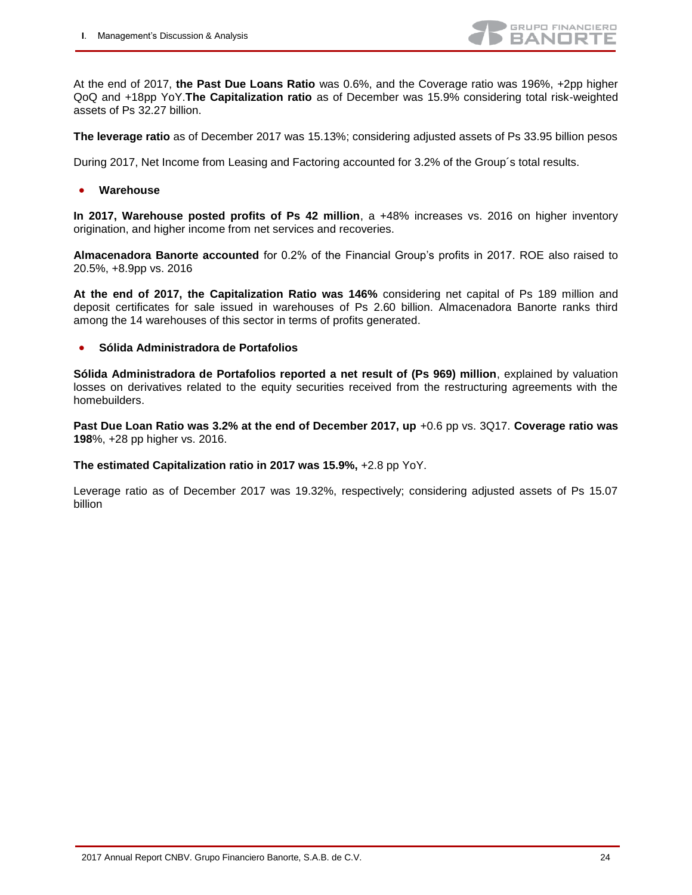At the end of 2017, **the Past Due Loans Ratio** was 0.6%, and the Coverage ratio was 196%, +2pp higher QoQ and +18pp YoY.**The Capitalization ratio** as of December was 15.9% considering total risk-weighted assets of Ps 32.27 billion.

**The leverage ratio** as of December 2017 was 15.13%; considering adjusted assets of Ps 33.95 billion pesos

During 2017, Net Income from Leasing and Factoring accounted for 3.2% of the Group´s total results.

- **Warehouse**

**In 2017, Warehouse posted profits of Ps 42 million**, a +48% increases vs. 2016 on higher inventory origination, and higher income from net services and recoveries.

**Almacenadora Banorte accounted** for 0.2% of the Financial Group's profits in 2017. ROE also raised to 20.5%, +8.9pp vs. 2016

**At the end of 2017, the Capitalization Ratio was 146%** considering net capital of Ps 189 million and deposit certificates for sale issued in warehouses of Ps 2.60 billion. Almacenadora Banorte ranks third among the 14 warehouses of this sector in terms of profits generated.

- **Sólida Administradora de Portafolios**

**Sólida Administradora de Portafolios reported a net result of (Ps 969) million**, explained by valuation losses on derivatives related to the equity securities received from the restructuring agreements with the homebuilders.

**Past Due Loan Ratio was 3.2% at the end of December 2017, up** +0.6 pp vs. 3Q17. **Coverage ratio was 198**%, +28 pp higher vs. 2016.

**The estimated Capitalization ratio in 2017 was 15.9%,** +2.8 pp YoY.

Leverage ratio as of December 2017 was 19.32%, respectively; considering adjusted assets of Ps 15.07 billion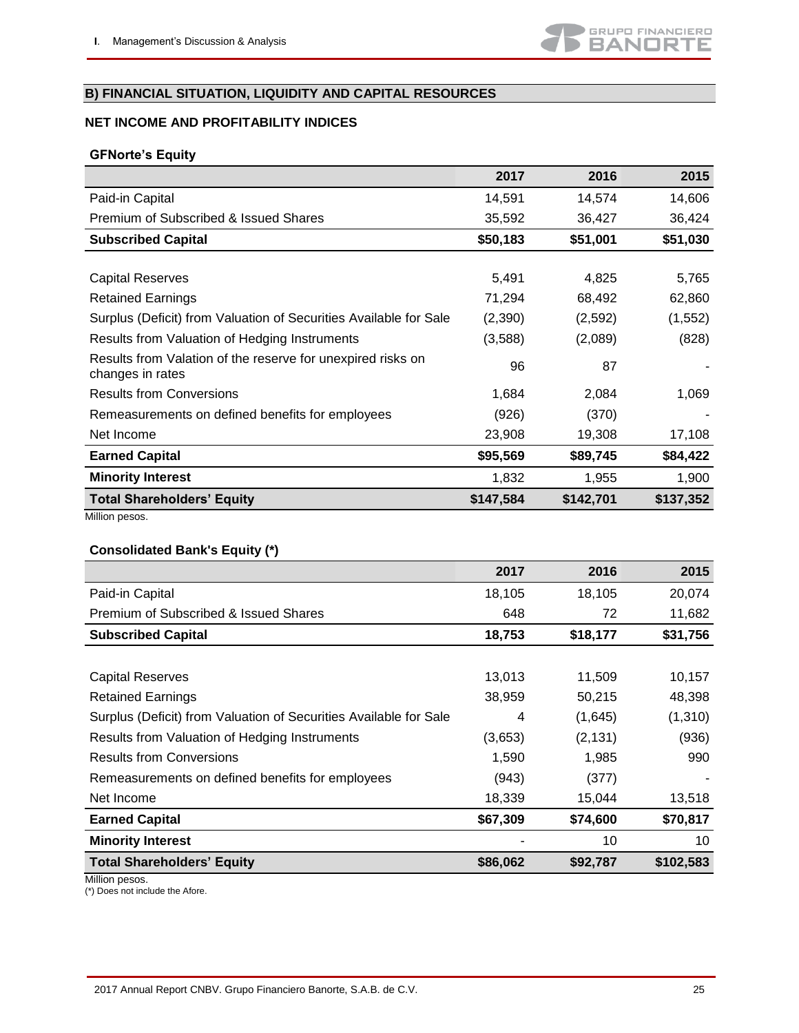## B) FINANCIAL SITUATION, LIQUIDITY AND CAPITAL RESOURCES

### NET INCOME AND PROFITABILITY INDICES

**GFNorte's Equity**

| | 2017 | 2016 | 2015 |
|---|---|---|---|
| Paid-in Capital | 14,591 | 14,574 | 14,606 |
| Premium of Subscribed & Issued Shares | 35,592 | 36,427 | 36,424 |
| **Subscribed Capital** | **$50,183** | **$51,001** | **$51,030** |
| | | | |
| Capital Reserves | 5,491 | 4,825 | 5,765 |
| Retained Earnings | 71,294 | 68,492 | 62,860 |
| Surplus (Deficit) from Valuation of Securities Available for Sale | (2,390) | (2,592) | (1,552) |
| Results from Valuation of Hedging Instruments | (3,588) | (2,089) | (828) |
| Results from Valation of the reserve for unexpired risks on changes in rates | 96 | 87 | - |
| Results from Conversions | 1,684 | 2,084 | 1,069 |
| Remeasurements on defined benefits for employees | (926) | (370) | - |
| Net Income | 23,908 | 19,308 | 17,108 |
| **Earned Capital** | **$95,569** | **$89,745** | **$84,422** |
| **Minority Interest** | 1,832 | 1,955 | 1,900 |
| **Total Shareholders' Equity** | **$147,584** | **$142,701** | **$137,352** |

Million pesos.

**Consolidated Bank's Equity (*)**

| | 2017 | 2016 | 2015 |
|---|---|---|---|
| Paid-in Capital | 18,105 | 18,105 | 20,074 |
| Premium of Subscribed & Issued Shares | 648 | 72 | 11,682 |
| **Subscribed Capital** | **18,753** | **$18,177** | **$31,756** |
| | | | |
| Capital Reserves | 13,013 | 11,509 | 10,157 |
| Retained Earnings | 38,959 | 50,215 | 48,398 |
| Surplus (Deficit) from Valuation of Securities Available for Sale | 4 | (1,645) | (1,310) |
| Results from Valuation of Hedging Instruments | (3,653) | (2,131) | (936) |
| Results from Conversions | 1,590 | 1,985 | 990 |
| Remeasurements on defined benefits for employees | (943) | (377) | - |
| Net Income | 18,339 | 15,044 | 13,518 |
| **Earned Capital** | **$67,309** | **$74,600** | **$70,817** |
| **Minority Interest** | - | 10 | 10 |
| **Total Shareholders' Equity** | **$86,062** | **$92,787** | **$102,583** |

Million pesos.
(*) Does not include the Afore.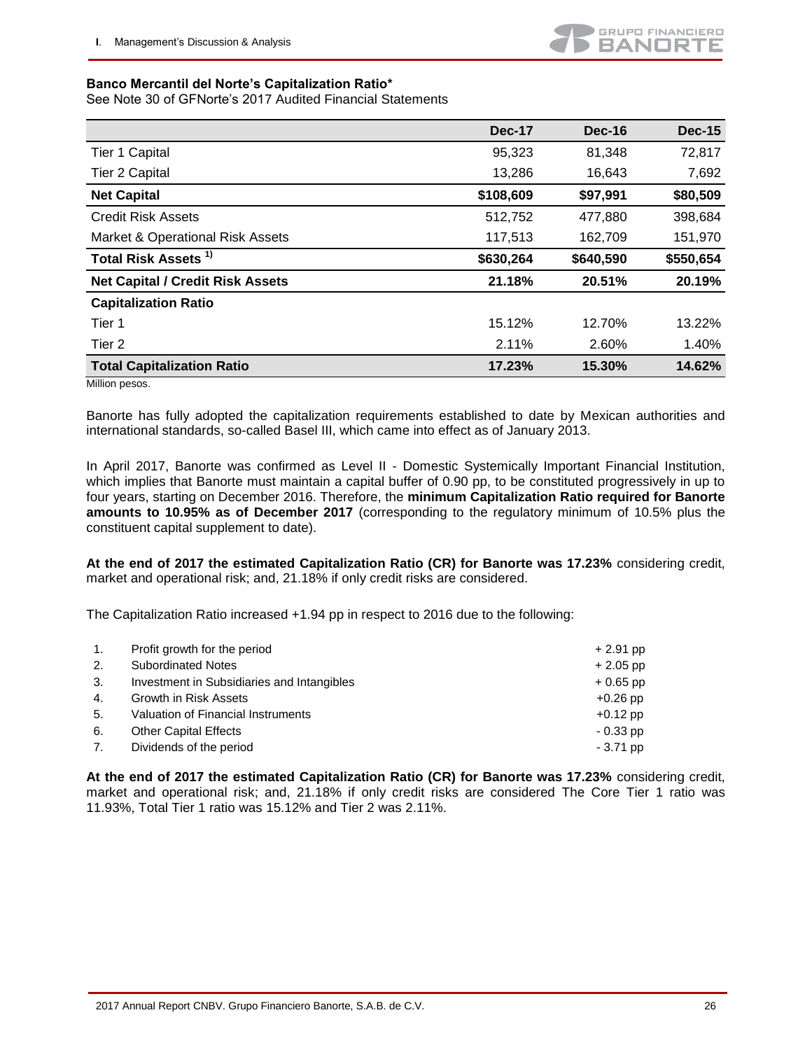**Banco Mercantil del Norte's Capitalization Ratio***

See Note 30 of GFNorte's 2017 Audited Financial Statements

| | Dec-17 | Dec-16 | Dec-15 |
|---|---|---|---|
| Tier 1 Capital | 95,323 | 81,348 | 72,817 |
| Tier 2 Capital | 13,286 | 16,643 | 7,692 |
| **Net Capital** | **$108,609** | **$97,991** | **$80,509** |
| Credit Risk Assets | 512,752 | 477,880 | 398,684 |
| Market & Operational Risk Assets | 117,513 | 162,709 | 151,970 |
| **Total Risk Assets [1)]** | **$630,264** | **$640,590** | **$550,654** |
| **Net Capital / Credit Risk Assets** | **21.18%** | **20.51%** | **20.19%** |
| **Capitalization Ratio** | | | |
| Tier 1 | 15.12% | 12.70% | 13.22% |
| Tier 2 | 2.11% | 2.60% | 1.40% |
| **Total Capitalization Ratio** | **17.23%** | **15.30%** | **14.62%** |

Million pesos.

Banorte has fully adopted the capitalization requirements established to date by Mexican authorities and international standards, so-called Basel III, which came into effect as of January 2013.

In April 2017, Banorte was confirmed as Level II - Domestic Systemically Important Financial Institution, which implies that Banorte must maintain a capital buffer of 0.90 pp, to be constituted progressively in up to four years, starting on December 2016. Therefore, the **minimum Capitalization Ratio required for Banorte amounts to 10.95% as of December 2017** (corresponding to the regulatory minimum of 10.5% plus the constituent capital supplement to date).

**At the end of 2017 the estimated Capitalization Ratio (CR) for Banorte was 17.23%** considering credit, market and operational risk; and, 21.18% if only credit risks are considered.

The Capitalization Ratio increased +1.94 pp in respect to 2016 due to the following:

| | | |
|---|---|---|
| 1. | Profit growth for the period | + 2.91 pp |
| 2. | Subordinated Notes | + 2.05 pp |
| 3. | Investment in Subsidiaries and Intangibles | + 0.65 pp |
| 4. | Growth in Risk Assets | +0.26 pp |
| 5. | Valuation of Financial Instruments | +0.12 pp |
| 6. | Other Capital Effects | - 0.33 pp |
| 7. | Dividends of the period | - 3.71 pp |

**At the end of 2017 the estimated Capitalization Ratio (CR) for Banorte was 17.23%** considering credit, market and operational risk; and, 21.18% if only credit risks are considered The Core Tier 1 ratio was 11.93%, Total Tier 1 ratio was 15.12% and Tier 2 was 2.11%.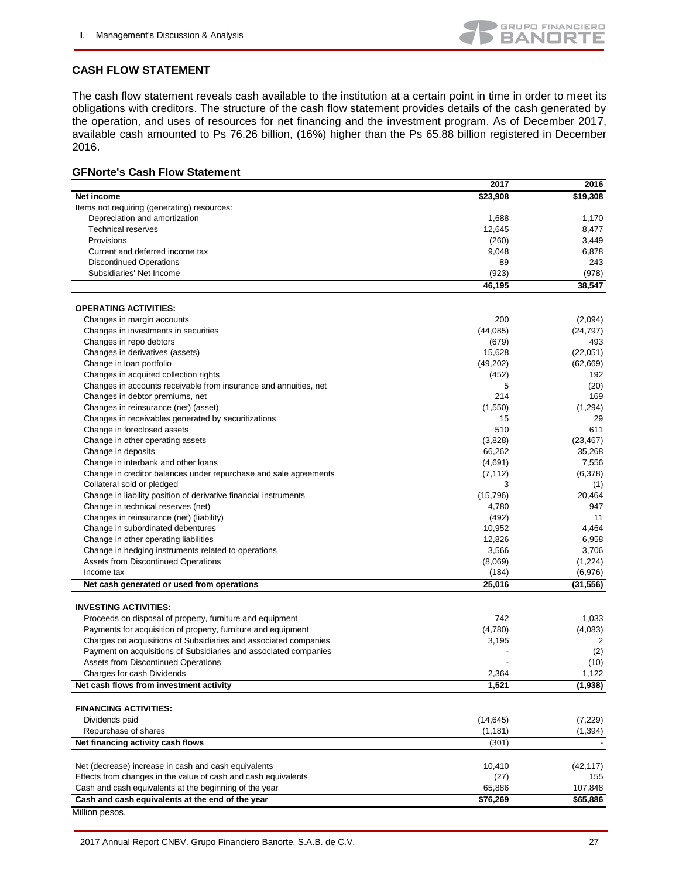## CASH FLOW STATEMENT

The cash flow statement reveals cash available to the institution at a certain point in time in order to meet its obligations with creditors. The structure of the cash flow statement provides details of the cash generated by the operation, and uses of resources for net financing and the investment program. As of December 2017, available cash amounted to Ps 76.26 billion, (16%) higher than the Ps 65.88 billion registered in December 2016.

### GFNorte's Cash Flow Statement

| | 2017 | 2016 |
|---|---|---|
| **Net income** | **$23,908** | **$19,308** |
| Items not requiring (generating) resources: | | |
| Depreciation and amortization | 1,688 | 1,170 |
| Technical reserves | 12,645 | 8,477 |
| Provisions | (260) | 3,449 |
| Current and deferred income tax | 9,048 | 6,878 |
| Discontinued Operations | 89 | 243 |
| Subsidiaries' Net Income | (923) | (978) |
| | **46,195** | **38,547** |
| **OPERATING ACTIVITIES:** | | |
| Changes in margin accounts | 200 | (2,094) |
| Changes in investments in securities | (44,085) | (24,797) |
| Changes in repo debtors | (679) | 493 |
| Changes in derivatives (assets) | 15,628 | (22,051) |
| Change in loan portfolio | (49,202) | (62,669) |
| Changes in acquired collection rights | (452) | 192 |
| Changes in accounts receivable from insurance and annuities, net | 5 | (20) |
| Changes in debtor premiums, net | 214 | 169 |
| Changes in reinsurance (net) (asset) | (1,550) | (1,294) |
| Changes in receivables generated by securitizations | 15 | 29 |
| Change in foreclosed assets | 510 | 611 |
| Change in other operating assets | (3,828) | (23,467) |
| Change in deposits | 66,262 | 35,268 |
| Change in interbank and other loans | (4,691) | 7,556 |
| Change in creditor balances under repurchase and sale agreements | (7,112) | (6,378) |
| Collateral sold or pledged | 3 | (1) |
| Change in liability position of derivative financial instruments | (15,796) | 20,464 |
| Change in technical reserves (net) | 4,780 | 947 |
| Changes in reinsurance (net) (liability) | (492) | 11 |
| Change in subordinated debentures | 10,952 | 4,464 |
| Change in other operating liabilities | 12,826 | 6,958 |
| Change in hedging instruments related to operations | 3,566 | 3,706 |
| Assets from Discontinued Operations | (8,069) | (1,224) |
| Income tax | (184) | (6,976) |
| **Net cash generated or used from operations** | **25,016** | **(31,556)** |
| **INVESTING ACTIVITIES:** | | |
| Proceeds on disposal of property, furniture and equipment | 742 | 1,033 |
| Payments for acquisition of property, furniture and equipment | (4,780) | (4,083) |
| Charges on acquisitions of Subsidiaries and associated companies | 3,195 | 2 |
| Payment on acquisitions of Subsidiaries and associated companies | - | (2) |
| Assets from Discontinued Operations | - | (10) |
| Charges for cash Dividends | 2,364 | 1,122 |
| **Net cash flows from investment activity** | **1,521** | **(1,938)** |
| **FINANCING ACTIVITIES:** | | |
| Dividends paid | (14,645) | (7,229) |
| Repurchase of shares | (1,181) | (1,394) |
| **Net financing activity cash flows** | (301) | - |
| Net (decrease) increase in cash and cash equivalents | 10,410 | (42,117) |
| Effects from changes in the value of cash and cash equivalents | (27) | 155 |
| Cash and cash equivalents at the beginning of the year | 65,886 | 107,848 |
| **Cash and cash equivalents at the end of the year** | **$76,269** | **$65,886** |

Million pesos.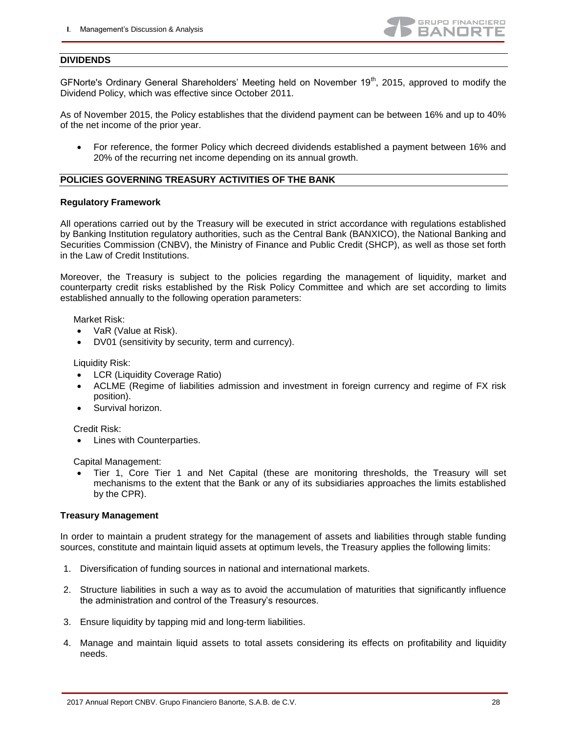## DIVIDENDS

GFNorte's Ordinary General Shareholders' Meeting held on November 19th, 2015, approved to modify the Dividend Policy, which was effective since October 2011.

As of November 2015, the Policy establishes that the dividend payment can be between 16% and up to 40% of the net income of the prior year.

- For reference, the former Policy which decreed dividends established a payment between 16% and 20% of the recurring net income depending on its annual growth.

## POLICIES GOVERNING TREASURY ACTIVITIES OF THE BANK

### Regulatory Framework

All operations carried out by the Treasury will be executed in strict accordance with regulations established by Banking Institution regulatory authorities, such as the Central Bank (BANXICO), the National Banking and Securities Commission (CNBV), the Ministry of Finance and Public Credit (SHCP), as well as those set forth in the Law of Credit Institutions.

Moreover, the Treasury is subject to the policies regarding the management of liquidity, market and counterparty credit risks established by the Risk Policy Committee and which are set according to limits established annually to the following operation parameters:

Market Risk:

- VaR (Value at Risk).
- DV01 (sensitivity by security, term and currency).

Liquidity Risk:

- LCR (Liquidity Coverage Ratio)
- ACLME (Regime of liabilities admission and investment in foreign currency and regime of FX risk position).
- Survival horizon.

Credit Risk:

- Lines with Counterparties.

Capital Management:

- Tier 1, Core Tier 1 and Net Capital (these are monitoring thresholds, the Treasury will set mechanisms to the extent that the Bank or any of its subsidiaries approaches the limits established by the CPR).

### Treasury Management

In order to maintain a prudent strategy for the management of assets and liabilities through stable funding sources, constitute and maintain liquid assets at optimum levels, the Treasury applies the following limits:

1. Diversification of funding sources in national and international markets.
2. Structure liabilities in such a way as to avoid the accumulation of maturities that significantly influence the administration and control of the Treasury's resources.
3. Ensure liquidity by tapping mid and long-term liabilities.
4. Manage and maintain liquid assets to total assets considering its effects on profitability and liquidity needs.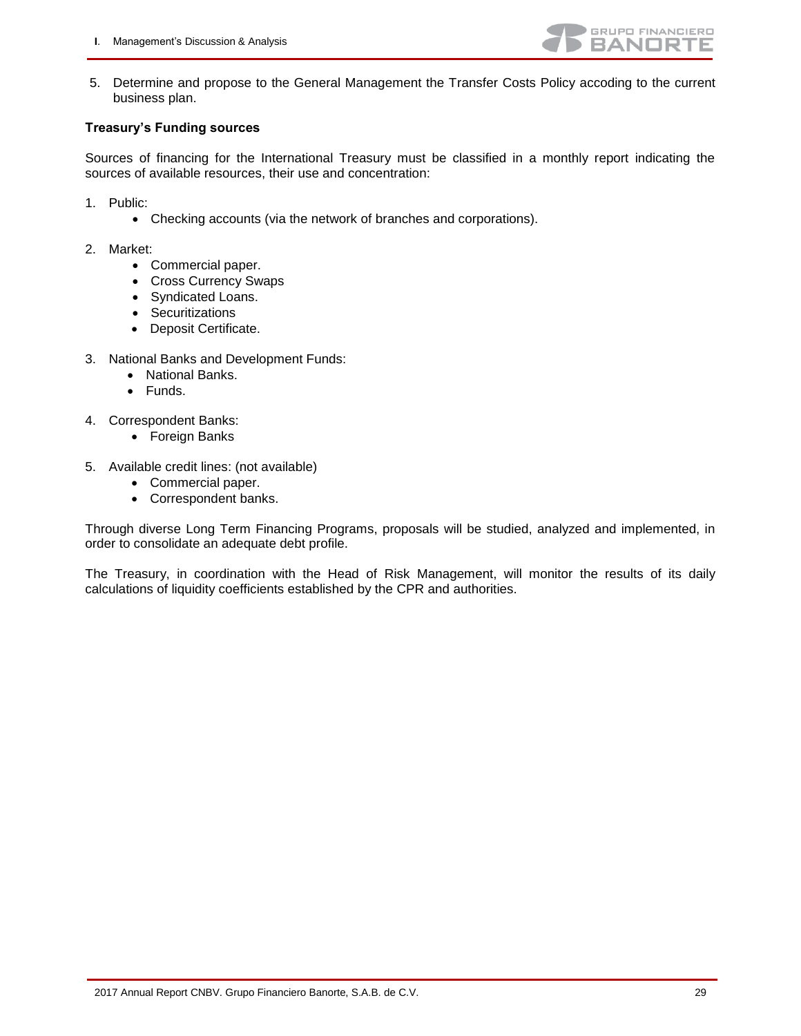5. Determine and propose to the General Management the Transfer Costs Policy accoding to the current business plan.

**Treasury's Funding sources**

Sources of financing for the International Treasury must be classified in a monthly report indicating the sources of available resources, their use and concentration:

1. Public:
    - Checking accounts (via the network of branches and corporations).
2. Market:
    - Commercial paper.
    - Cross Currency Swaps
    - Syndicated Loans.
    - Securitizations
    - Deposit Certificate.
3. National Banks and Development Funds:
    - National Banks.
    - Funds.
4. Correspondent Banks:
    - Foreign Banks
5. Available credit lines: (not available)
    - Commercial paper.
    - Correspondent banks.

Through diverse Long Term Financing Programs, proposals will be studied, analyzed and implemented, in order to consolidate an adequate debt profile.

The Treasury, in coordination with the Head of Risk Management, will monitor the results of its daily calculations of liquidity coefficients established by the CPR and authorities.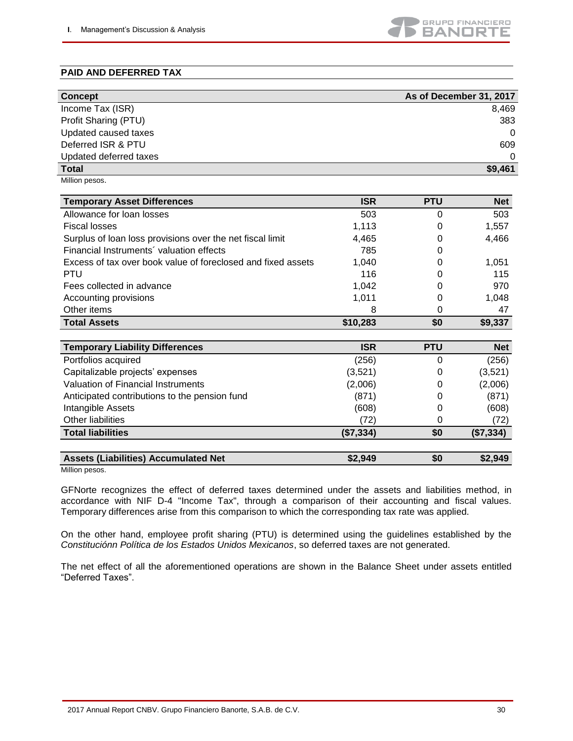## PAID AND DEFERRED TAX

| Concept | As of December 31, 2017 |
|---|---|
| Income Tax (ISR) | 8,469 |
| Profit Sharing (PTU) | 383 |
| Updated caused taxes | 0 |
| Deferred ISR & PTU | 609 |
| Updated deferred taxes | 0 |
| **Total** | **$9,461** |

Million pesos.

| Temporary Asset Differences | ISR | PTU | Net |
|---|---|---|---|
| Allowance for loan losses | 503 | 0 | 503 |
| Fiscal losses | 1,113 | 0 | 1,557 |
| Surplus of loan loss provisions over the net fiscal limit | 4,465 | 0 | 4,466 |
| Financial Instruments´ valuation effects | 785 | 0 | |
| Excess of tax over book value of foreclosed and fixed assets | 1,040 | 0 | 1,051 |
| PTU | 116 | 0 | 115 |
| Fees collected in advance | 1,042 | 0 | 970 |
| Accounting provisions | 1,011 | 0 | 1,048 |
| Other items | 8 | 0 | 47 |
| **Total Assets** | **$10,283** | **$0** | **$9,337** |
| **Temporary Liability Differences** | **ISR** | **PTU** | **Net** |
| Portfolios acquired | (256) | 0 | (256) |
| Capitalizable projects' expenses | (3,521) | 0 | (3,521) |
| Valuation of Financial Instruments | (2,006) | 0 | (2,006) |
| Anticipated contributions to the pension fund | (871) | 0 | (871) |
| Intangible Assets | (608) | 0 | (608) |
| Other liabilities | (72) | 0 | (72) |
| **Total liabilities** | **($7,334)** | **$0** | **($7,334)** |
| **Assets (Liabilities) Accumulated Net** | **$2,949** | **$0** | **$2,949** |

Million pesos.

GFNorte recognizes the effect of deferred taxes determined under the assets and liabilities method, in accordance with NIF D-4 "Income Tax", through a comparison of their accounting and fiscal values. Temporary differences arise from this comparison to which the corresponding tax rate was applied.

On the other hand, employee profit sharing (PTU) is determined using the guidelines established by the *Constituciónn Política de los Estados Unidos Mexicanos*, so deferred taxes are not generated.

The net effect of all the aforementioned operations are shown in the Balance Sheet under assets entitled "Deferred Taxes".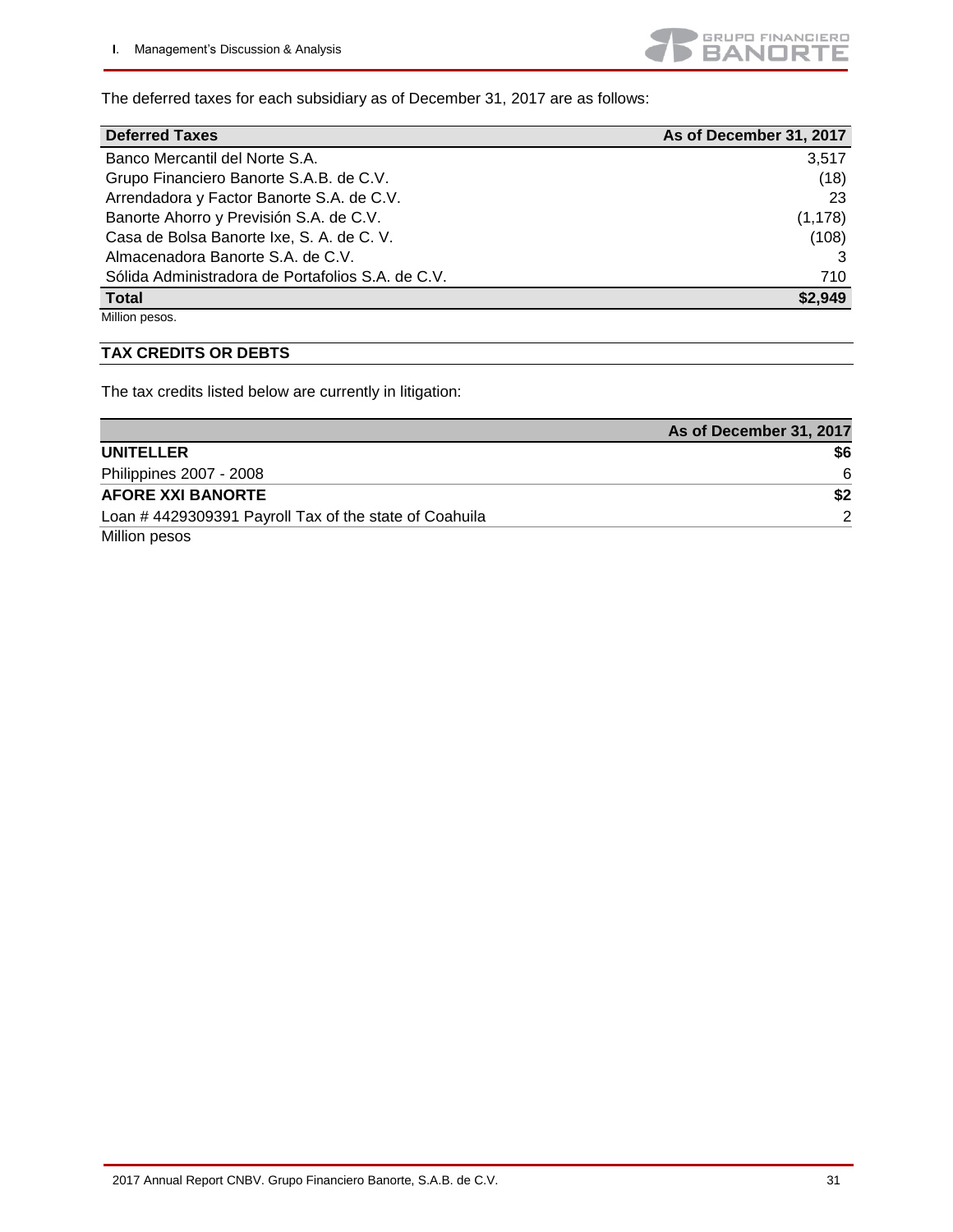The deferred taxes for each subsidiary as of December 31, 2017 are as follows:

| Deferred Taxes | As of December 31, 2017 |
|---|---|
| Banco Mercantil del Norte S.A. | 3,517 |
| Grupo Financiero Banorte S.A.B. de C.V. | (18) |
| Arrendadora y Factor Banorte S.A. de C.V. | 23 |
| Banorte Ahorro y Previsión S.A. de C.V. | (1,178) |
| Casa de Bolsa Banorte Ixe, S. A. de C. V. | (108) |
| Almacenadora Banorte S.A. de C.V. | 3 |
| Sólida Administradora de Portafolios S.A. de C.V. | 710 |
| **Total** | **$2,949** |

Million pesos.

## TAX CREDITS OR DEBTS

The tax credits listed below are currently in litigation:

| | As of December 31, 2017 |
|---|---|
| **UNITELLER** | **$6** |
| Philippines 2007 - 2008 | 6 |
| **AFORE XXI BANORTE** | **$2** |
| Loan # 4429309391 Payroll Tax of the state of Coahuila | 2 |

Million pesos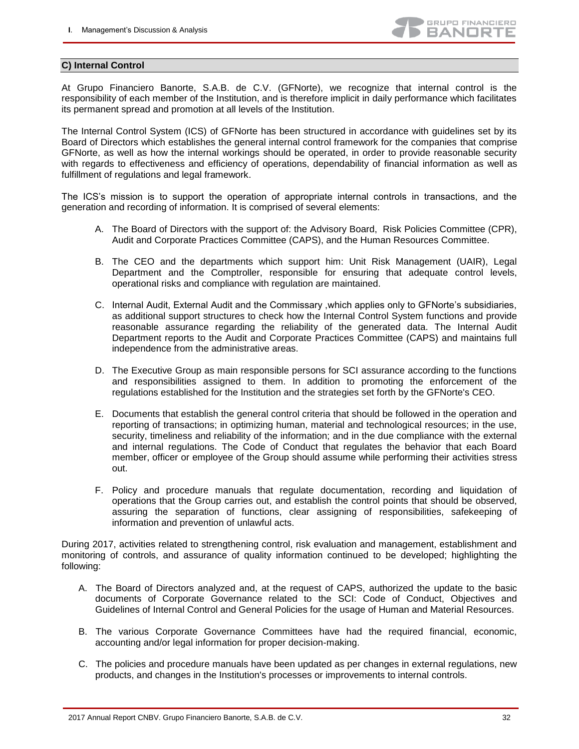## C) Internal Control

At Grupo Financiero Banorte, S.A.B. de C.V. (GFNorte), we recognize that internal control is the responsibility of each member of the Institution, and is therefore implicit in daily performance which facilitates its permanent spread and promotion at all levels of the Institution.

The Internal Control System (ICS) of GFNorte has been structured in accordance with guidelines set by its Board of Directors which establishes the general internal control framework for the companies that comprise GFNorte, as well as how the internal workings should be operated, in order to provide reasonable security with regards to effectiveness and efficiency of operations, dependability of financial information as well as fulfillment of regulations and legal framework.

The ICS's mission is to support the operation of appropriate internal controls in transactions, and the generation and recording of information. It is comprised of several elements:

A. The Board of Directors with the support of: the Advisory Board, Risk Policies Committee (CPR), Audit and Corporate Practices Committee (CAPS), and the Human Resources Committee.

B. The CEO and the departments which support him: Unit Risk Management (UAIR), Legal Department and the Comptroller, responsible for ensuring that adequate control levels, operational risks and compliance with regulation are maintained.

C. Internal Audit, External Audit and the Commissary ,which applies only to GFNorte's subsidiaries, as additional support structures to check how the Internal Control System functions and provide reasonable assurance regarding the reliability of the generated data. The Internal Audit Department reports to the Audit and Corporate Practices Committee (CAPS) and maintains full independence from the administrative areas.

D. The Executive Group as main responsible persons for SCI assurance according to the functions and responsibilities assigned to them. In addition to promoting the enforcement of the regulations established for the Institution and the strategies set forth by the GFNorte's CEO.

E. Documents that establish the general control criteria that should be followed in the operation and reporting of transactions; in optimizing human, material and technological resources; in the use, security, timeliness and reliability of the information; and in the due compliance with the external and internal regulations. The Code of Conduct that regulates the behavior that each Board member, officer or employee of the Group should assume while performing their activities stress out.

F. Policy and procedure manuals that regulate documentation, recording and liquidation of operations that the Group carries out, and establish the control points that should be observed, assuring the separation of functions, clear assigning of responsibilities, safekeeping of information and prevention of unlawful acts.

During 2017, activities related to strengthening control, risk evaluation and management, establishment and monitoring of controls, and assurance of quality information continued to be developed; highlighting the following:

A. The Board of Directors analyzed and, at the request of CAPS, authorized the update to the basic documents of Corporate Governance related to the SCI: Code of Conduct, Objectives and Guidelines of Internal Control and General Policies for the usage of Human and Material Resources.

B. The various Corporate Governance Committees have had the required financial, economic, accounting and/or legal information for proper decision-making.

C. The policies and procedure manuals have been updated as per changes in external regulations, new products, and changes in the Institution's processes or improvements to internal controls.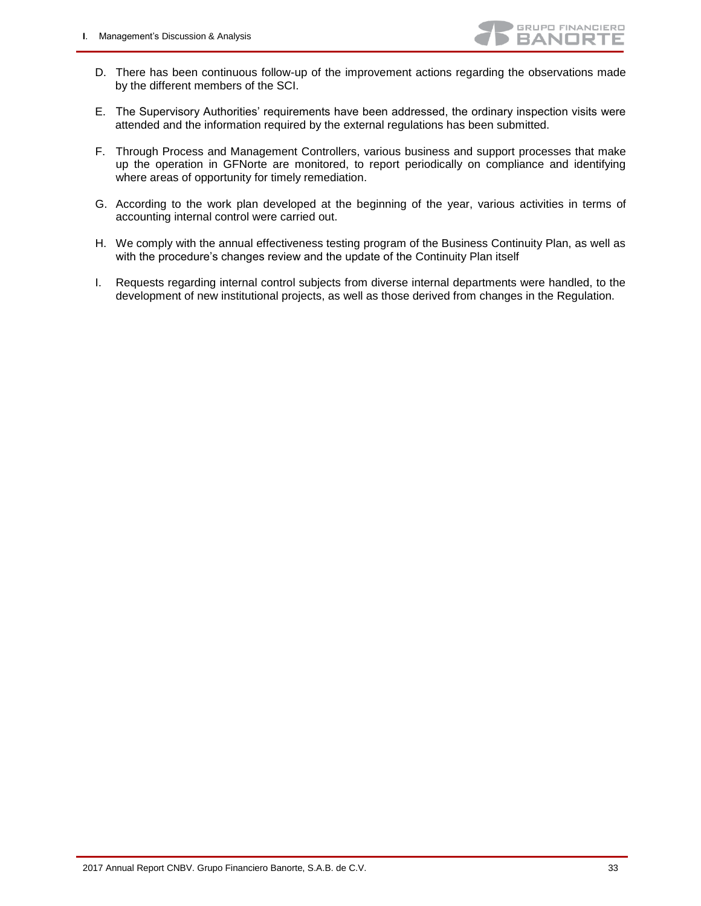D. There has been continuous follow-up of the improvement actions regarding the observations made by the different members of the SCI.

E. The Supervisory Authorities' requirements have been addressed, the ordinary inspection visits were attended and the information required by the external regulations has been submitted.

F. Through Process and Management Controllers, various business and support processes that make up the operation in GFNorte are monitored, to report periodically on compliance and identifying where areas of opportunity for timely remediation.

G. According to the work plan developed at the beginning of the year, various activities in terms of accounting internal control were carried out.

H. We comply with the annual effectiveness testing program of the Business Continuity Plan, as well as with the procedure's changes review and the update of the Continuity Plan itself

I. Requests regarding internal control subjects from diverse internal departments were handled, to the development of new institutional projects, as well as those derived from changes in the Regulation.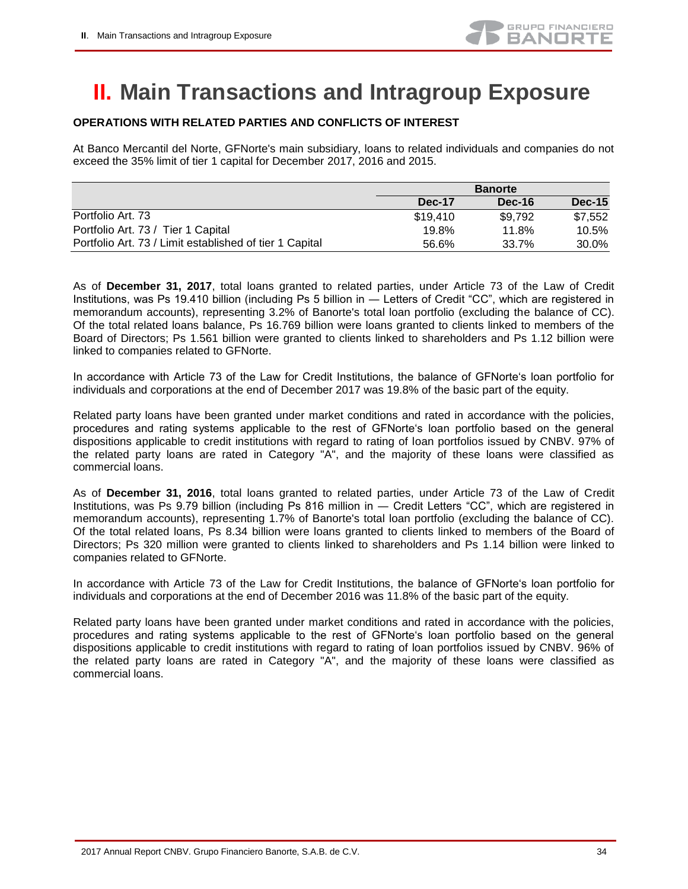# II. Main Transactions and Intragroup Exposure

**OPERATIONS WITH RELATED PARTIES AND CONFLICTS OF INTEREST**

At Banco Mercantil del Norte, GFNorte's main subsidiary, loans to related individuals and companies do not exceed the 35% limit of tier 1 capital for December 2017, 2016 and 2015.

| | Banorte | | |
|---|---|---|---|
| | **Dec-17** | **Dec-16** | **Dec-15** |
| Portfolio Art. 73 | $19,410 | $9,792 | $7,552 |
| Portfolio Art. 73 / Tier 1 Capital | 19.8% | 11.8% | 10.5% |
| Portfolio Art. 73 / Limit established of tier 1 Capital | 56.6% | 33.7% | 30.0% |

As of **December 31, 2017**, total loans granted to related parties, under Article 73 of the Law of Credit Institutions, was Ps 19.410 billion (including Ps 5 billion in — Letters of Credit "CC", which are registered in memorandum accounts), representing 3.2% of Banorte's total loan portfolio (excluding the balance of CC). Of the total related loans balance, Ps 16.769 billion were loans granted to clients linked to members of the Board of Directors; Ps 1.561 billion were granted to clients linked to shareholders and Ps 1.12 billion were linked to companies related to GFNorte.

In accordance with Article 73 of the Law for Credit Institutions, the balance of GFNorte's loan portfolio for individuals and corporations at the end of December 2017 was 19.8% of the basic part of the equity.

Related party loans have been granted under market conditions and rated in accordance with the policies, procedures and rating systems applicable to the rest of GFNorte's loan portfolio based on the general dispositions applicable to credit institutions with regard to rating of loan portfolios issued by CNBV. 97% of the related party loans are rated in Category "A", and the majority of these loans were classified as commercial loans.

As of **December 31, 2016**, total loans granted to related parties, under Article 73 of the Law of Credit Institutions, was Ps 9.79 billion (including Ps 816 million in — Credit Letters "CC", which are registered in memorandum accounts), representing 1.7% of Banorte's total loan portfolio (excluding the balance of CC). Of the total related loans, Ps 8.34 billion were loans granted to clients linked to members of the Board of Directors; Ps 320 million were granted to clients linked to shareholders and Ps 1.14 billion were linked to companies related to GFNorte.

In accordance with Article 73 of the Law for Credit Institutions, the balance of GFNorte's loan portfolio for individuals and corporations at the end of December 2016 was 11.8% of the basic part of the equity.

Related party loans have been granted under market conditions and rated in accordance with the policies, procedures and rating systems applicable to the rest of GFNorte's loan portfolio based on the general dispositions applicable to credit institutions with regard to rating of loan portfolios issued by CNBV. 96% of the related party loans are rated in Category "A", and the majority of these loans were classified as commercial loans.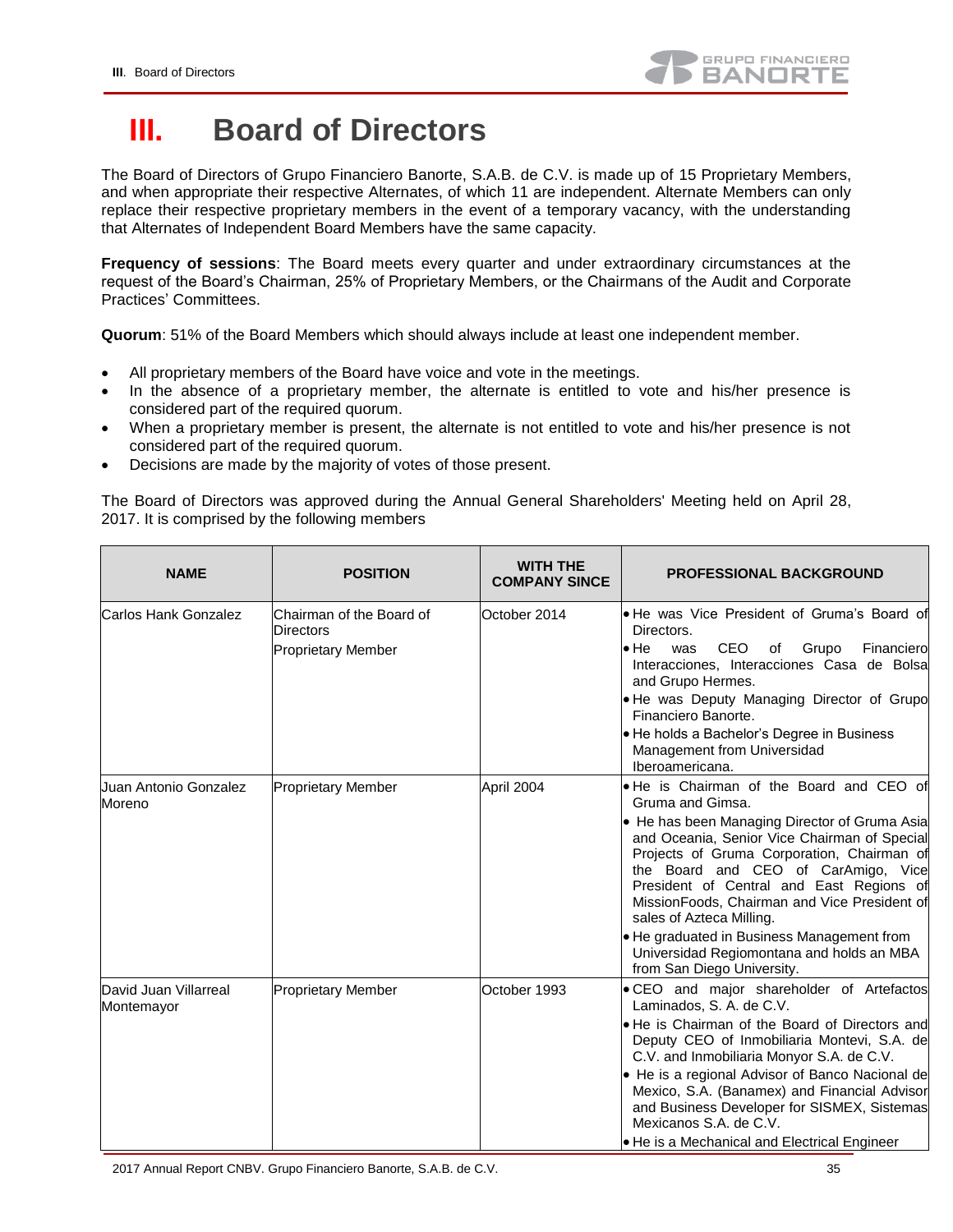# III. Board of Directors

The Board of Directors of Grupo Financiero Banorte, S.A.B. de C.V. is made up of 15 Proprietary Members, and when appropriate their respective Alternates, of which 11 are independent. Alternate Members can only replace their respective proprietary members in the event of a temporary vacancy, with the understanding that Alternates of Independent Board Members have the same capacity.

**Frequency of sessions**: The Board meets every quarter and under extraordinary circumstances at the request of the Board's Chairman, 25% of Proprietary Members, or the Chairmans of the Audit and Corporate Practices' Committees.

**Quorum**: 51% of the Board Members which should always include at least one independent member.

- All proprietary members of the Board have voice and vote in the meetings.
- In the absence of a proprietary member, the alternate is entitled to vote and his/her presence is considered part of the required quorum.
- When a proprietary member is present, the alternate is not entitled to vote and his/her presence is not considered part of the required quorum.
- Decisions are made by the majority of votes of those present.

The Board of Directors was approved during the Annual General Shareholders' Meeting held on April 28, 2017. It is comprised by the following members

| NAME | POSITION | WITH THE COMPANY SINCE | PROFESSIONAL BACKGROUND |
|---|---|---|---|
| Carlos Hank Gonzalez | Chairman of the Board of Directors<br>Proprietary Member | October 2014 | • He was Vice President of Gruma's Board of Directors.<br>• He was CEO of Grupo Financiero Interacciones, Interacciones Casa de Bolsa and Grupo Hermes.<br>• He was Deputy Managing Director of Grupo Financiero Banorte.<br>• He holds a Bachelor's Degree in Business Management from Universidad Iberoamericana. |
| Juan Antonio Gonzalez Moreno | Proprietary Member | April 2004 | • He is Chairman of the Board and CEO of Gruma and Gimsa.<br>• He has been Managing Director of Gruma Asia and Oceania, Senior Vice Chairman of Special Projects of Gruma Corporation, Chairman of the Board and CEO of CarAmigo, Vice President of Central and East Regions of MissionFoods, Chairman and Vice President of sales of Azteca Milling.<br>• He graduated in Business Management from Universidad Regiomontana and holds an MBA from San Diego University. |
| David Juan Villarreal Montemayor | Proprietary Member | October 1993 | • CEO and major shareholder of Artefactos Laminados, S. A. de C.V.<br>• He is Chairman of the Board of Directors and Deputy CEO of Inmobiliaria Montevi, S.A. de C.V. and Inmobiliaria Monyor S.A. de C.V.<br>• He is a regional Advisor of Banco Nacional de Mexico, S.A. (Banamex) and Financial Advisor and Business Developer for SISMEX, Sistemas Mexicanos S.A. de C.V.<br>• He is a Mechanical and Electrical Engineer |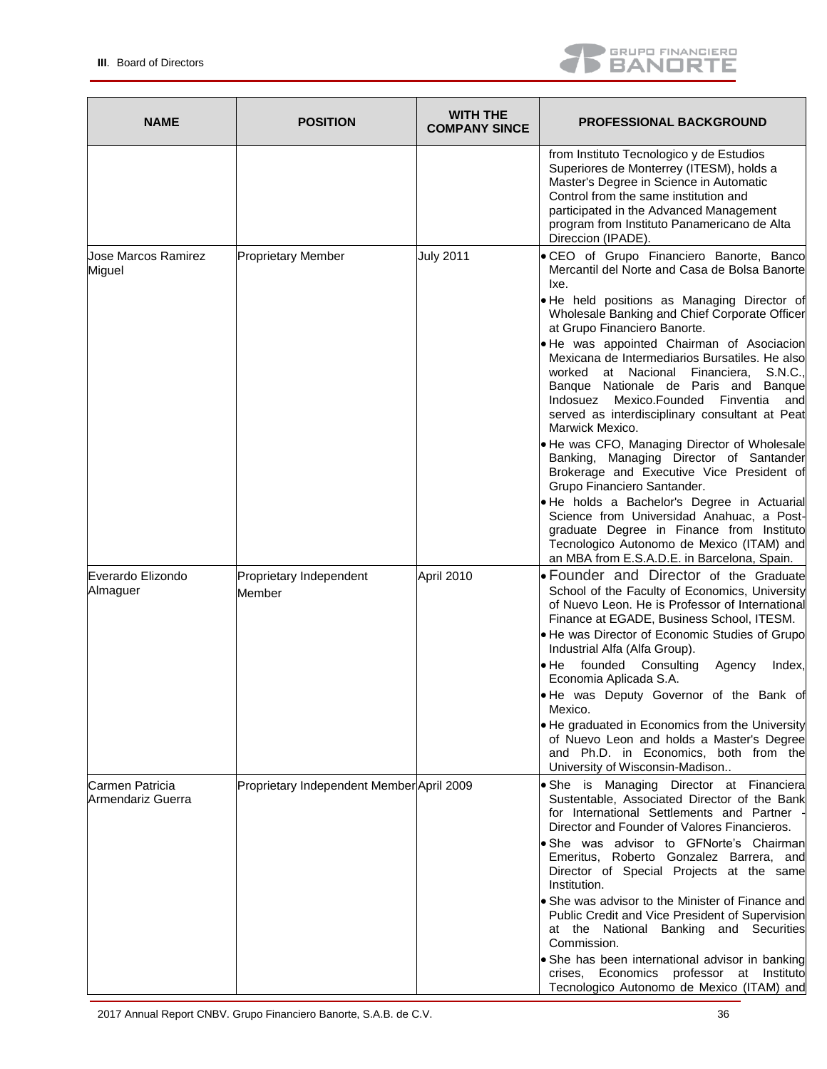| NAME | POSITION | WITH THE COMPANY SINCE | PROFESSIONAL BACKGROUND |
|---|---|---|---|
| | | | from Instituto Tecnologico y de Estudios Superiores de Monterrey (ITESM), holds a Master's Degree in Science in Automatic Control from the same institution and participated in the Advanced Management program from Instituto Panamericano de Alta Direccion (IPADE). |
| Jose Marcos Ramirez Miguel | Proprietary Member | July 2011 | • CEO of Grupo Financiero Banorte, Banco Mercantil del Norte and Casa de Bolsa Banorte Ixe.<br>• He held positions as Managing Director of Wholesale Banking and Chief Corporate Officer at Grupo Financiero Banorte.<br>• He was appointed Chairman of Asociacion Mexicana de Intermediarios Bursatiles. He also worked at Nacional Financiera, S.N.C., Banque Nationale de Paris and Banque Indosuez Mexico.Founded Finventia and served as interdisciplinary consultant at Peat Marwick Mexico.<br>• He was CFO, Managing Director of Wholesale Banking, Managing Director of Santander Brokerage and Executive Vice President of Grupo Financiero Santander.<br>• He holds a Bachelor's Degree in Actuarial Science from Universidad Anahuac, a Post-graduate Degree in Finance from Instituto Tecnologico Autonomo de Mexico (ITAM) and an MBA from E.S.A.D.E. in Barcelona, Spain. |
| Everardo Elizondo Almaguer | Proprietary Independent Member | April 2010 | • Founder and Director of the Graduate School of the Faculty of Economics, University of Nuevo Leon. He is Professor of International Finance at EGADE, Business School, ITESM.<br>• He was Director of Economic Studies of Grupo Industrial Alfa (Alfa Group).<br>• He founded Consulting Agency Index, Economia Aplicada S.A.<br>• He was Deputy Governor of the Bank of Mexico.<br>• He graduated in Economics from the University of Nuevo Leon and holds a Master's Degree and Ph.D. in Economics, both from the University of Wisconsin-Madison.. |
| Carmen Patricia Armendariz Guerra | Proprietary Independent Member | April 2009 | • She is Managing Director at Financiera Sustentable, Associated Director of the Bank for International Settlements and Partner - Director and Founder of Valores Financieros.<br>• She was advisor to GFNorte's Chairman Emeritus, Roberto Gonzalez Barrera, and Director of Special Projects at the same Institution.<br>• She was advisor to the Minister of Finance and Public Credit and Vice President of Supervision at the National Banking and Securities Commission.<br>• She has been international advisor in banking crises, Economics professor at Instituto Tecnologico Autonomo de Mexico (ITAM) and |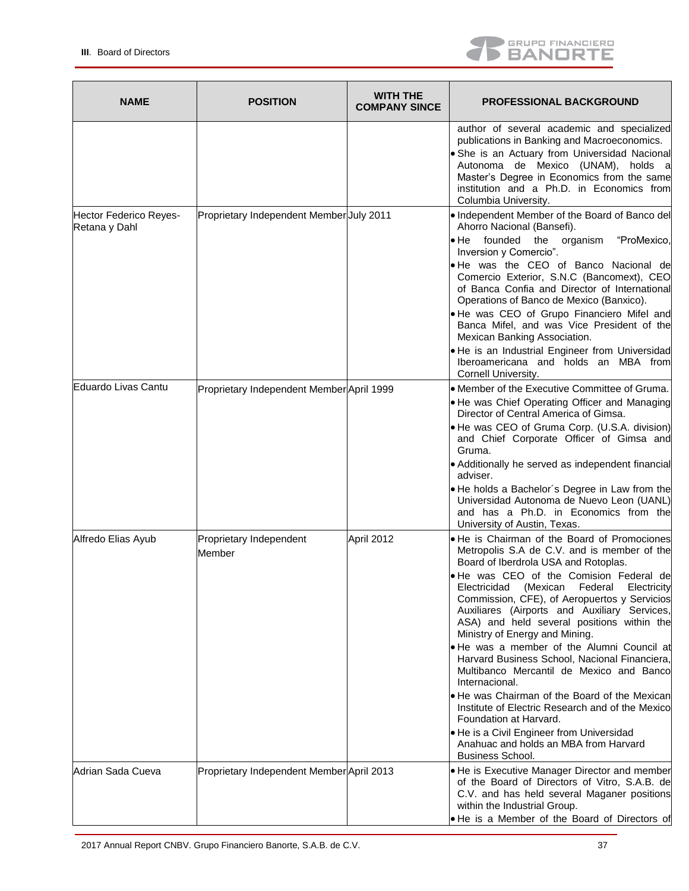| NAME | POSITION | WITH THE COMPANY SINCE | PROFESSIONAL BACKGROUND |
|---|---|---|---|
| | | | author of several academic and specialized publications in Banking and Macroeconomics.<br>• She is an Actuary from Universidad Nacional Autonoma de Mexico (UNAM), holds a Master's Degree in Economics from the same institution and a Ph.D. in Economics from Columbia University. |
| Hector Federico Reyes-Retana y Dahl | Proprietary Independent Member | July 2011 | • Independent Member of the Board of Banco del Ahorro Nacional (Bansefi).<br>• He founded the organism "ProMexico, Inversion y Comercio".<br>• He was the CEO of Banco Nacional de Comercio Exterior, S.N.C (Bancomext), CEO of Banca Confia and Director of International Operations of Banco de Mexico (Banxico).<br>• He was CEO of Grupo Financiero Mifel and Banca Mifel, and was Vice President of the Mexican Banking Association.<br>• He is an Industrial Engineer from Universidad Iberoamericana and holds an MBA from Cornell University. |
| Eduardo Livas Cantu | Proprietary Independent Member | April 1999 | • Member of the Executive Committee of Gruma.<br>• He was Chief Operating Officer and Managing Director of Central America of Gimsa.<br>• He was CEO of Gruma Corp. (U.S.A. division) and Chief Corporate Officer of Gimsa and Gruma.<br>• Additionally he served as independent financial adviser.<br>• He holds a Bachelor´s Degree in Law from the Universidad Autonoma de Nuevo Leon (UANL) and has a Ph.D. in Economics from the University of Austin, Texas. |
| Alfredo Elias Ayub | Proprietary Independent Member | April 2012 | • He is Chairman of the Board of Promociones Metropolis S.A de C.V. and is member of the Board of Iberdrola USA and Rotoplas.<br>• He was CEO of the Comision Federal de Electricidad (Mexican Federal Electricity Commission, CFE), of Aeropuertos y Servicios Auxiliares (Airports and Auxiliary Services, ASA) and held several positions within the Ministry of Energy and Mining.<br>• He was a member of the Alumni Council at Harvard Business School, Nacional Financiera, Multibanco Mercantil de Mexico and Banco Internacional.<br>• He was Chairman of the Board of the Mexican Institute of Electric Research and of the Mexico Foundation at Harvard.<br>• He is a Civil Engineer from Universidad Anahuac and holds an MBA from Harvard Business School. |
| Adrian Sada Cueva | Proprietary Independent Member | April 2013 | • He is Executive Manager Director and member of the Board of Directors of Vitro, S.A.B. de C.V. and has held several Maganer positions within the Industrial Group.<br>• He is a Member of the Board of Directors of |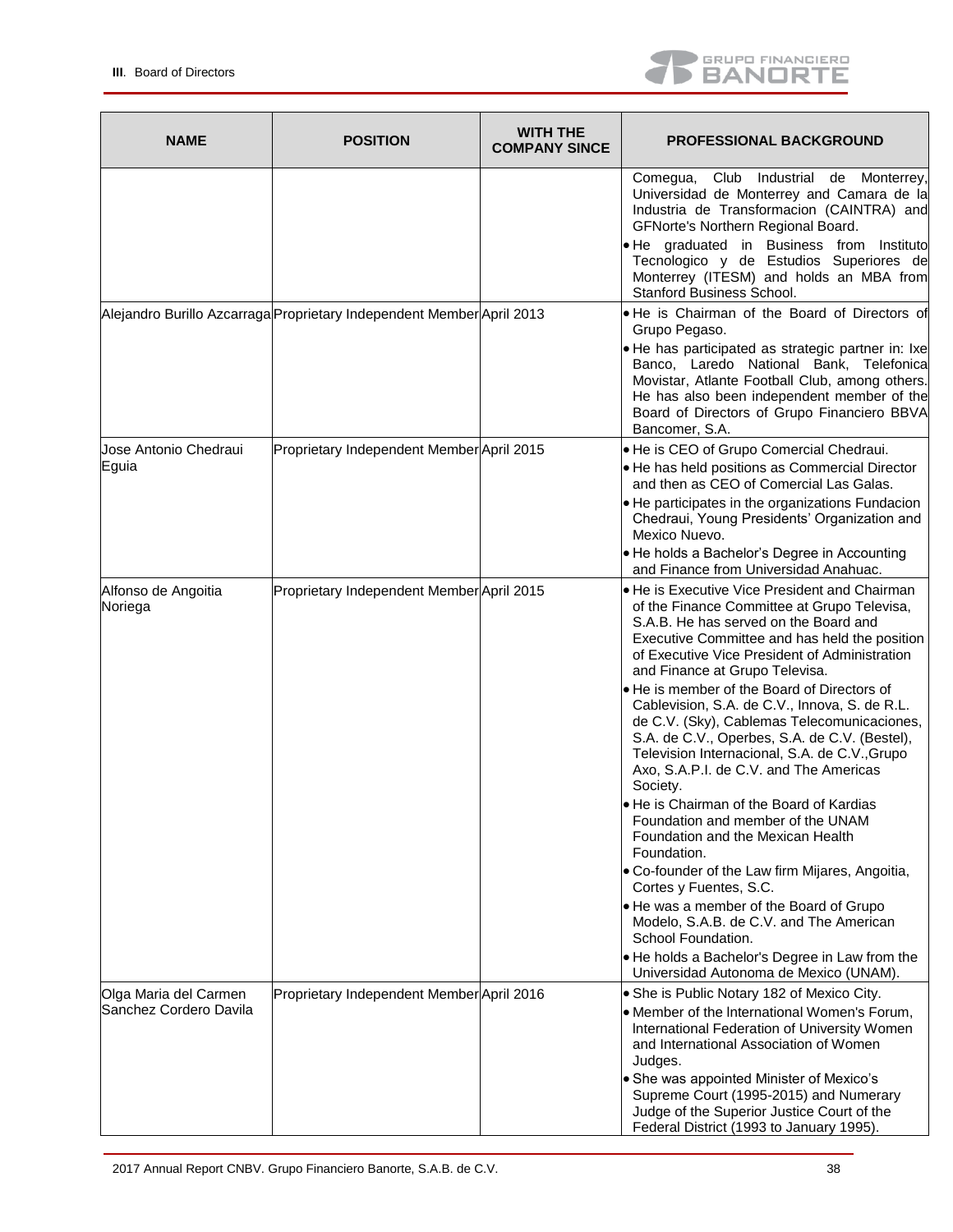| NAME | POSITION | WITH THE COMPANY SINCE | PROFESSIONAL BACKGROUND |
|---|---|---|---|
| | | | Comegua, Club Industrial de Monterrey, Universidad de Monterrey and Camara de la Industria de Transformacion (CAINTRA) and GFNorte's Northern Regional Board.<br>• He graduated in Business from Instituto Tecnologico y de Estudios Superiores de Monterrey (ITESM) and holds an MBA from Stanford Business School. |
| Alejandro Burillo Azcarraga | Proprietary Independent Member | April 2013 | • He is Chairman of the Board of Directors of Grupo Pegaso.<br>• He has participated as strategic partner in: Ixe Banco, Laredo National Bank, Telefonica Movistar, Atlante Football Club, among others. He has also been independent member of the Board of Directors of Grupo Financiero BBVA Bancomer, S.A. |
| Jose Antonio Chedraui Eguia | Proprietary Independent Member | April 2015 | • He is CEO of Grupo Comercial Chedraui.<br>• He has held positions as Commercial Director and then as CEO of Comercial Las Galas.<br>• He participates in the organizations Fundacion Chedraui, Young Presidents' Organization and Mexico Nuevo.<br>• He holds a Bachelor's Degree in Accounting and Finance from Universidad Anahuac. |
| Alfonso de Angoitia Noriega | Proprietary Independent Member | April 2015 | • He is Executive Vice President and Chairman of the Finance Committee at Grupo Televisa, S.A.B. He has served on the Board and Executive Committee and has held the position of Executive Vice President of Administration and Finance at Grupo Televisa.<br>• He is member of the Board of Directors of Cablevision, S.A. de C.V., Innova, S. de R.L. de C.V. (Sky), Cablemas Telecomunicaciones, S.A. de C.V., Operbes, S.A. de C.V. (Bestel), Television Internacional, S.A. de C.V.,Grupo Axo, S.A.P.I. de C.V. and The Americas Society.<br>• He is Chairman of the Board of Kardias Foundation and member of the UNAM Foundation and the Mexican Health Foundation.<br>• Co-founder of the Law firm Mijares, Angoitia, Cortes y Fuentes, S.C.<br>• He was a member of the Board of Grupo Modelo, S.A.B. de C.V. and The American School Foundation.<br>• He holds a Bachelor's Degree in Law from the Universidad Autonoma de Mexico (UNAM). |
| Olga Maria del Carmen Sanchez Cordero Davila | Proprietary Independent Member | April 2016 | • She is Public Notary 182 of Mexico City.<br>• Member of the International Women's Forum, International Federation of University Women and International Association of Women Judges.<br>• She was appointed Minister of Mexico's Supreme Court (1995-2015) and Numerary Judge of the Superior Justice Court of the Federal District (1993 to January 1995). |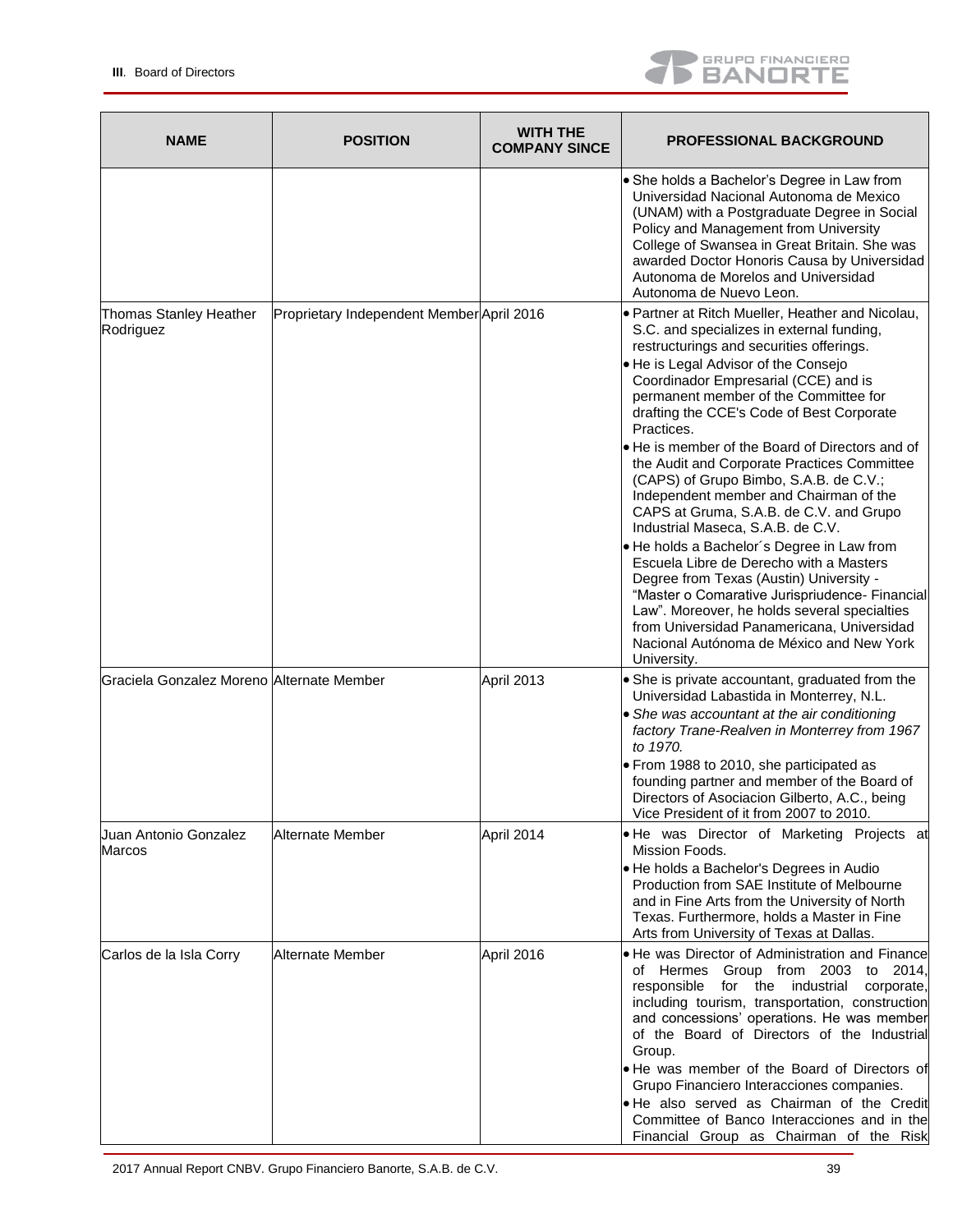| NAME | POSITION | WITH THE COMPANY SINCE | PROFESSIONAL BACKGROUND |
|---|---|---|---|
| | | | • She holds a Bachelor's Degree in Law from Universidad Nacional Autonoma de Mexico (UNAM) with a Postgraduate Degree in Social Policy and Management from University College of Swansea in Great Britain. She was awarded Doctor Honoris Causa by Universidad Autonoma de Morelos and Universidad Autonoma de Nuevo Leon. |
| Thomas Stanley Heather Rodriguez | Proprietary Independent Member | April 2016 | • Partner at Ritch Mueller, Heather and Nicolau, S.C. and specializes in external funding, restructurings and securities offerings.<br>• He is Legal Advisor of the Consejo Coordinador Empresarial (CCE) and is permanent member of the Committee for drafting the CCE's Code of Best Corporate Practices.<br>• He is member of the Board of Directors and of the Audit and Corporate Practices Committee (CAPS) of Grupo Bimbo, S.A.B. de C.V.; Independent member and Chairman of the CAPS at Gruma, S.A.B. de C.V. and Grupo Industrial Maseca, S.A.B. de C.V.<br>• He holds a Bachelor´s Degree in Law from Escuela Libre de Derecho with a Masters Degree from Texas (Austin) University - "Master o Comarative Jurispriudence- Financial Law". Moreover, he holds several specialties from Universidad Panamericana, Universidad Nacional Autónoma de México and New York University. |
| Graciela Gonzalez Moreno | Alternate Member | April 2013 | • She is private accountant, graduated from the Universidad Labastida in Monterrey, N.L.<br>• *She was accountant at the air conditioning factory Trane-Realven in Monterrey from 1967 to 1970.*<br>• From 1988 to 2010, she participated as founding partner and member of the Board of Directors of Asociacion Gilberto, A.C., being Vice President of it from 2007 to 2010. |
| Juan Antonio Gonzalez Marcos | Alternate Member | April 2014 | • He was Director of Marketing Projects at Mission Foods.<br>• He holds a Bachelor's Degrees in Audio Production from SAE Institute of Melbourne and in Fine Arts from the University of North Texas. Furthermore, holds a Master in Fine Arts from University of Texas at Dallas. |
| Carlos de la Isla Corry | Alternate Member | April 2016 | • He was Director of Administration and Finance of Hermes Group from 2003 to 2014, responsible for the industrial corporate, including tourism, transportation, construction and concessions' operations. He was member of the Board of Directors of the Industrial Group.<br>• He was member of the Board of Directors of Grupo Financiero Interacciones companies.<br>• He also served as Chairman of the Credit Committee of Banco Interacciones and in the Financial Group as Chairman of the Risk |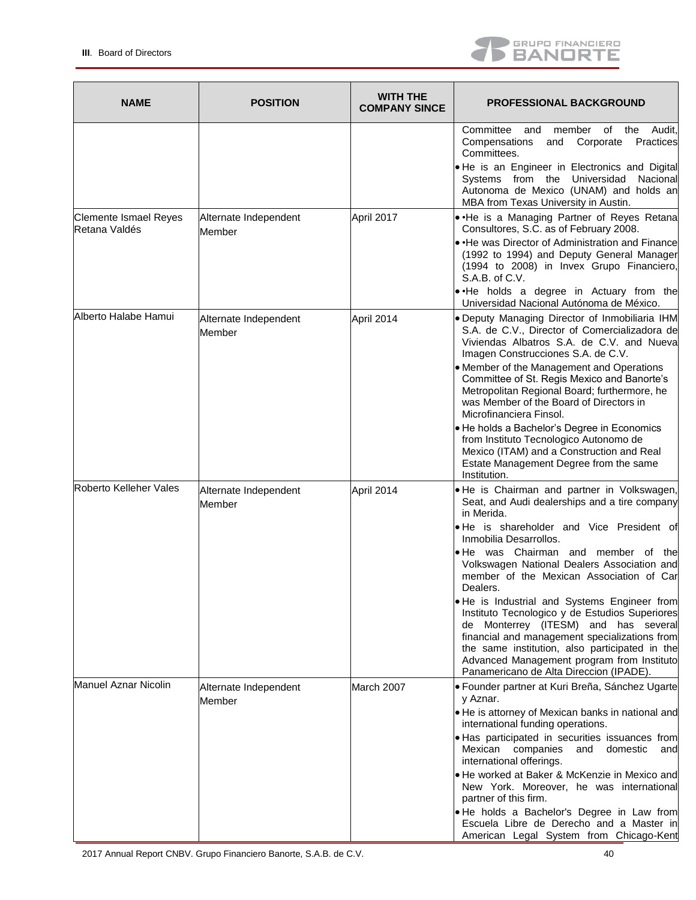| NAME | POSITION | WITH THE COMPANY SINCE | PROFESSIONAL BACKGROUND |
|---|---|---|---|
| | | | Committee and member of the Audit, Compensations and Corporate Practices Committees.<br>• He is an Engineer in Electronics and Digital Systems from the Universidad Nacional Autonoma de Mexico (UNAM) and holds an MBA from Texas University in Austin. |
| Clemente Ismael Reyes Retana Valdés | Alternate Independent Member | April 2017 | • •He is a Managing Partner of Reyes Retana Consultores, S.C. as of February 2008.<br>• •He was Director of Administration and Finance (1992 to 1994) and Deputy General Manager (1994 to 2008) in Invex Grupo Financiero, S.A.B. of C.V.<br>• •He holds a degree in Actuary from the Universidad Nacional Autónoma de México. |
| Alberto Halabe Hamui | Alternate Independent Member | April 2014 | • Deputy Managing Director of Inmobiliaria IHM S.A. de C.V., Director of Comercializadora de Viviendas Albatros S.A. de C.V. and Nueva Imagen Construcciones S.A. de C.V.<br>• Member of the Management and Operations Committee of St. Regis Mexico and Banorte's Metropolitan Regional Board; furthermore, he was Member of the Board of Directors in Microfinanciera Finsol.<br>• He holds a Bachelor's Degree in Economics from Instituto Tecnologico Autonomo de Mexico (ITAM) and a Construction and Real Estate Management Degree from the same Institution. |
| Roberto Kelleher Vales | Alternate Independent Member | April 2014 | • He is Chairman and partner in Volkswagen, Seat, and Audi dealerships and a tire company in Merida.<br>• He is shareholder and Vice President of Inmobilia Desarrollos.<br>• He was Chairman and member of the Volkswagen National Dealers Association and member of the Mexican Association of Car Dealers.<br>• He is Industrial and Systems Engineer from Instituto Tecnologico y de Estudios Superiores de Monterrey (ITESM) and has several financial and management specializations from the same institution, also participated in the Advanced Management program from Instituto Panamericano de Alta Direccion (IPADE). |
| Manuel Aznar Nicolin | Alternate Independent Member | March 2007 | • Founder partner at Kuri Breña, Sánchez Ugarte y Aznar.<br>• He is attorney of Mexican banks in national and international funding operations.<br>• Has participated in securities issuances from Mexican companies and domestic and international offerings.<br>• He worked at Baker & McKenzie in Mexico and New York. Moreover, he was international partner of this firm.<br>• He holds a Bachelor's Degree in Law from Escuela Libre de Derecho and a Master in American Legal System from Chicago-Kent |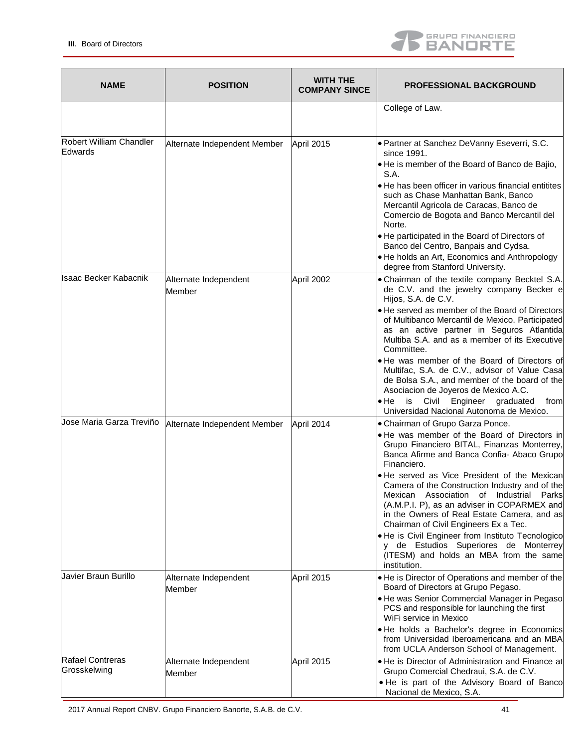| NAME | POSITION | WITH THE COMPANY SINCE | PROFESSIONAL BACKGROUND |
|---|---|---|---|
| | | | College of Law. |
| Robert William Chandler Edwards | Alternate Independent Member | April 2015 | • Partner at Sanchez DeVanny Eseverri, S.C. since 1991.<br>• He is member of the Board of Banco de Bajio, S.A.<br>• He has been officer in various financial entitites such as Chase Manhattan Bank, Banco Mercantil Agricola de Caracas, Banco de Comercio de Bogota and Banco Mercantil del Norte.<br>• He participated in the Board of Directors of Banco del Centro, Banpais and Cydsa.<br>• He holds an Art, Economics and Anthropology degree from Stanford University. |
| Isaac Becker Kabacnik | Alternate Independent Member | April 2002 | • Chairman of the textile company Becktel S.A. de C.V. and the jewelry company Becker e Hijos, S.A. de C.V.<br>• He served as member of the Board of Directors of Multibanco Mercantil de Mexico. Participated as an active partner in Seguros Atlantida Multiba S.A. and as a member of its Executive Committee.<br>• He was member of the Board of Directors of Multifac, S.A. de C.V., advisor of Value Casa de Bolsa S.A., and member of the board of the Asociacion de Joyeros de Mexico A.C.<br>• He is Civil Engineer graduated from Universidad Nacional Autonoma de Mexico. |
| Jose Maria Garza Treviño | Alternate Independent Member | April 2014 | • Chairman of Grupo Garza Ponce.<br>• He was member of the Board of Directors in Grupo Financiero BITAL, Finanzas Monterrey, Banca Afirme and Banca Confia- Abaco Grupo Financiero.<br>• He served as Vice President of the Mexican Camera of the Construction Industry and of the Mexican Association of Industrial Parks (A.M.P.I. P), as an adviser in COPARMEX and in the Owners of Real Estate Camera, and as Chairman of Civil Engineers Ex a Tec.<br>• He is Civil Engineer from Instituto Tecnologico y de Estudios Superiores de Monterrey (ITESM) and holds an MBA from the same institution. |
| Javier Braun Burillo | Alternate Independent Member | April 2015 | • He is Director of Operations and member of the Board of Directors at Grupo Pegaso.<br>• He was Senior Commercial Manager in Pegaso PCS and responsible for launching the first WiFi service in Mexico<br>• He holds a Bachelor's degree in Economics from Universidad Iberoamericana and an MBA from UCLA Anderson School of Management. |
| Rafael Contreras Grosskelwing | Alternate Independent Member | April 2015 | • He is Director of Administration and Finance at Grupo Comercial Chedraui, S.A. de C.V.<br>• He is part of the Advisory Board of Banco Nacional de Mexico, S.A. |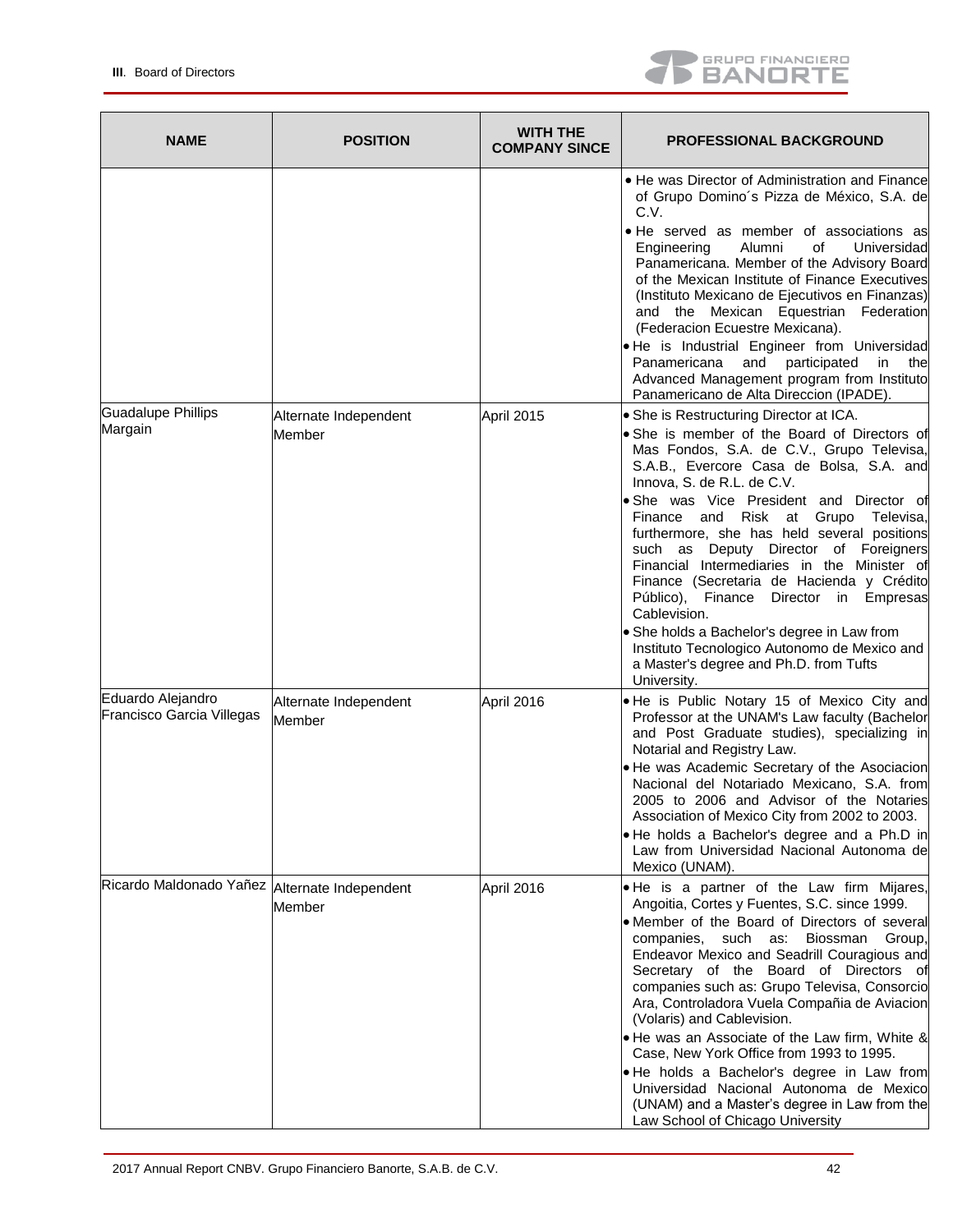| NAME | POSITION | WITH THE COMPANY SINCE | PROFESSIONAL BACKGROUND |
|---|---|---|---|
| | | | • He was Director of Administration and Finance of Grupo Domino´s Pizza de México, S.A. de C.V.<br>• He served as member of associations as Engineering Alumni of Universidad Panamericana. Member of the Advisory Board of the Mexican Institute of Finance Executives (Instituto Mexicano de Ejecutivos en Finanzas) and the Mexican Equestrian Federation (Federacion Ecuestre Mexicana).<br>• He is Industrial Engineer from Universidad Panamericana and participated in the Advanced Management program from Instituto Panamericano de Alta Direccion (IPADE). |
| Guadalupe Phillips Margain | Alternate Independent Member | April 2015 | • She is Restructuring Director at ICA.<br>• She is member of the Board of Directors of Mas Fondos, S.A. de C.V., Grupo Televisa, S.A.B., Evercore Casa de Bolsa, S.A. and Innova, S. de R.L. de C.V.<br>• She was Vice President and Director of Finance and Risk at Grupo Televisa, furthermore, she has held several positions such as Deputy Director of Foreigners Financial Intermediaries in the Minister of Finance (Secretaria de Hacienda y Crédito Público), Finance Director in Empresas Cablevision.<br>• She holds a Bachelor's degree in Law from Instituto Tecnologico Autonomo de Mexico and a Master's degree and Ph.D. from Tufts University. |
| Eduardo Alejandro Francisco Garcia Villegas | Alternate Independent Member | April 2016 | • He is Public Notary 15 of Mexico City and Professor at the UNAM's Law faculty (Bachelor and Post Graduate studies), specializing in Notarial and Registry Law.<br>• He was Academic Secretary of the Asociacion Nacional del Notariado Mexicano, S.A. from 2005 to 2006 and Advisor of the Notaries Association of Mexico City from 2002 to 2003.<br>• He holds a Bachelor's degree and a Ph.D in Law from Universidad Nacional Autonoma de Mexico (UNAM). |
| Ricardo Maldonado Yañez | Alternate Independent Member | April 2016 | • He is a partner of the Law firm Mijares, Angoitia, Cortes y Fuentes, S.C. since 1999.<br>• Member of the Board of Directors of several companies, such as: Biossman Group, Endeavor Mexico and Seadrill Couragious and Secretary of the Board of Directors of companies such as: Grupo Televisa, Consorcio Ara, Controladora Vuela Compañia de Aviacion (Volaris) and Cablevision.<br>• He was an Associate of the Law firm, White & Case, New York Office from 1993 to 1995.<br>• He holds a Bachelor's degree in Law from Universidad Nacional Autonoma de Mexico (UNAM) and a Master's degree in Law from the Law School of Chicago University |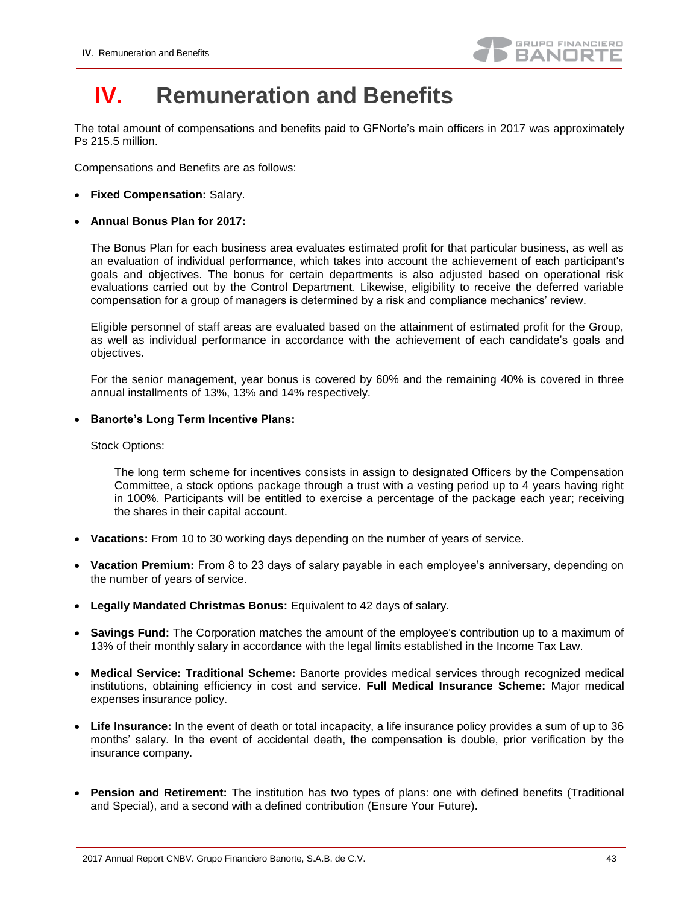# IV. Remuneration and Benefits

The total amount of compensations and benefits paid to GFNorte's main officers in 2017 was approximately Ps 215.5 million.

Compensations and Benefits are as follows:

- **Fixed Compensation:** Salary.

- **Annual Bonus Plan for 2017:**

  The Bonus Plan for each business area evaluates estimated profit for that particular business, as well as an evaluation of individual performance, which takes into account the achievement of each participant's goals and objectives. The bonus for certain departments is also adjusted based on operational risk evaluations carried out by the Control Department. Likewise, eligibility to receive the deferred variable compensation for a group of managers is determined by a risk and compliance mechanics' review.

  Eligible personnel of staff areas are evaluated based on the attainment of estimated profit for the Group, as well as individual performance in accordance with the achievement of each candidate's goals and objectives.

  For the senior management, year bonus is covered by 60% and the remaining 40% is covered in three annual installments of 13%, 13% and 14% respectively.

- **Banorte's Long Term Incentive Plans:**

  Stock Options:

  The long term scheme for incentives consists in assign to designated Officers by the Compensation Committee, a stock options package through a trust with a vesting period up to 4 years having right in 100%. Participants will be entitled to exercise a percentage of the package each year; receiving the shares in their capital account.

- **Vacations:** From 10 to 30 working days depending on the number of years of service.

- **Vacation Premium:** From 8 to 23 days of salary payable in each employee's anniversary, depending on the number of years of service.

- **Legally Mandated Christmas Bonus:** Equivalent to 42 days of salary.

- **Savings Fund:** The Corporation matches the amount of the employee's contribution up to a maximum of 13% of their monthly salary in accordance with the legal limits established in the Income Tax Law.

- **Medical Service: Traditional Scheme:** Banorte provides medical services through recognized medical institutions, obtaining efficiency in cost and service. **Full Medical Insurance Scheme:** Major medical expenses insurance policy.

- **Life Insurance:** In the event of death or total incapacity, a life insurance policy provides a sum of up to 36 months' salary. In the event of accidental death, the compensation is double, prior verification by the insurance company.

- **Pension and Retirement:** The institution has two types of plans: one with defined benefits (Traditional and Special), and a second with a defined contribution (Ensure Your Future).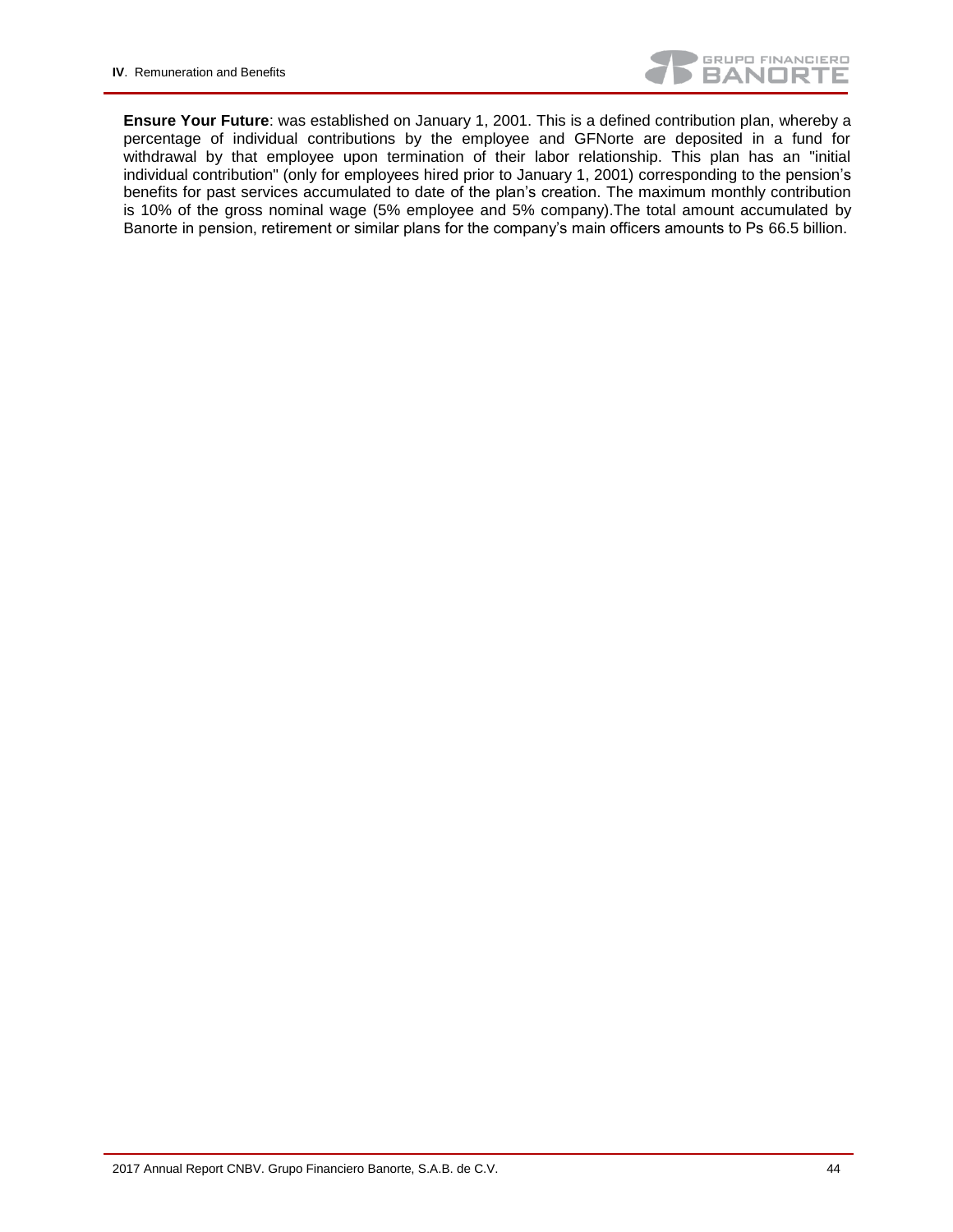**Ensure Your Future**: was established on January 1, 2001. This is a defined contribution plan, whereby a percentage of individual contributions by the employee and GFNorte are deposited in a fund for withdrawal by that employee upon termination of their labor relationship. This plan has an "initial individual contribution" (only for employees hired prior to January 1, 2001) corresponding to the pension's benefits for past services accumulated to date of the plan's creation. The maximum monthly contribution is 10% of the gross nominal wage (5% employee and 5% company).The total amount accumulated by Banorte in pension, retirement or similar plans for the company's main officers amounts to Ps 66.5 billion.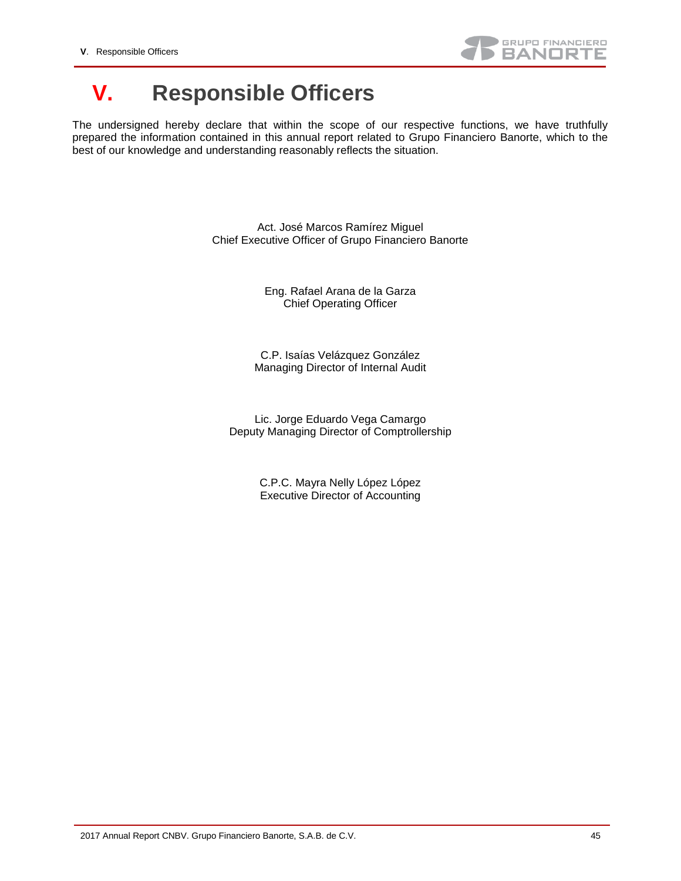# V. Responsible Officers

The undersigned hereby declare that within the scope of our respective functions, we have truthfully prepared the information contained in this annual report related to Grupo Financiero Banorte, which to the best of our knowledge and understanding reasonably reflects the situation.

Act. José Marcos Ramírez Miguel
Chief Executive Officer of Grupo Financiero Banorte

Eng. Rafael Arana de la Garza
Chief Operating Officer

C.P. Isaías Velázquez González
Managing Director of Internal Audit

Lic. Jorge Eduardo Vega Camargo
Deputy Managing Director of Comptrollership

C.P.C. Mayra Nelly López López
Executive Director of Accounting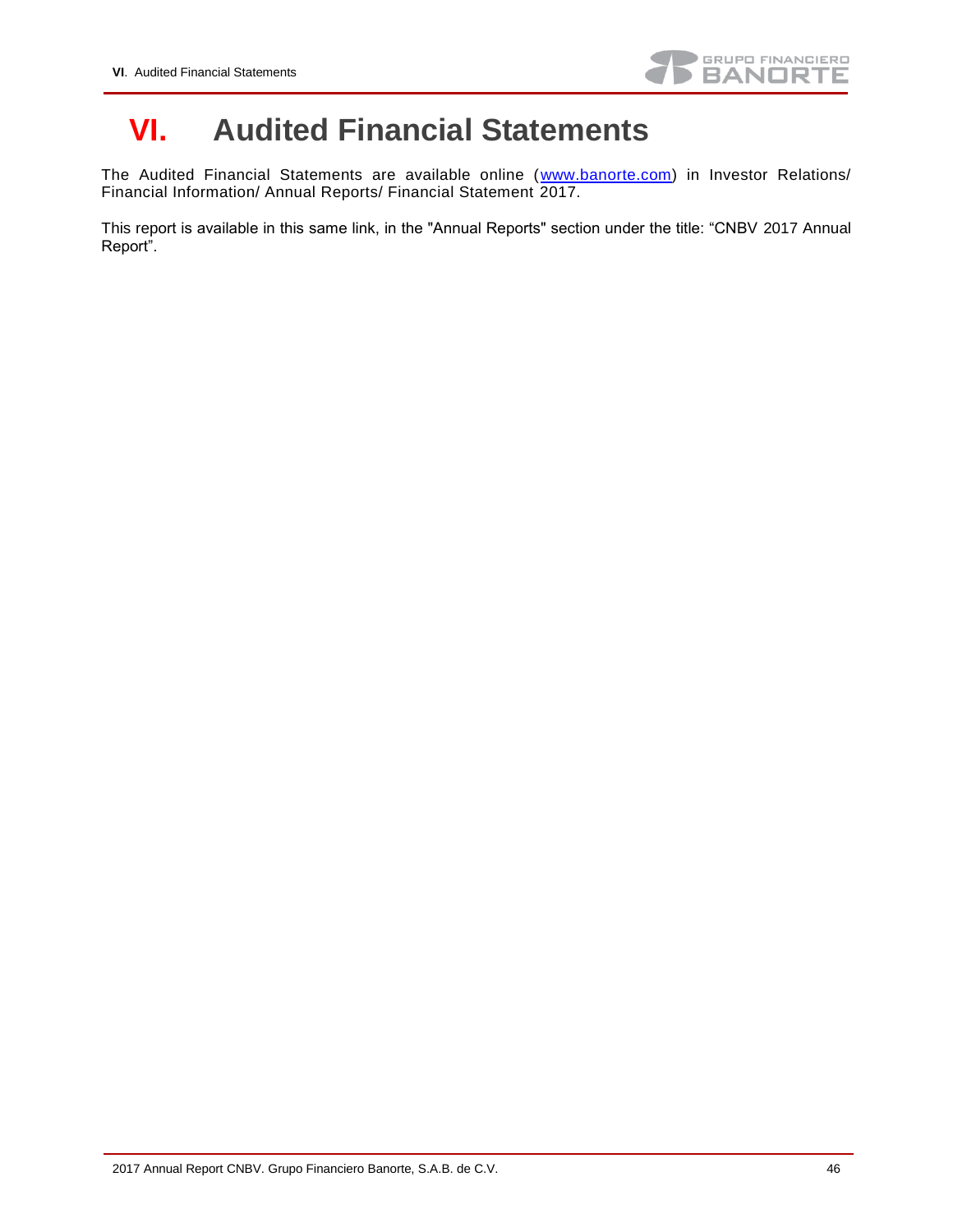# VI. Audited Financial Statements

The Audited Financial Statements are available online (www.banorte.com) in Investor Relations/ Financial Information/ Annual Reports/ Financial Statement 2017.

This report is available in this same link, in the "Annual Reports" section under the title: "CNBV 2017 Annual Report".